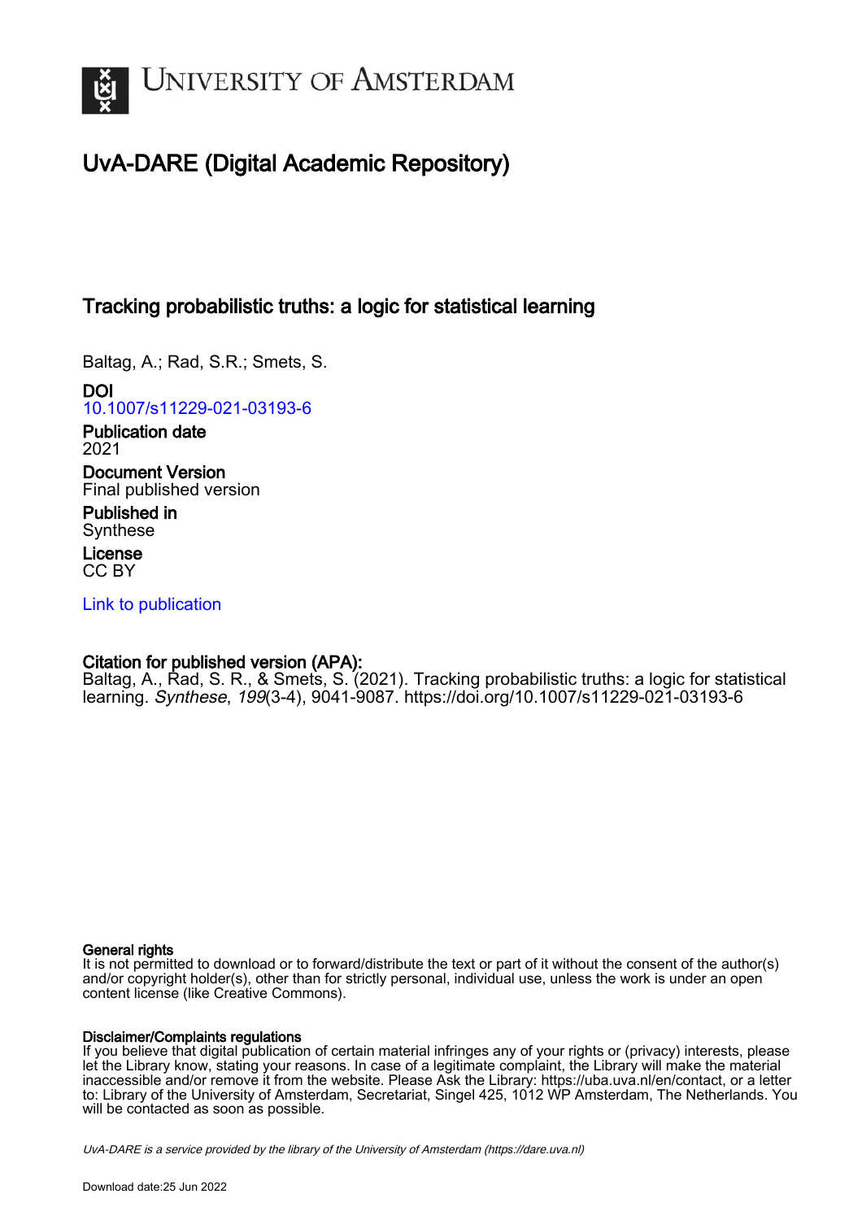# UvA-DARE (Digital Academic Repository)

## Tracking probabilistic truths: a logic for statistical learning

Baltag, A.; Rad, S.R.; Smets, S.

**DOI**
10.1007/s11229-021-03193-6

**Publication date**
2021

**Document Version**
Final published version

**Published in**
Synthese

**License**
CC BY

Link to publication

**Citation for published version (APA):**
Baltag, A., Rad, S. R., & Smets, S. (2021). Tracking probabilistic truths: a logic for statistical learning. *Synthese*, *199*(3-4), 9041-9087. https://doi.org/10.1007/s11229-021-03193-6

**General rights**
It is not permitted to download or to forward/distribute the text or part of it without the consent of the author(s) and/or copyright holder(s), other than for strictly personal, individual use, unless the work is under an open content license (like Creative Commons).

**Disclaimer/Complaints regulations**
If you believe that digital publication of certain material infringes any of your rights or (privacy) interests, please let the Library know, stating your reasons. In case of a legitimate complaint, the Library will make the material inaccessible and/or remove it from the website. Please Ask the Library: https://uba.uva.nl/en/contact, or a letter to: Library of the University of Amsterdam, Secretariat, Singel 425, 1012 WP Amsterdam, The Netherlands. You will be contacted as soon as possible.

UvA-DARE is a service provided by the library of the University of Amsterdam (https://dare.uva.nl)

Download date:25 Jun 2022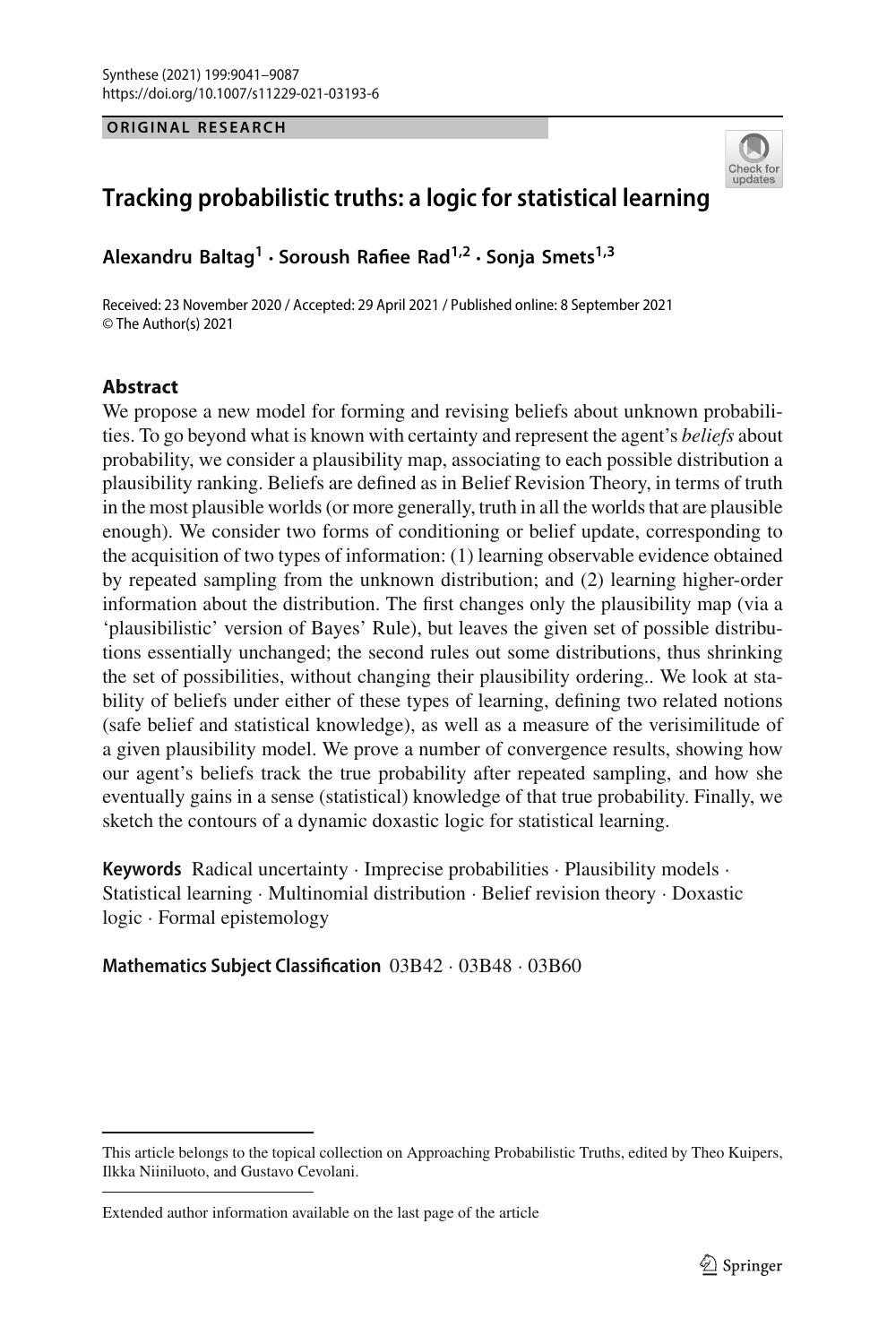ORIGINAL RESEARCH

# Tracking probabilistic truths: a logic for statistical learning

**Alexandru Baltag[1] · Soroush Rafiee Rad[1,2] · Sonja Smets[1,3]**

Received: 23 November 2020 / Accepted: 29 April 2021 / Published online: 8 September 2021
© The Author(s) 2021

## Abstract

We propose a new model for forming and revising beliefs about unknown probabilities. To go beyond what is known with certainty and represent the agent's *beliefs* about probability, we consider a plausibility map, associating to each possible distribution a plausibility ranking. Beliefs are defined as in Belief Revision Theory, in terms of truth in the most plausible worlds (or more generally, truth in all the worlds that are plausible enough). We consider two forms of conditioning or belief update, corresponding to the acquisition of two types of information: (1) learning observable evidence obtained by repeated sampling from the unknown distribution; and (2) learning higher-order information about the distribution. The first changes only the plausibility map (via a 'plausibilistic' version of Bayes' Rule), but leaves the given set of possible distributions essentially unchanged; the second rules out some distributions, thus shrinking the set of possibilities, without changing their plausibility ordering.. We look at stability of beliefs under either of these types of learning, defining two related notions (safe belief and statistical knowledge), as well as a measure of the verisimilitude of a given plausibility model. We prove a number of convergence results, showing how our agent's beliefs track the true probability after repeated sampling, and how she eventually gains in a sense (statistical) knowledge of that true probability. Finally, we sketch the contours of a dynamic doxastic logic for statistical learning.

**Keywords** Radical uncertainty · Imprecise probabilities · Plausibility models · Statistical learning · Multinomial distribution · Belief revision theory · Doxastic logic · Formal epistemology

**Mathematics Subject Classification** 03B42 · 03B48 · 03B60

---

This article belongs to the topical collection on Approaching Probabilistic Truths, edited by Theo Kuipers, Ilkka Niiniluoto, and Gustavo Cevolani.

---

Extended author information available on the last page of the article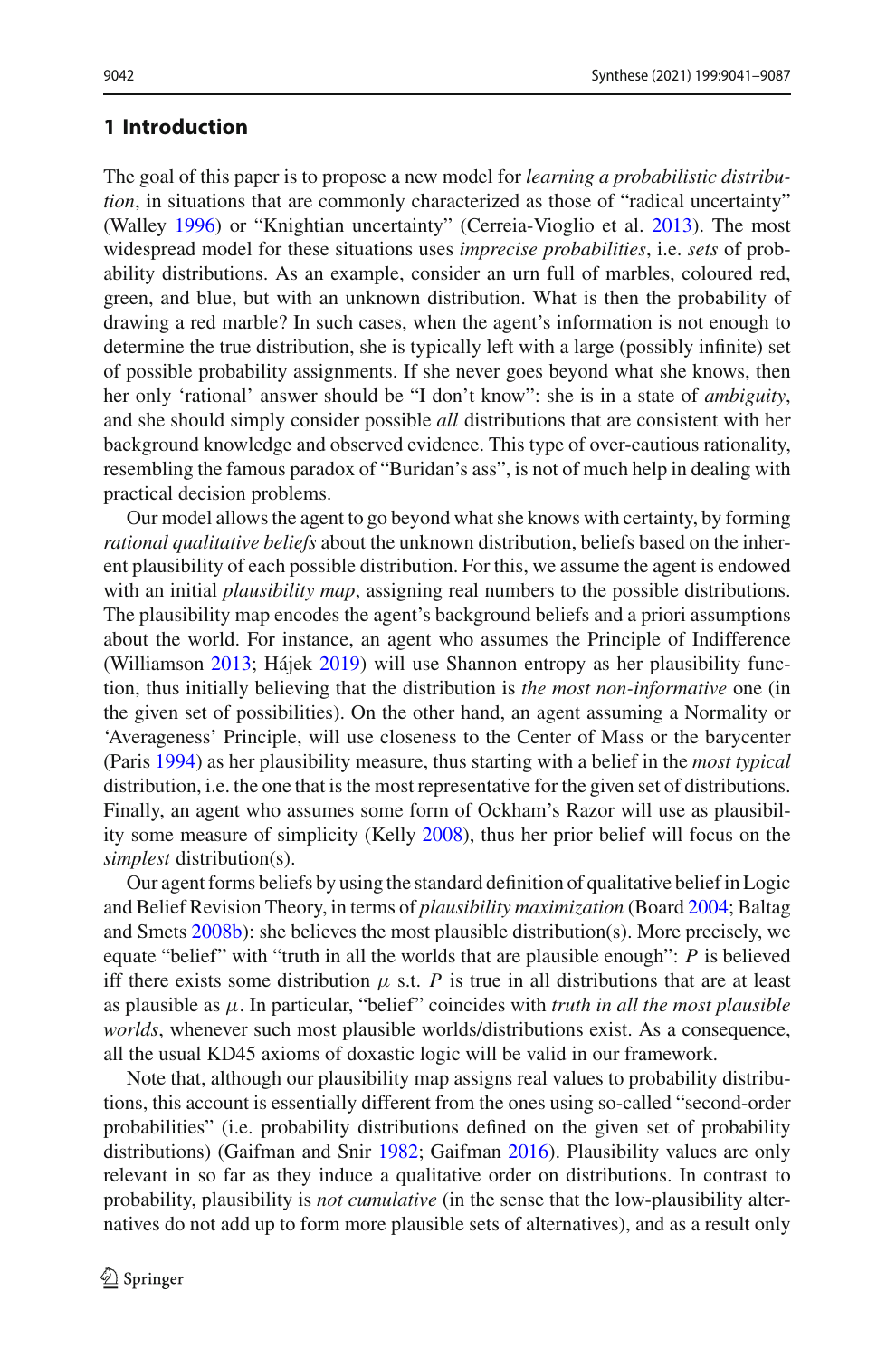## 1 Introduction

The goal of this paper is to propose a new model for *learning a probabilistic distribution*, in situations that are commonly characterized as those of "radical uncertainty" (Walley 1996) or "Knightian uncertainty" (Cerreia-Vioglio et al. 2013). The most widespread model for these situations uses *imprecise probabilities*, i.e. *sets* of probability distributions. As an example, consider an urn full of marbles, coloured red, green, and blue, but with an unknown distribution. What is then the probability of drawing a red marble? In such cases, when the agent's information is not enough to determine the true distribution, she is typically left with a large (possibly infinite) set of possible probability assignments. If she never goes beyond what she knows, then her only 'rational' answer should be "I don't know": she is in a state of *ambiguity*, and she should simply consider possible *all* distributions that are consistent with her background knowledge and observed evidence. This type of over-cautious rationality, resembling the famous paradox of "Buridan's ass", is not of much help in dealing with practical decision problems.

Our model allows the agent to go beyond what she knows with certainty, by forming *rational qualitative beliefs* about the unknown distribution, beliefs based on the inherent plausibility of each possible distribution. For this, we assume the agent is endowed with an initial *plausibility map*, assigning real numbers to the possible distributions. The plausibility map encodes the agent's background beliefs and a priori assumptions about the world. For instance, an agent who assumes the Principle of Indifference (Williamson 2013; Hájek 2019) will use Shannon entropy as her plausibility function, thus initially believing that the distribution is *the most non-informative* one (in the given set of possibilities). On the other hand, an agent assuming a Normality or 'Averageness' Principle, will use closeness to the Center of Mass or the barycenter (Paris 1994) as her plausibility measure, thus starting with a belief in the *most typical* distribution, i.e. the one that is the most representative for the given set of distributions. Finally, an agent who assumes some form of Ockham's Razor will use as plausibility some measure of simplicity (Kelly 2008), thus her prior belief will focus on the *simplest* distribution(s).

Our agent forms beliefs by using the standard definition of qualitative belief in Logic and Belief Revision Theory, in terms of *plausibility maximization* (Board 2004; Baltag and Smets 2008b): she believes the most plausible distribution(s). More precisely, we equate "belief" with "truth in all the worlds that are plausible enough": $P$ is believed iff there exists some distribution $\mu$ s.t. $P$ is true in all distributions that are at least as plausible as $\mu$. In particular, "belief" coincides with *truth in all the most plausible worlds*, whenever such most plausible worlds/distributions exist. As a consequence, all the usual KD45 axioms of doxastic logic will be valid in our framework.

Note that, although our plausibility map assigns real values to probability distributions, this account is essentially different from the ones using so-called "second-order probabilities" (i.e. probability distributions defined on the given set of probability distributions) (Gaifman and Snir 1982; Gaifman 2016). Plausibility values are only relevant in so far as they induce a qualitative order on distributions. In contrast to probability, plausibility is *not cumulative* (in the sense that the low-plausibility alternatives do not add up to form more plausible sets of alternatives), and as a result only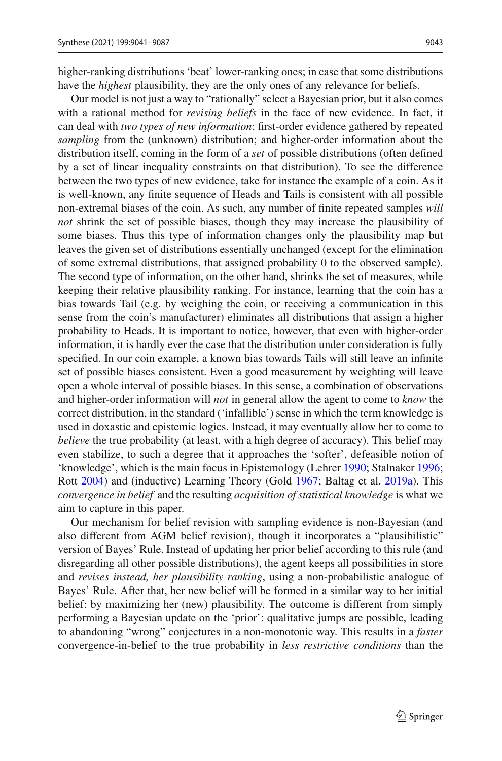higher-ranking distributions 'beat' lower-ranking ones; in case that some distributions have the *highest* plausibility, they are the only ones of any relevance for beliefs.

Our model is not just a way to "rationally" select a Bayesian prior, but it also comes with a rational method for *revising beliefs* in the face of new evidence. In fact, it can deal with *two types of new information*: first-order evidence gathered by repeated *sampling* from the (unknown) distribution; and higher-order information about the distribution itself, coming in the form of a *set* of possible distributions (often defined by a set of linear inequality constraints on that distribution). To see the difference between the two types of new evidence, take for instance the example of a coin. As it is well-known, any finite sequence of Heads and Tails is consistent with all possible non-extremal biases of the coin. As such, any number of finite repeated samples *will not* shrink the set of possible biases, though they may increase the plausibility of some biases. Thus this type of information changes only the plausibility map but leaves the given set of distributions essentially unchanged (except for the elimination of some extremal distributions, that assigned probability 0 to the observed sample). The second type of information, on the other hand, shrinks the set of measures, while keeping their relative plausibility ranking. For instance, learning that the coin has a bias towards Tail (e.g. by weighing the coin, or receiving a communication in this sense from the coin's manufacturer) eliminates all distributions that assign a higher probability to Heads. It is important to notice, however, that even with higher-order information, it is hardly ever the case that the distribution under consideration is fully specified. In our coin example, a known bias towards Tails will still leave an infinite set of possible biases consistent. Even a good measurement by weighting will leave open a whole interval of possible biases. In this sense, a combination of observations and higher-order information will *not* in general allow the agent to come to *know* the correct distribution, in the standard ('infallible') sense in which the term knowledge is used in doxastic and epistemic logics. Instead, it may eventually allow her to come to *believe* the true probability (at least, with a high degree of accuracy). This belief may even stabilize, to such a degree that it approaches the 'softer', defeasible notion of 'knowledge', which is the main focus in Epistemology (Lehrer 1990; Stalnaker 1996; Rott 2004) and (inductive) Learning Theory (Gold 1967; Baltag et al. 2019a). This *convergence in belief* and the resulting *acquisition of statistical knowledge* is what we aim to capture in this paper.

Our mechanism for belief revision with sampling evidence is non-Bayesian (and also different from AGM belief revision), though it incorporates a "plausibilistic" version of Bayes' Rule. Instead of updating her prior belief according to this rule (and disregarding all other possible distributions), the agent keeps all possibilities in store and *revises instead, her plausibility ranking*, using a non-probabilistic analogue of Bayes' Rule. After that, her new belief will be formed in a similar way to her initial belief: by maximizing her (new) plausibility. The outcome is different from simply performing a Bayesian update on the 'prior': qualitative jumps are possible, leading to abandoning "wrong" conjectures in a non-monotonic way. This results in a *faster* convergence-in-belief to the true probability in *less restrictive conditions* than the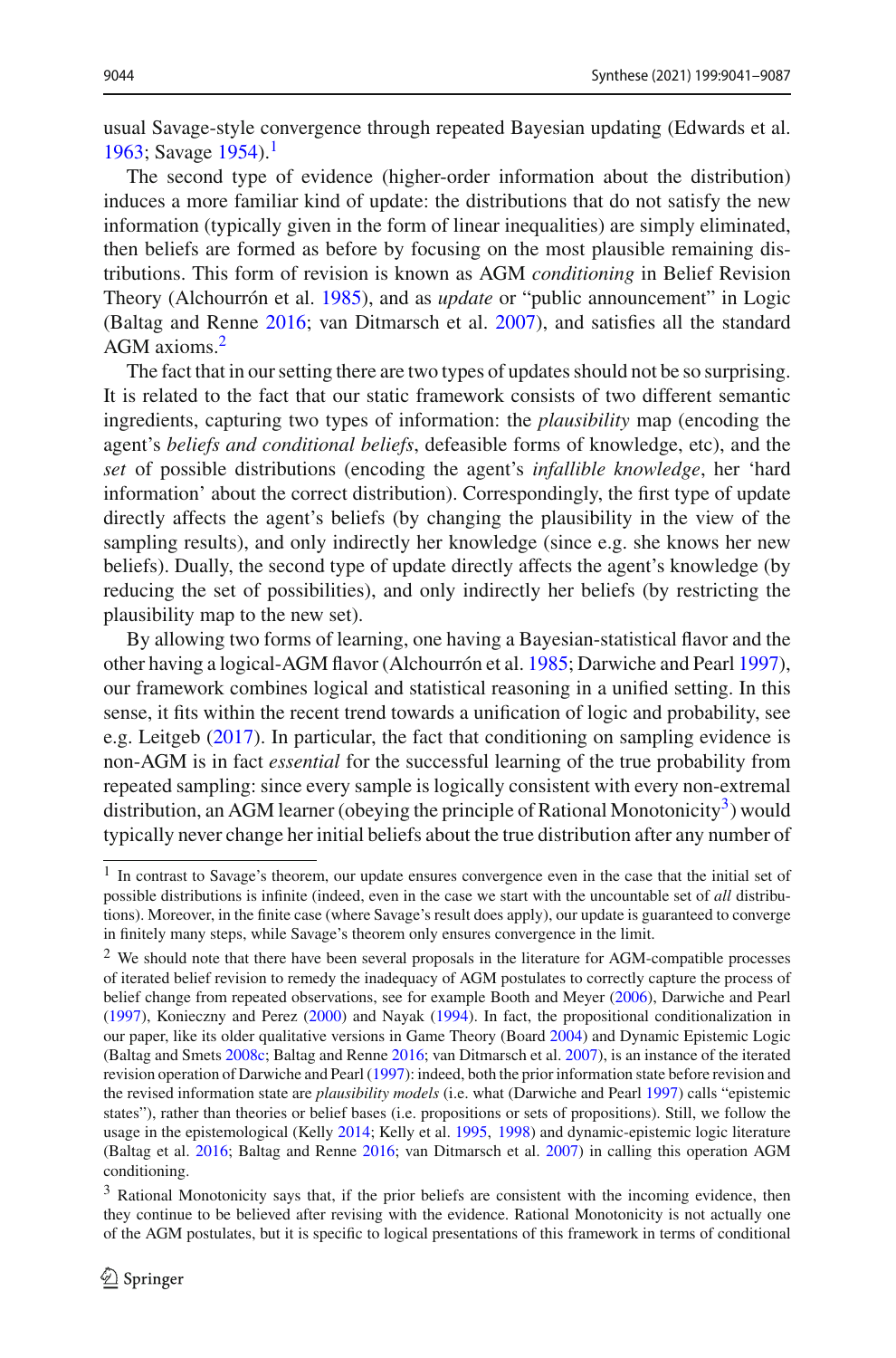usual Savage-style convergence through repeated Bayesian updating (Edwards et al. 1963; Savage 1954).[1]

The second type of evidence (higher-order information about the distribution) induces a more familiar kind of update: the distributions that do not satisfy the new information (typically given in the form of linear inequalities) are simply eliminated, then beliefs are formed as before by focusing on the most plausible remaining distributions. This form of revision is known as AGM *conditioning* in Belief Revision Theory (Alchourrón et al. 1985), and as *update* or "public announcement" in Logic (Baltag and Renne 2016; van Ditmarsch et al. 2007), and satisfies all the standard AGM axioms.[2]

The fact that in our setting there are two types of updates should not be so surprising. It is related to the fact that our static framework consists of two different semantic ingredients, capturing two types of information: the *plausibility* map (encoding the agent's *beliefs and conditional beliefs*, defeasible forms of knowledge, etc), and the *set* of possible distributions (encoding the agent's *infallible knowledge*, her 'hard information' about the correct distribution). Correspondingly, the first type of update directly affects the agent's beliefs (by changing the plausibility in the view of the sampling results), and only indirectly her knowledge (since e.g. she knows her new beliefs). Dually, the second type of update directly affects the agent's knowledge (by reducing the set of possibilities), and only indirectly her beliefs (by restricting the plausibility map to the new set).

By allowing two forms of learning, one having a Bayesian-statistical flavor and the other having a logical-AGM flavor (Alchourrón et al. 1985; Darwiche and Pearl 1997), our framework combines logical and statistical reasoning in a unified setting. In this sense, it fits within the recent trend towards a unification of logic and probability, see e.g. Leitgeb (2017). In particular, the fact that conditioning on sampling evidence is non-AGM is in fact *essential* for the successful learning of the true probability from repeated sampling: since every sample is logically consistent with every non-extremal distribution, an AGM learner (obeying the principle of Rational Monotonicity[3]) would typically never change her initial beliefs about the true distribution after any number of

---

[1] In contrast to Savage's theorem, our update ensures convergence even in the case that the initial set of possible distributions is infinite (indeed, even in the case we start with the uncountable set of *all* distributions). Moreover, in the finite case (where Savage's result does apply), our update is guaranteed to converge in finitely many steps, while Savage's theorem only ensures convergence in the limit.

[2] We should note that there have been several proposals in the literature for AGM-compatible processes of iterated belief revision to remedy the inadequacy of AGM postulates to correctly capture the process of belief change from repeated observations, see for example Booth and Meyer (2006), Darwiche and Pearl (1997), Konieczny and Perez (2000) and Nayak (1994). In fact, the propositional conditionalization in our paper, like its older qualitative versions in Game Theory (Board 2004) and Dynamic Epistemic Logic (Baltag and Smets 2008c; Baltag and Renne 2016; van Ditmarsch et al. 2007), is an instance of the iterated revision operation of Darwiche and Pearl (1997): indeed, both the prior information state before revision and the revised information state are *plausibility models* (i.e. what (Darwiche and Pearl 1997) calls "epistemic states"), rather than theories or belief bases (i.e. propositions or sets of propositions). Still, we follow the usage in the epistemological (Kelly 2014; Kelly et al. 1995, 1998) and dynamic-epistemic logic literature (Baltag et al. 2016; Baltag and Renne 2016; van Ditmarsch et al. 2007) in calling this operation AGM conditioning.

[3] Rational Monotonicity says that, if the prior beliefs are consistent with the incoming evidence, then they continue to be believed after revising with the evidence. Rational Monotonicity is not actually one of the AGM postulates, but it is specific to logical presentations of this framework in terms of conditional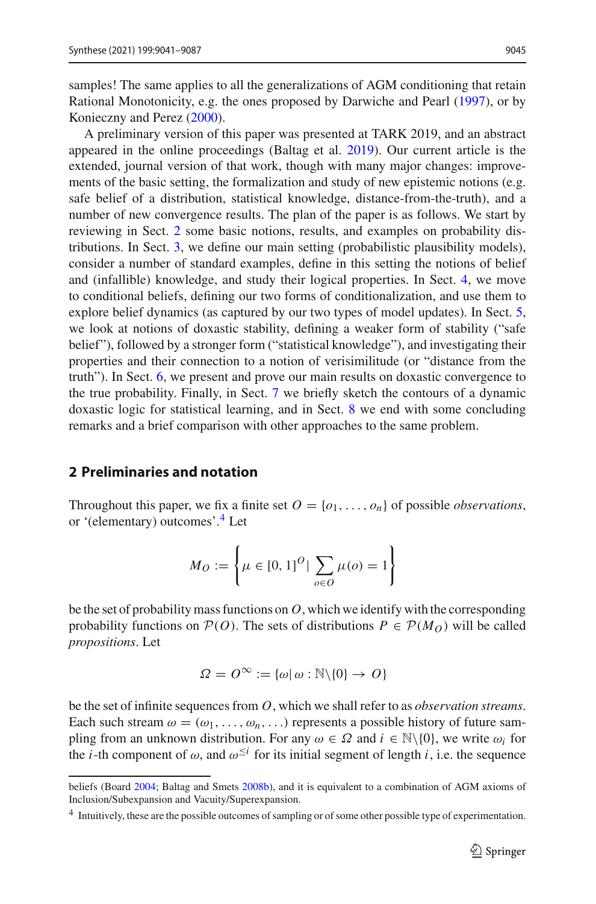samples! The same applies to all the generalizations of AGM conditioning that retain Rational Monotonicity, e.g. the ones proposed by Darwiche and Pearl (1997), or by Konieczny and Perez (2000).

A preliminary version of this paper was presented at TARK 2019, and an abstract appeared in the online proceedings (Baltag et al. 2019). Our current article is the extended, journal version of that work, though with many major changes: improvements of the basic setting, the formalization and study of new epistemic notions (e.g. safe belief of a distribution, statistical knowledge, distance-from-the-truth), and a number of new convergence results. The plan of the paper is as follows. We start by reviewing in Sect. 2 some basic notions, results, and examples on probability distributions. In Sect. 3, we define our main setting (probabilistic plausibility models), consider a number of standard examples, define in this setting the notions of belief and (infallible) knowledge, and study their logical properties. In Sect. 4, we move to conditional beliefs, defining our two forms of conditionalization, and use them to explore belief dynamics (as captured by our two types of model updates). In Sect. 5, we look at notions of doxastic stability, defining a weaker form of stability ("safe belief"), followed by a stronger form ("statistical knowledge"), and investigating their properties and their connection to a notion of verisimilitude (or "distance from the truth"). In Sect. 6, we present and prove our main results on doxastic convergence to the true probability. Finally, in Sect. 7 we briefly sketch the contours of a dynamic doxastic logic for statistical learning, and in Sect. 8 we end with some concluding remarks and a brief comparison with other approaches to the same problem.

## 2 Preliminaries and notation

Throughout this paper, we fix a finite set $O = \{o_1, \ldots, o_n\}$ of possible *observations*, or '(elementary) outcomes'.[4] Let

$$M_O := \left\{ \mu \in [0, 1]^O \mid \sum_{o \in O} \mu(o) = 1 \right\}$$

be the set of probability mass functions on $O$, which we identify with the corresponding probability functions on $\mathcal{P}(O)$. The sets of distributions $P \in \mathcal{P}(M_O)$ will be called *propositions*. Let

$$\Omega = O^\infty := \{\omega \mid \omega : \mathbb{N}\backslash\{0\} \to O\}$$

be the set of infinite sequences from $O$, which we shall refer to as *observation streams*. Each such stream $\omega = (\omega_1, \ldots, \omega_n, \ldots)$ represents a possible history of future sampling from an unknown distribution. For any $\omega \in \Omega$ and $i \in \mathbb{N}\backslash\{0\}$, we write $\omega_i$ for the $i$-th component of $\omega$, and $\omega^{\leq i}$ for its initial segment of length $i$, i.e. the sequence

---

beliefs (Board 2004; Baltag and Smets 2008b), and it is equivalent to a combination of AGM axioms of Inclusion/Subexpansion and Vacuity/Superexpansion.

[4] Intuitively, these are the possible outcomes of sampling or of some other possible type of experimentation.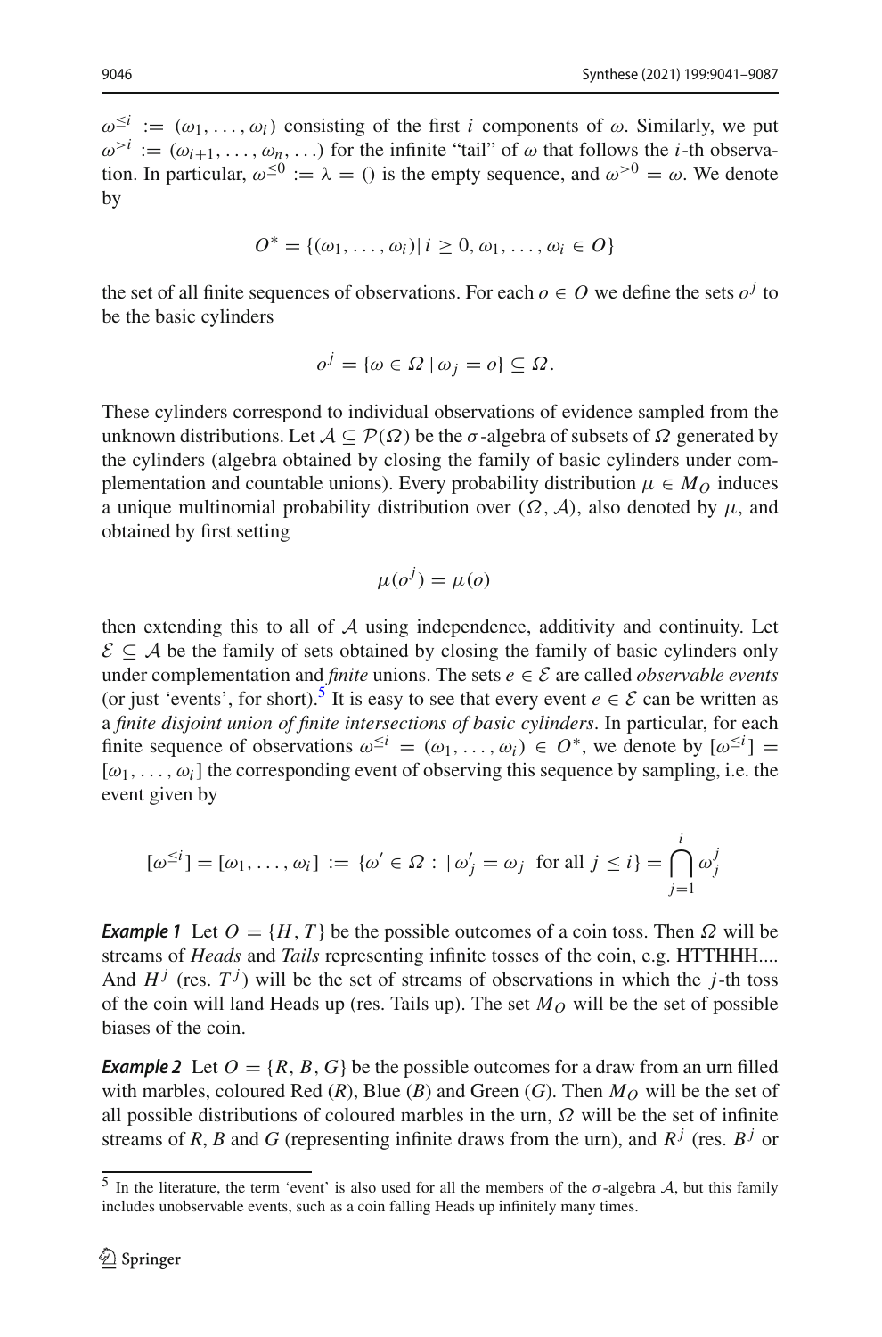$\omega^{\leq i} := (\omega_1, \ldots, \omega_i)$ consisting of the first $i$ components of $\omega$. Similarly, we put $\omega^{>i} := (\omega_{i+1}, \ldots, \omega_n, \ldots)$ for the infinite "tail" of $\omega$ that follows the $i$-th observation. In particular, $\omega^{\leq 0} := \lambda = ()$ is the empty sequence, and $\omega^{>0} = \omega$. We denote by

$$O^* = \{(\omega_1, \ldots, \omega_i) | \, i \geq 0, \omega_1, \ldots, \omega_i \in O\}$$

the set of all finite sequences of observations. For each $o \in O$ we define the sets $o^j$ to be the basic cylinders

$$o^j = \{\omega \in \Omega \mid \omega_j = o\} \subseteq \Omega.$$

These cylinders correspond to individual observations of evidence sampled from the unknown distributions. Let $\mathcal{A} \subseteq \mathcal{P}(\Omega)$ be the $\sigma$-algebra of subsets of $\Omega$ generated by the cylinders (algebra obtained by closing the family of basic cylinders under complementation and countable unions). Every probability distribution $\mu \in M_O$ induces a unique multinomial probability distribution over $(\Omega, \mathcal{A})$, also denoted by $\mu$, and obtained by first setting

$$\mu(o^j) = \mu(o)$$

then extending this to all of $\mathcal{A}$ using independence, additivity and continuity. Let $\mathcal{E} \subseteq \mathcal{A}$ be the family of sets obtained by closing the family of basic cylinders only under complementation and *finite* unions. The sets $e \in \mathcal{E}$ are called *observable events* (or just 'events', for short).[5] It is easy to see that every event $e \in \mathcal{E}$ can be written as a *finite disjoint union of finite intersections of basic cylinders*. In particular, for each finite sequence of observations $\omega^{\leq i} = (\omega_1, \ldots, \omega_i) \in O^*$, we denote by $[\omega^{\leq i}] = [\omega_1, \ldots, \omega_i]$ the corresponding event of observing this sequence by sampling, i.e. the event given by

$$[\omega^{\leq i}] = [\omega_1, \ldots, \omega_i] := \{\omega' \in \Omega : | \, \omega'_j = \omega_j \text{ for all } j \leq i\} = \bigcap_{j=1}^{i} \omega_j^j$$

***Example 1*** Let $O = \{H, T\}$ be the possible outcomes of a coin toss. Then $\Omega$ will be streams of *Heads* and *Tails* representing infinite tosses of the coin, e.g. HTTHHH.... And $H^j$ (res. $T^j$) will be the set of streams of observations in which the $j$-th toss of the coin will land Heads up (res. Tails up). The set $M_O$ will be the set of possible biases of the coin.

***Example 2*** Let $O = \{R, B, G\}$ be the possible outcomes for a draw from an urn filled with marbles, coloured Red ($R$), Blue ($B$) and Green ($G$). Then $M_O$ will be the set of all possible distributions of coloured marbles in the urn, $\Omega$ will be the set of infinite streams of $R$, $B$ and $G$ (representing infinite draws from the urn), and $R^j$ (res. $B^j$ or

---

[5] In the literature, the term 'event' is also used for all the members of the $\sigma$-algebra $\mathcal{A}$, but this family includes unobservable events, such as a coin falling Heads up infinitely many times.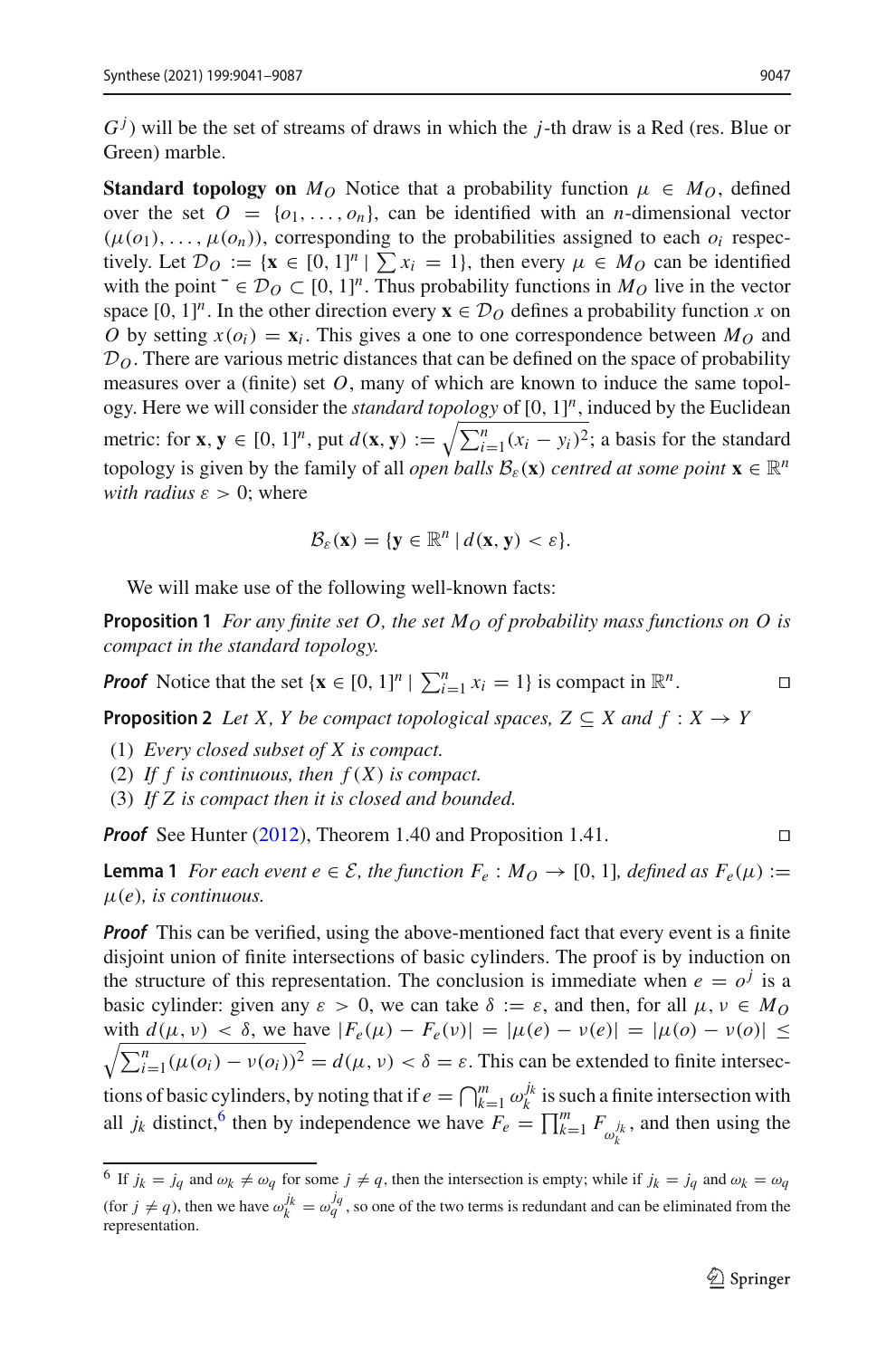$G^j$) will be the set of streams of draws in which the $j$-th draw is a Red (res. Blue or Green) marble.

**Standard topology on** $M_O$ Notice that a probability function $\mu \in M_O$, defined over the set $O = \{o_1, \ldots, o_n\}$, can be identified with an $n$-dimensional vector $(\mu(o_1), \ldots, \mu(o_n))$, corresponding to the probabilities assigned to each $o_i$ respectively. Let $\mathcal{D}_O := \{\mathbf{x} \in [0, 1]^n \mid \sum x_i = 1\}$, then every $\mu \in M_O$ can be identified with the point $\bar{} \in \mathcal{D}_O \subset [0, 1]^n$. Thus probability functions in $M_O$ live in the vector space $[0, 1]^n$. In the other direction every $\mathbf{x} \in \mathcal{D}_O$ defines a probability function $x$ on $O$ by setting $x(o_i) = \mathbf{x}_i$. This gives a one to one correspondence between $M_O$ and $\mathcal{D}_O$. There are various metric distances that can be defined on the space of probability measures over a (finite) set $O$, many of which are known to induce the same topology. Here we will consider the *standard topology* of $[0, 1]^n$, induced by the Euclidean metric: for $\mathbf{x}, \mathbf{y} \in [0, 1]^n$, put $d(\mathbf{x}, \mathbf{y}) := \sqrt{\sum_{i=1}^n (x_i - y_i)^2}$; a basis for the standard topology is given by the family of all *open balls* $\mathcal{B}_\varepsilon(\mathbf{x})$ *centred at some point* $\mathbf{x} \in \mathbb{R}^n$ *with radius* $\varepsilon > 0$; where

$$\mathcal{B}_\varepsilon(\mathbf{x}) = \{\mathbf{y} \in \mathbb{R}^n \mid d(\mathbf{x}, \mathbf{y}) < \varepsilon\}.$$

We will make use of the following well-known facts:

**Proposition 1** *For any finite set $O$, the set $M_O$ of probability mass functions on $O$ is compact in the standard topology.*

***Proof*** Notice that the set $\{\mathbf{x} \in [0, 1]^n \mid \sum_{i=1}^n x_i = 1\}$ is compact in $\mathbb{R}^n$. □

**Proposition 2** *Let $X$, $Y$ be compact topological spaces, $Z \subseteq X$ and $f : X \to Y$*

(1) *Every closed subset of $X$ is compact.*
(2) *If $f$ is continuous, then $f(X)$ is compact.*
(3) *If $Z$ is compact then it is closed and bounded.*

***Proof*** See Hunter (2012), Theorem 1.40 and Proposition 1.41. □

**Lemma 1** *For each event $e \in \mathcal{E}$, the function $F_e : M_O \to [0, 1]$, defined as $F_e(\mu) := \mu(e)$, is continuous.*

***Proof*** This can be verified, using the above-mentioned fact that every event is a finite disjoint union of finite intersections of basic cylinders. The proof is by induction on the structure of this representation. The conclusion is immediate when $e = o^j$ is a basic cylinder: given any $\varepsilon > 0$, we can take $\delta := \varepsilon$, and then, for all $\mu, \nu \in M_O$ with $d(\mu, \nu) < \delta$, we have $|F_e(\mu) - F_e(\nu)| = |\mu(e) - \nu(e)| = |\mu(o) - \nu(o)| \leq \sqrt{\sum_{i=1}^n (\mu(o_i) - \nu(o_i))^2} = d(\mu, \nu) < \delta = \varepsilon$. This can be extended to finite intersections of basic cylinders, by noting that if $e = \bigcap_{k=1}^m \omega_k^{j_k}$ is such a finite intersection with all $j_k$ distinct,[6] then by independence we have $F_e = \prod_{k=1}^m F_{\omega_k^{j_k}}$, and then using the

[6] If $j_k = j_q$ and $\omega_k \neq \omega_q$ for some $j \neq q$, then the intersection is empty; while if $j_k = j_q$ and $\omega_k = \omega_q$ (for $j \neq q$), then we have $\omega_k^{j_k} = \omega_q^{j_q}$, so one of the two terms is redundant and can be eliminated from the representation.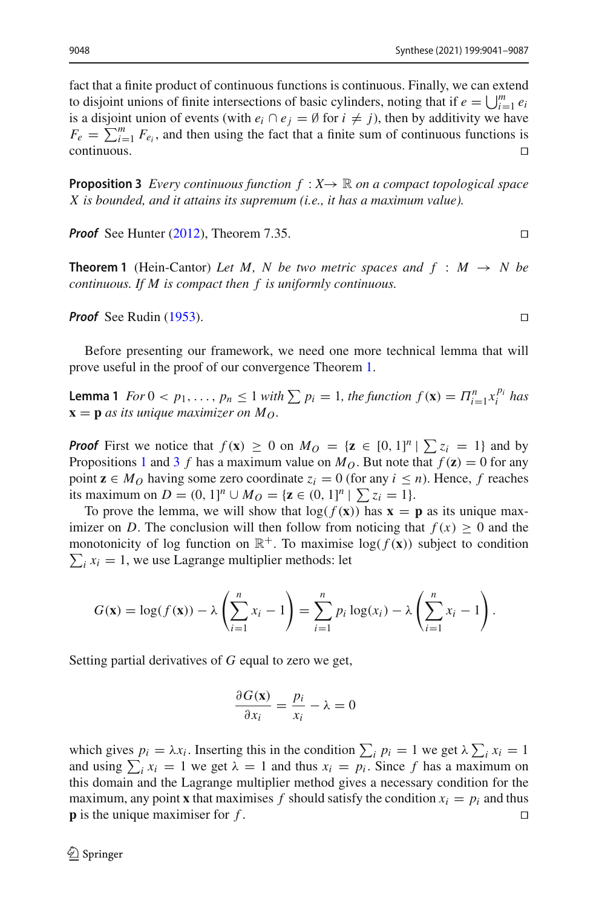fact that a finite product of continuous functions is continuous. Finally, we can extend to disjoint unions of finite intersections of basic cylinders, noting that if $e = \bigcup_{i=1}^{m} e_i$ is a disjoint union of events (with $e_i \cap e_j = \emptyset$ for $i \neq j$), then by additivity we have $F_e = \sum_{i=1}^{m} F_{e_i}$, and then using the fact that a finite sum of continuous functions is continuous. □

**Proposition 3** *Every continuous function $f : X \to \mathbb{R}$ on a compact topological space $X$ is bounded, and it attains its supremum (i.e., it has a maximum value).*

***Proof*** See Hunter (2012), Theorem 7.35. □

**Theorem 1** (Hein-Cantor) *Let $M$, $N$ be two metric spaces and $f : M \to N$ be continuous. If $M$ is compact then $f$ is uniformly continuous.*

***Proof*** See Rudin (1953). □

Before presenting our framework, we need one more technical lemma that will prove useful in the proof of our convergence Theorem 1.

**Lemma 1** *For $0 < p_1, \ldots, p_n \leq 1$ with $\sum p_i = 1$, the function $f(\mathbf{x}) = \Pi_{i=1}^{n} x_i^{p_i}$ has $\mathbf{x} = \mathbf{p}$ as its unique maximizer on $M_O$.*

***Proof*** First we notice that $f(\mathbf{x}) \geq 0$ on $M_O = \{\mathbf{z} \in [0, 1]^n \mid \sum z_i = 1\}$ and by Propositions 1 and 3 $f$ has a maximum value on $M_O$. But note that $f(\mathbf{z}) = 0$ for any point $\mathbf{z} \in M_O$ having some zero coordinate $z_i = 0$ (for any $i \leq n$). Hence, $f$ reaches its maximum on $D = (0, 1]^n \cup M_O = \{\mathbf{z} \in (0, 1]^n \mid \sum z_i = 1\}$.

To prove the lemma, we will show that $\log(f(\mathbf{x}))$ has $\mathbf{x} = \mathbf{p}$ as its unique maximizer on $D$. The conclusion will then follow from noticing that $f(x) \geq 0$ and the monotonicity of log function on $\mathbb{R}^+$. To maximise $\log(f(\mathbf{x}))$ subject to condition $\sum_i x_i = 1$, we use Lagrange multiplier methods: let

$$G(\mathbf{x}) = \log(f(\mathbf{x})) - \lambda \left( \sum_{i=1}^{n} x_i - 1 \right) = \sum_{i=1}^{n} p_i \log(x_i) - \lambda \left( \sum_{i=1}^{n} x_i - 1 \right).$$

Setting partial derivatives of $G$ equal to zero we get,

$$\frac{\partial G(\mathbf{x})}{\partial x_i} = \frac{p_i}{x_i} - \lambda = 0$$

which gives $p_i = \lambda x_i$. Inserting this in the condition $\sum_i p_i = 1$ we get $\lambda \sum_i x_i = 1$ and using $\sum_i x_i = 1$ we get $\lambda = 1$ and thus $x_i = p_i$. Since $f$ has a maximum on this domain and the Lagrange multiplier method gives a necessary condition for the maximum, any point $\mathbf{x}$ that maximises $f$ should satisfy the condition $x_i = p_i$ and thus $\mathbf{p}$ is the unique maximiser for $f$. □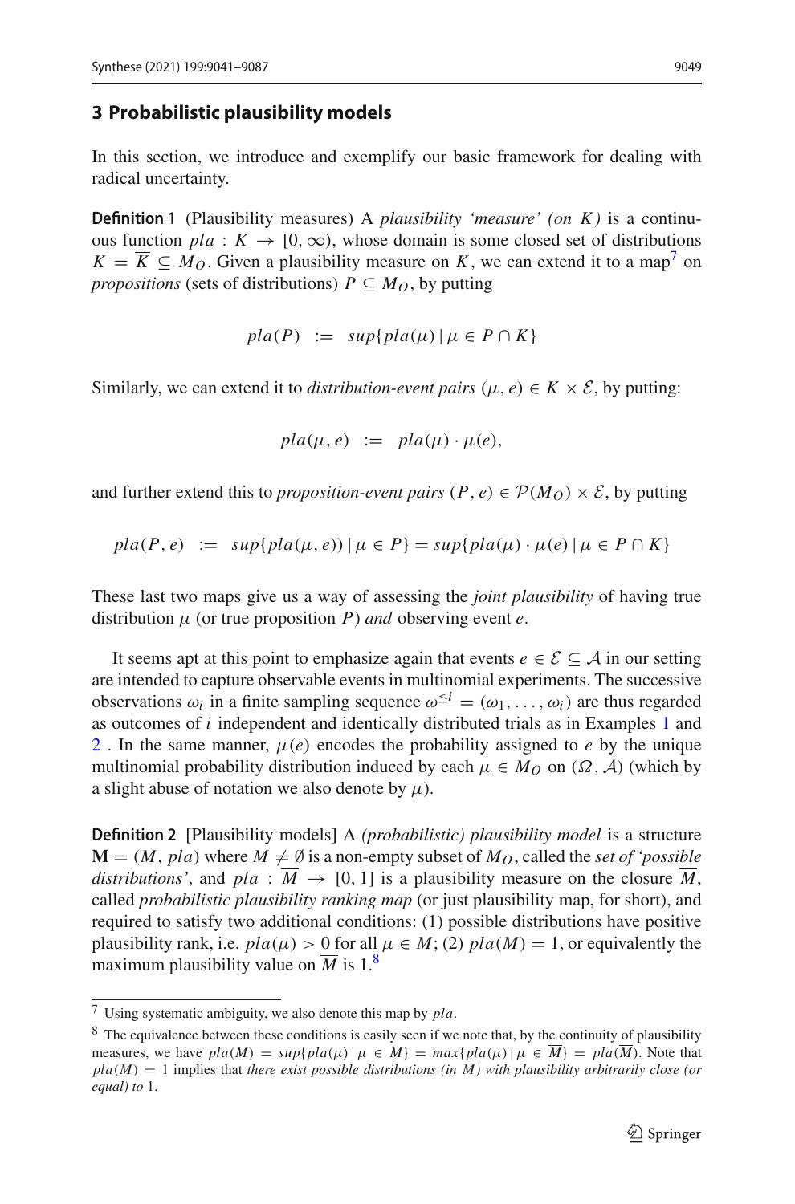## 3 Probabilistic plausibility models

In this section, we introduce and exemplify our basic framework for dealing with radical uncertainty.

**Definition 1** (Plausibility measures) A *plausibility 'measure' (on $K$)* is a continuous function $pla : K \to [0, \infty)$, whose domain is some closed set of distributions $K = \overline{K} \subseteq M_O$. Given a plausibility measure on $K$, we can extend it to a map[7] on *propositions* (sets of distributions) $P \subseteq M_O$, by putting

$$pla(P) \;\; := \;\; sup\{pla(\mu) \,|\, \mu \in P \cap K\}$$

Similarly, we can extend it to *distribution-event pairs* $(\mu, e) \in K \times \mathcal{E}$, by putting:

$$pla(\mu, e) \;\; := \;\; pla(\mu) \cdot \mu(e),$$

and further extend this to *proposition-event pairs* $(P, e) \in \mathcal{P}(M_O) \times \mathcal{E}$, by putting

$$pla(P, e) \;\; := \;\; sup\{pla(\mu, e)) \,|\, \mu \in P\} = sup\{pla(\mu) \cdot \mu(e) \,|\, \mu \in P \cap K\}$$

These last two maps give us a way of assessing the *joint plausibility* of having true distribution $\mu$ (or true proposition $P$) *and* observing event $e$.

It seems apt at this point to emphasize again that events $e \in \mathcal{E} \subseteq \mathcal{A}$ in our setting are intended to capture observable events in multinomial experiments. The successive observations $\omega_i$ in a finite sampling sequence $\omega^{\leq i} = (\omega_1, \ldots, \omega_i)$ are thus regarded as outcomes of $i$ independent and identically distributed trials as in Examples 1 and 2 . In the same manner, $\mu(e)$ encodes the probability assigned to $e$ by the unique multinomial probability distribution induced by each $\mu \in M_O$ on $(\Omega, \mathcal{A})$ (which by a slight abuse of notation we also denote by $\mu$).

**Definition 2** [Plausibility models] A *(probabilistic) plausibility model* is a structure $\mathbf{M} = (M, pla)$ where $M \neq \emptyset$ is a non-empty subset of $M_O$, called the *set of 'possible distributions'*, and $pla : \overline{M} \to [0, 1]$ is a plausibility measure on the closure $\overline{M}$, called *probabilistic plausibility ranking map* (or just plausibility map, for short), and required to satisfy two additional conditions: (1) possible distributions have positive plausibility rank, i.e. $pla(\mu) > 0$ for all $\mu \in M$; (2) $pla(M) = 1$, or equivalently the maximum plausibility value on $\overline{M}$ is 1.[8]

---

[7] Using systematic ambiguity, we also denote this map by $pla$.

[8] The equivalence between these conditions is easily seen if we note that, by the continuity of plausibility measures, we have $pla(M) = sup\{pla(\mu) \,|\, \mu \in M\} = max\{pla(\mu) \,|\, \mu \in \overline{M}\} = pla(\overline{M})$. Note that $pla(M) = 1$ implies that *there exist possible distributions (in $M$) with plausibility arbitrarily close (or equal) to* 1.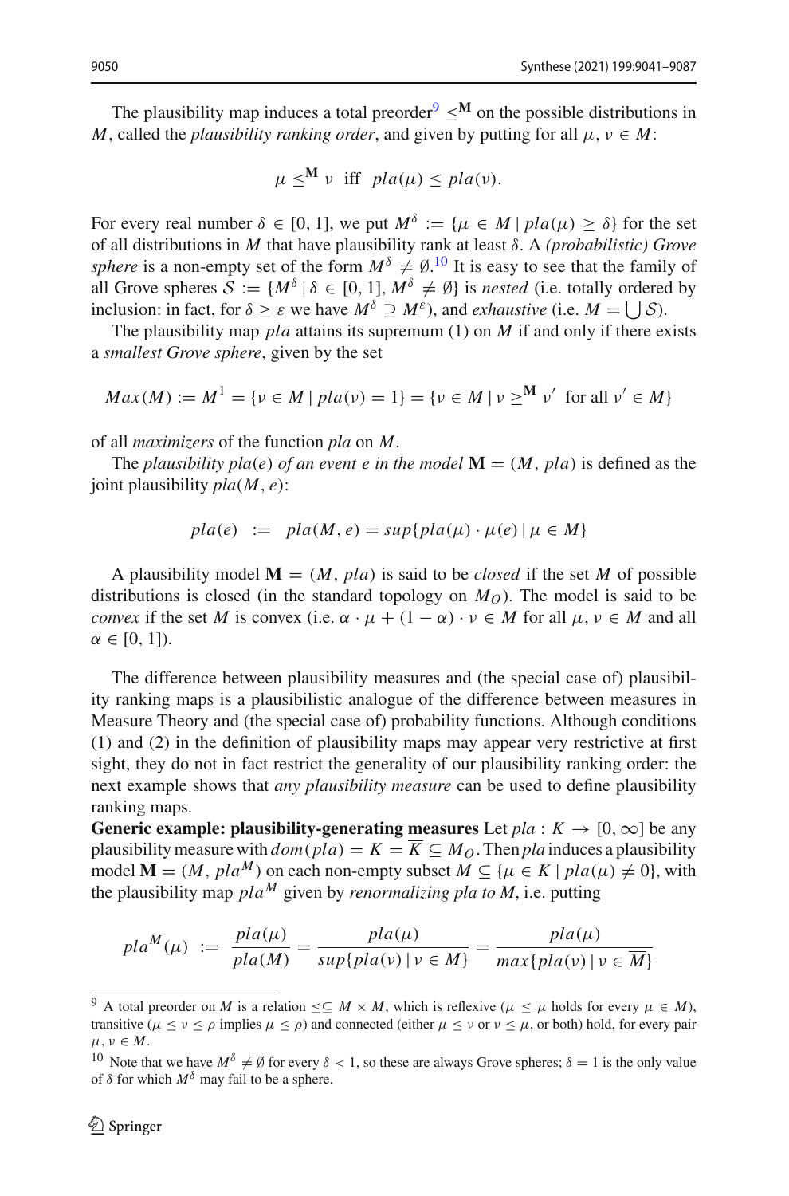The plausibility map induces a total preorder[9] $\leq^{\mathbf{M}}$ on the possible distributions in $M$, called the *plausibility ranking order*, and given by putting for all $\mu, \nu \in M$:

$$\mu \leq^{\mathbf{M}} \nu \;\text{ iff }\; pla(\mu) \leq pla(\nu).$$

For every real number $\delta \in [0, 1]$, we put $M^{\delta} := \{\mu \in M \mid pla(\mu) \geq \delta\}$ for the set of all distributions in $M$ that have plausibility rank at least $\delta$. A *(probabilistic) Grove sphere* is a non-empty set of the form $M^{\delta} \neq \emptyset$.[10] It is easy to see that the family of all Grove spheres $\mathcal{S} := \{M^{\delta} \mid \delta \in [0, 1], M^{\delta} \neq \emptyset\}$ is *nested* (i.e. totally ordered by inclusion: in fact, for $\delta \geq \varepsilon$ we have $M^{\delta} \supseteq M^{\varepsilon}$), and *exhaustive* (i.e. $M = \bigcup \mathcal{S}$).

The plausibility map $pla$ attains its supremum (1) on $M$ if and only if there exists a *smallest Grove sphere*, given by the set

$$Max(M) := M^{1} = \{\nu \in M \mid pla(\nu) = 1\} = \{\nu \in M \mid \nu \geq^{\mathbf{M}} \nu' \;\text{ for all } \nu' \in M\}$$

of all *maximizers* of the function $pla$ on $M$.

The *plausibility $pla(e)$ of an event $e$ in the model* $\mathbf{M} = (M, pla)$ is defined as the joint plausibility $pla(M, e)$:

$$pla(e) \;:=\; pla(M, e) = sup\{pla(\mu) \cdot \mu(e) \mid \mu \in M\}$$

A plausibility model $\mathbf{M} = (M, pla)$ is said to be *closed* if the set $M$ of possible distributions is closed (in the standard topology on $M_O$). The model is said to be *convex* if the set $M$ is convex (i.e. $\alpha \cdot \mu + (1 - \alpha) \cdot \nu \in M$ for all $\mu, \nu \in M$ and all $\alpha \in [0, 1]$).

The difference between plausibility measures and (the special case of) plausibility ranking maps is a plausibilistic analogue of the difference between measures in Measure Theory and (the special case of) probability functions. Although conditions (1) and (2) in the definition of plausibility maps may appear very restrictive at first sight, they do not in fact restrict the generality of our plausibility ranking order: the next example shows that *any plausibility measure* can be used to define plausibility ranking maps.

**Generic example: plausibility-generating measures** Let $pla : K \to [0, \infty]$ be any plausibility measure with $dom(pla) = K = \overline{K} \subseteq M_O$. Then $pla$ induces a plausibility model $\mathbf{M} = (M, pla^{M})$ on each non-empty subset $M \subseteq \{\mu \in K \mid pla(\mu) \neq 0\}$, with the plausibility map $pla^{M}$ given by *renormalizing pla to M*, i.e. putting

$$pla^{M}(\mu) \;:=\; \frac{pla(\mu)}{pla(M)} = \frac{pla(\mu)}{sup\{pla(\nu) \mid \nu \in M\}} = \frac{pla(\mu)}{max\{pla(\nu) \mid \nu \in \overline{M}\}}$$

---

[9] A total preorder on $M$ is a relation $\leq \subseteq M \times M$, which is reflexive ($\mu \leq \mu$ holds for every $\mu \in M$), transitive ($\mu \leq \nu \leq \rho$ implies $\mu \leq \rho$) and connected (either $\mu \leq \nu$ or $\nu \leq \mu$, or both) hold, for every pair $\mu, \nu \in M$.

[10] Note that we have $M^{\delta} \neq \emptyset$ for every $\delta < 1$, so these are always Grove spheres; $\delta = 1$ is the only value of $\delta$ for which $M^{\delta}$ may fail to be a sphere.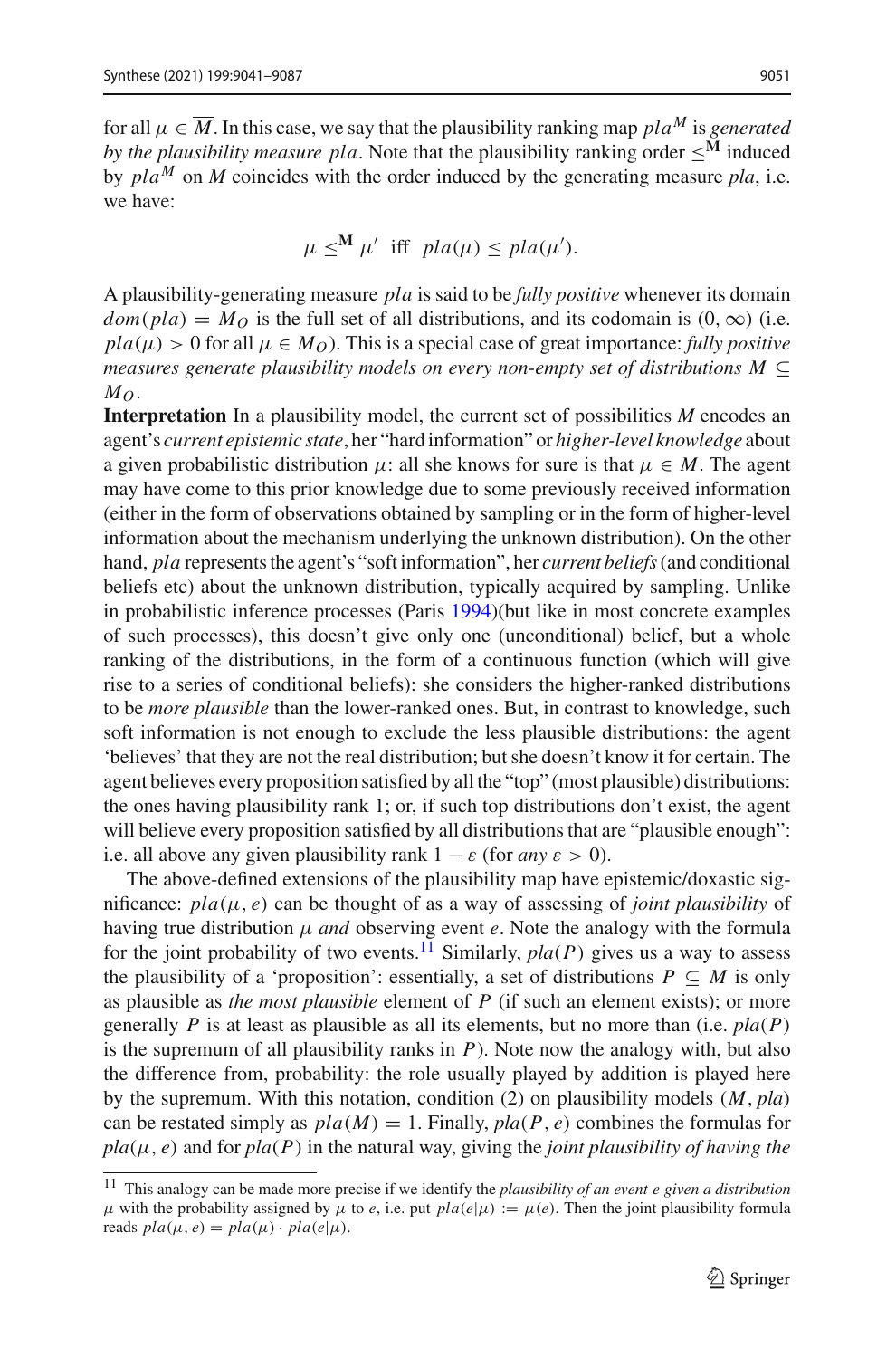for all $\mu \in \overline{M}$. In this case, we say that the plausibility ranking map $pla^M$ is *generated by the plausibility measure* $pla$. Note that the plausibility ranking order $\leq^{\mathbf{M}}$ induced by $pla^M$ on $M$ coincides with the order induced by the generating measure $pla$, i.e. we have:

$$\mu \leq^{\mathbf{M}} \mu' \text{ iff } pla(\mu) \leq pla(\mu').$$

A plausibility-generating measure $pla$ is said to be *fully positive* whenever its domain $dom(pla) = M_O$ is the full set of all distributions, and its codomain is $(0, \infty)$ (i.e. $pla(\mu) > 0$ for all $\mu \in M_O$). This is a special case of great importance: *fully positive measures generate plausibility models on every non-empty set of distributions* $M \subseteq M_O$.

**Interpretation** In a plausibility model, the current set of possibilities $M$ encodes an agent's *current epistemic state*, her "hard information" or *higher-level knowledge* about a given probabilistic distribution $\mu$: all she knows for sure is that $\mu \in M$. The agent may have come to this prior knowledge due to some previously received information (either in the form of observations obtained by sampling or in the form of higher-level information about the mechanism underlying the unknown distribution). On the other hand, $pla$ represents the agent's "soft information", her *current beliefs* (and conditional beliefs etc) about the unknown distribution, typically acquired by sampling. Unlike in probabilistic inference processes (Paris 1994)(but like in most concrete examples of such processes), this doesn't give only one (unconditional) belief, but a whole ranking of the distributions, in the form of a continuous function (which will give rise to a series of conditional beliefs): she considers the higher-ranked distributions to be *more plausible* than the lower-ranked ones. But, in contrast to knowledge, such soft information is not enough to exclude the less plausible distributions: the agent 'believes' that they are not the real distribution; but she doesn't know it for certain. The agent believes every proposition satisfied by all the "top" (most plausible) distributions: the ones having plausibility rank 1; or, if such top distributions don't exist, the agent will believe every proposition satisfied by all distributions that are "plausible enough": i.e. all above any given plausibility rank $1 - \varepsilon$ (for *any* $\varepsilon > 0$).

The above-defined extensions of the plausibility map have epistemic/doxastic significance: $pla(\mu, e)$ can be thought of as a way of assessing of *joint plausibility* of having true distribution $\mu$ *and* observing event $e$. Note the analogy with the formula for the joint probability of two events.[11] Similarly, $pla(P)$ gives us a way to assess the plausibility of a 'proposition': essentially, a set of distributions $P \subseteq M$ is only as plausible as *the most plausible* element of $P$ (if such an element exists); or more generally $P$ is at least as plausible as all its elements, but no more than (i.e. $pla(P)$ is the supremum of all plausibility ranks in $P$). Note now the analogy with, but also the difference from, probability: the role usually played by addition is played here by the supremum. With this notation, condition (2) on plausibility models $(M, pla)$ can be restated simply as $pla(M) = 1$. Finally, $pla(P, e)$ combines the formulas for $pla(\mu, e)$ and for $pla(P)$ in the natural way, giving the *joint plausibility of having the*

[11] This analogy can be made more precise if we identify the *plausibility of an event e given a distribution* $\mu$ with the probability assigned by $\mu$ to $e$, i.e. put $pla(e|\mu) := \mu(e)$. Then the joint plausibility formula reads $pla(\mu, e) = pla(\mu) \cdot pla(e|\mu)$.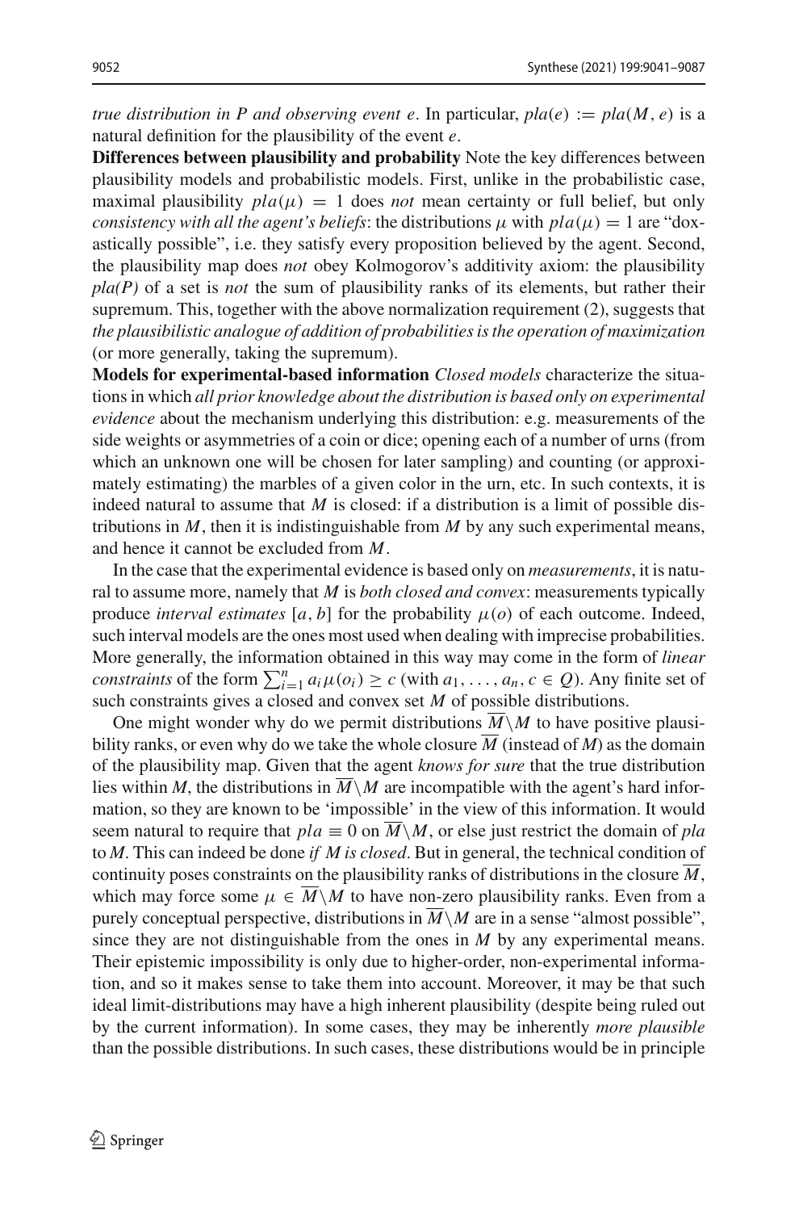*true distribution in P and observing event e*. In particular, $pla(e) := pla(M, e)$ is a natural definition for the plausibility of the event $e$.

**Differences between plausibility and probability** Note the key differences between plausibility models and probabilistic models. First, unlike in the probabilistic case, maximal plausibility $pla(\mu) = 1$ does *not* mean certainty or full belief, but only *consistency with all the agent's beliefs*: the distributions $\mu$ with $pla(\mu) = 1$ are "doxastically possible", i.e. they satisfy every proposition believed by the agent. Second, the plausibility map does *not* obey Kolmogorov's additivity axiom: the plausibility *pla(P)* of a set is *not* the sum of plausibility ranks of its elements, but rather their supremum. This, together with the above normalization requirement (2), suggests that *the plausibilistic analogue of addition of probabilities is the operation of maximization* (or more generally, taking the supremum).

**Models for experimental-based information** *Closed models* characterize the situations in which *all prior knowledge about the distribution is based only on experimental evidence* about the mechanism underlying this distribution: e.g. measurements of the side weights or asymmetries of a coin or dice; opening each of a number of urns (from which an unknown one will be chosen for later sampling) and counting (or approximately estimating) the marbles of a given color in the urn, etc. In such contexts, it is indeed natural to assume that $M$ is closed: if a distribution is a limit of possible distributions in $M$, then it is indistinguishable from $M$ by any such experimental means, and hence it cannot be excluded from $M$.

In the case that the experimental evidence is based only on *measurements*, it is natural to assume more, namely that $M$ is *both closed and convex*: measurements typically produce *interval estimates* $[a, b]$ for the probability $\mu(o)$ of each outcome. Indeed, such interval models are the ones most used when dealing with imprecise probabilities. More generally, the information obtained in this way may come in the form of *linear constraints* of the form $\sum_{i=1}^{n} a_i \mu(o_i) \geq c$ (with $a_1, \ldots, a_n, c \in Q$). Any finite set of such constraints gives a closed and convex set $M$ of possible distributions.

One might wonder why do we permit distributions $\overline{M} \backslash M$ to have positive plausibility ranks, or even why do we take the whole closure $\overline{M}$ (instead of $M$) as the domain of the plausibility map. Given that the agent *knows for sure* that the true distribution lies within $M$, the distributions in $\overline{M} \backslash M$ are incompatible with the agent's hard information, so they are known to be 'impossible' in the view of this information. It would seem natural to require that $pla \equiv 0$ on $\overline{M} \backslash M$, or else just restrict the domain of *pla* to $M$. This can indeed be done *if M is closed*. But in general, the technical condition of continuity poses constraints on the plausibility ranks of distributions in the closure $\overline{M}$, which may force some $\mu \in \overline{M} \backslash M$ to have non-zero plausibility ranks. Even from a purely conceptual perspective, distributions in $\overline{M} \backslash M$ are in a sense "almost possible", since they are not distinguishable from the ones in $M$ by any experimental means. Their epistemic impossibility is only due to higher-order, non-experimental information, and so it makes sense to take them into account. Moreover, it may be that such ideal limit-distributions may have a high inherent plausibility (despite being ruled out by the current information). In some cases, they may be inherently *more plausible* than the possible distributions. In such cases, these distributions would be in principle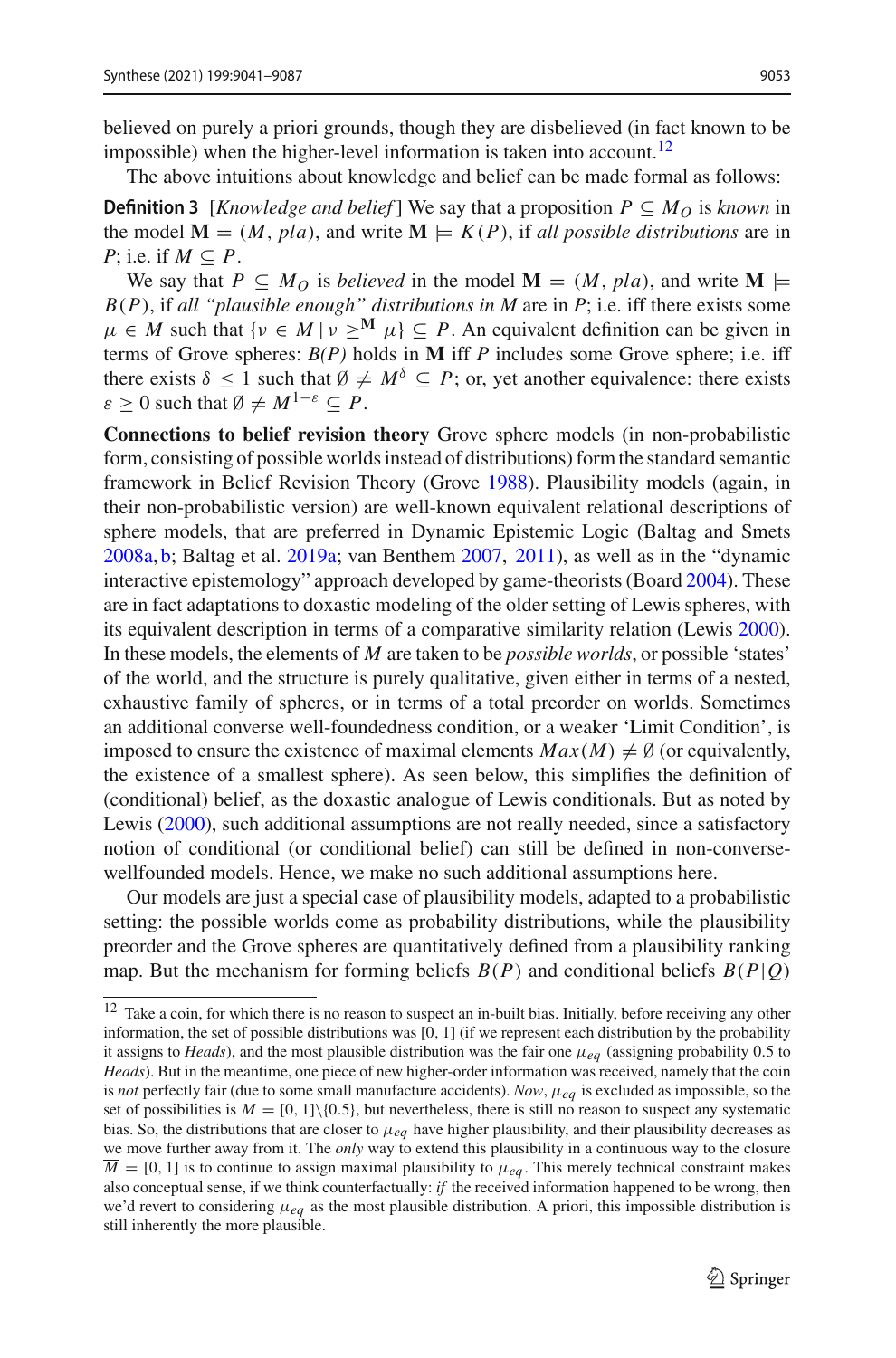believed on purely a priori grounds, though they are disbelieved (in fact known to be impossible) when the higher-level information is taken into account.[12]

The above intuitions about knowledge and belief can be made formal as follows:

**Definition 3** [*Knowledge and belief*] We say that a proposition $P \subseteq M_O$ is *known* in the model $\mathbf{M} = (M, pla)$, and write $\mathbf{M} \models K(P)$, if *all possible distributions* are in $P$; i.e. if $M \subseteq P$.

We say that $P \subseteq M_O$ is *believed* in the model $\mathbf{M} = (M, pla)$, and write $\mathbf{M} \models B(P)$, if *all "plausible enough" distributions in* $M$ are in $P$; i.e. iff there exists some $\mu \in M$ such that $\{\nu \in M \mid \nu \geq^{\mathbf{M}} \mu\} \subseteq P$. An equivalent definition can be given in terms of Grove spheres: *B(P)* holds in **M** iff $P$ includes some Grove sphere; i.e. iff there exists $\delta \leq 1$ such that $\emptyset \neq M^{\delta} \subseteq P$; or, yet another equivalence: there exists $\varepsilon \geq 0$ such that $\emptyset \neq M^{1-\varepsilon} \subseteq P$.

**Connections to belief revision theory** Grove sphere models (in non-probabilistic form, consisting of possible worlds instead of distributions) form the standard semantic framework in Belief Revision Theory (Grove 1988). Plausibility models (again, in their non-probabilistic version) are well-known equivalent relational descriptions of sphere models, that are preferred in Dynamic Epistemic Logic (Baltag and Smets 2008a, b; Baltag et al. 2019a; van Benthem 2007, 2011), as well as in the "dynamic interactive epistemology" approach developed by game-theorists (Board 2004). These are in fact adaptations to doxastic modeling of the older setting of Lewis spheres, with its equivalent description in terms of a comparative similarity relation (Lewis 2000). In these models, the elements of $M$ are taken to be *possible worlds*, or possible 'states' of the world, and the structure is purely qualitative, given either in terms of a nested, exhaustive family of spheres, or in terms of a total preorder on worlds. Sometimes an additional converse well-foundedness condition, or a weaker 'Limit Condition', is imposed to ensure the existence of maximal elements $Max(M) \neq \emptyset$ (or equivalently, the existence of a smallest sphere). As seen below, this simplifies the definition of (conditional) belief, as the doxastic analogue of Lewis conditionals. But as noted by Lewis (2000), such additional assumptions are not really needed, since a satisfactory notion of conditional (or conditional belief) can still be defined in non-converse-wellfounded models. Hence, we make no such additional assumptions here.

Our models are just a special case of plausibility models, adapted to a probabilistic setting: the possible worlds come as probability distributions, while the plausibility preorder and the Grove spheres are quantitatively defined from a plausibility ranking map. But the mechanism for forming beliefs $B(P)$ and conditional beliefs $B(P|Q)$

---

[12] Take a coin, for which there is no reason to suspect an in-built bias. Initially, before receiving any other information, the set of possible distributions was [0, 1] (if we represent each distribution by the probability it assigns to *Heads*), and the most plausible distribution was the fair one $\mu_{eq}$ (assigning probability 0.5 to *Heads*). But in the meantime, one piece of new higher-order information was received, namely that the coin is *not* perfectly fair (due to some small manufacture accidents). *Now*, $\mu_{eq}$ is excluded as impossible, so the set of possibilities is $M = [0, 1]\backslash\{0.5\}$, but nevertheless, there is still no reason to suspect any systematic bias. So, the distributions that are closer to $\mu_{eq}$ have higher plausibility, and their plausibility decreases as we move further away from it. The *only* way to extend this plausibility in a continuous way to the closure $\overline{M} = [0, 1]$ is to continue to assign maximal plausibility to $\mu_{eq}$. This merely technical constraint makes also conceptual sense, if we think counterfactually: *if* the received information happened to be wrong, then we'd revert to considering $\mu_{eq}$ as the most plausible distribution. A priori, this impossible distribution is still inherently the more plausible.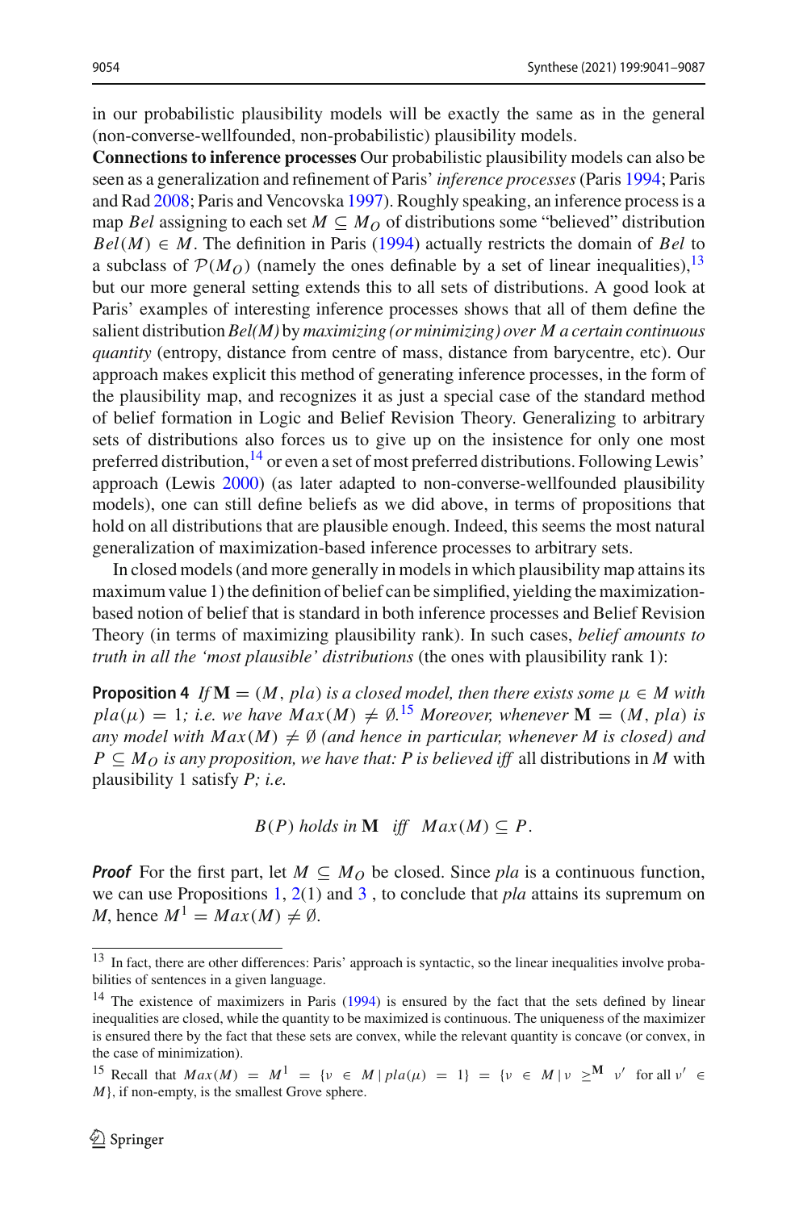in our probabilistic plausibility models will be exactly the same as in the general (non-converse-wellfounded, non-probabilistic) plausibility models.

**Connections to inference processes** Our probabilistic plausibility models can also be seen as a generalization and refinement of Paris' *inference processes* (Paris 1994; Paris and Rad 2008; Paris and Vencovska 1997). Roughly speaking, an inference process is a map $Bel$ assigning to each set $M \subseteq M_O$ of distributions some "believed" distribution $Bel(M) \in M$. The definition in Paris (1994) actually restricts the domain of $Bel$ to a subclass of $\mathcal{P}(M_O)$ (namely the ones definable by a set of linear inequalities),[13] but our more general setting extends this to all sets of distributions. A good look at Paris' examples of interesting inference processes shows that all of them define the salient distribution *Bel(M)* by *maximizing (or minimizing) over M a certain continuous quantity* (entropy, distance from centre of mass, distance from barycentre, etc). Our approach makes explicit this method of generating inference processes, in the form of the plausibility map, and recognizes it as just a special case of the standard method of belief formation in Logic and Belief Revision Theory. Generalizing to arbitrary sets of distributions also forces us to give up on the insistence for only one most preferred distribution,[14] or even a set of most preferred distributions. Following Lewis' approach (Lewis 2000) (as later adapted to non-converse-wellfounded plausibility models), one can still define beliefs as we did above, in terms of propositions that hold on all distributions that are plausible enough. Indeed, this seems the most natural generalization of maximization-based inference processes to arbitrary sets.

In closed models (and more generally in models in which plausibility map attains its maximum value 1) the definition of belief can be simplified, yielding the maximization-based notion of belief that is standard in both inference processes and Belief Revision Theory (in terms of maximizing plausibility rank). In such cases, *belief amounts to truth in all the 'most plausible' distributions* (the ones with plausibility rank 1):

**Proposition 4** *If* $\mathbf{M} = (M, pla)$ *is a closed model, then there exists some* $\mu \in M$ *with* $pla(\mu) = 1$*; i.e. we have* $Max(M) \neq \emptyset$.[15] *Moreover, whenever* $\mathbf{M} = (M, pla)$ *is any model with* $Max(M) \neq \emptyset$ *(and hence in particular, whenever* $M$ *is closed) and* $P \subseteq M_O$ *is any proposition, we have that: P is believed iff* all distributions in $M$ with plausibility 1 satisfy $P$*; i.e.*

$$B(P) \text{ holds in } \mathbf{M} \quad \text{iff} \quad Max(M) \subseteq P.$$

***Proof*** For the first part, let $M \subseteq M_O$ be closed. Since *pla* is a continuous function, we can use Propositions 1, 2(1) and 3 , to conclude that *pla* attains its supremum on $M$, hence $M^1 = Max(M) \neq \emptyset$.

---

[13] In fact, there are other differences: Paris' approach is syntactic, so the linear inequalities involve probabilities of sentences in a given language.

[14] The existence of maximizers in Paris (1994) is ensured by the fact that the sets defined by linear inequalities are closed, while the quantity to be maximized is continuous. The uniqueness of the maximizer is ensured there by the fact that these sets are convex, while the relevant quantity is concave (or convex, in the case of minimization).

[15] Recall that $Max(M) = M^1 = \{\nu \in M \mid pla(\mu) = 1\} = \{\nu \in M \mid \nu \geq^{\mathbf{M}} \nu' \text{ for all } \nu' \in M\}$, if non-empty, is the smallest Grove sphere.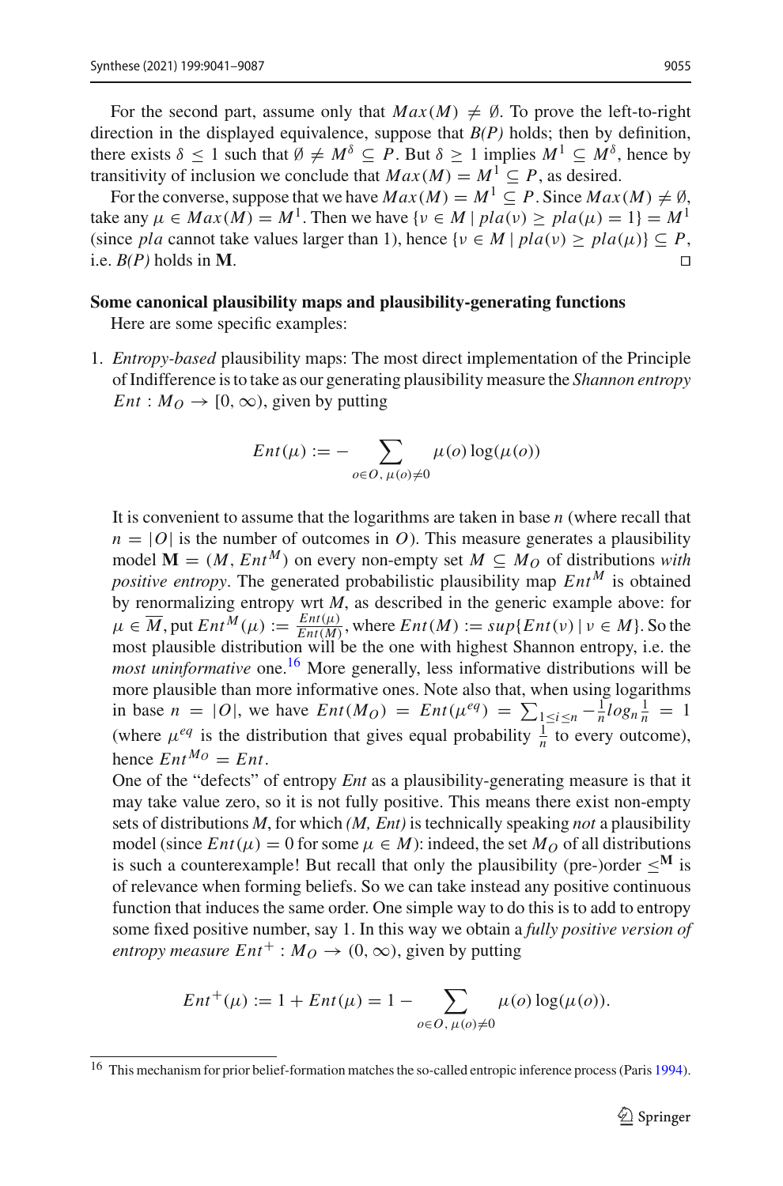For the second part, assume only that $Max(M) \neq \emptyset$. To prove the left-to-right direction in the displayed equivalence, suppose that *B(P)* holds; then by definition, there exists $\delta \leq 1$ such that $\emptyset \neq M^{\delta} \subseteq P$. But $\delta \geq 1$ implies $M^1 \subseteq M^{\delta}$, hence by transitivity of inclusion we conclude that $Max(M) = M^1 \subseteq P$, as desired.

For the converse, suppose that we have $Max(M) = M^1 \subseteq P$. Since $Max(M) \neq \emptyset$, take any $\mu \in Max(M) = M^1$. Then we have $\{\nu \in M \mid pla(\nu) \geq pla(\mu) = 1\} = M^1$ (since *pla* cannot take values larger than 1), hence $\{\nu \in M \mid pla(\nu) \geq pla(\mu)\} \subseteq P$, i.e. *B(P)* holds in $\mathbf{M}$. □

**Some canonical plausibility maps and plausibility-generating functions**

Here are some specific examples:

1. *Entropy-based* plausibility maps: The most direct implementation of the Principle of Indifference is to take as our generating plausibility measure the *Shannon entropy* $Ent : M_O \to [0, \infty)$, given by putting

$$Ent(\mu) := -\sum_{o \in O,\, \mu(o) \neq 0} \mu(o) \log(\mu(o))$$

It is convenient to assume that the logarithms are taken in base $n$ (where recall that $n = |O|$ is the number of outcomes in $O$). This measure generates a plausibility model $\mathbf{M} = (M, Ent^M)$ on every non-empty set $M \subseteq M_O$ of distributions *with positive entropy*. The generated probabilistic plausibility map $Ent^M$ is obtained by renormalizing entropy wrt $M$, as described in the generic example above: for $\mu \in \overline{M}$, put $Ent^M(\mu) := \frac{Ent(\mu)}{Ent(M)}$, where $Ent(M) := sup\{Ent(\nu) \mid \nu \in M\}$. So the most plausible distribution will be the one with highest Shannon entropy, i.e. the *most uninformative* one.[16] More generally, less informative distributions will be more plausible than more informative ones. Note also that, when using logarithms in base $n = |O|$, we have $Ent(M_O) = Ent(\mu^{eq}) = \sum_{1 \leq i \leq n} -\frac{1}{n} log_n \frac{1}{n} = 1$ (where $\mu^{eq}$ is the distribution that gives equal probability $\frac{1}{n}$ to every outcome), hence $Ent^{M_O} = Ent$.

One of the "defects" of entropy *Ent* as a plausibility-generating measure is that it may take value zero, so it is not fully positive. This means there exist non-empty sets of distributions $M$, for which *(M, Ent)* is technically speaking *not* a plausibility model (since $Ent(\mu) = 0$ for some $\mu \in M$): indeed, the set $M_O$ of all distributions is such a counterexample! But recall that only the plausibility (pre-)order $\leq^{\mathbf{M}}$ is of relevance when forming beliefs. So we can take instead any positive continuous function that induces the same order. One simple way to do this is to add to entropy some fixed positive number, say 1. In this way we obtain a *fully positive version of entropy measure* $Ent^+ : M_O \to (0, \infty)$, given by putting

$$Ent^+(\mu) := 1 + Ent(\mu) = 1 - \sum_{o \in O,\, \mu(o) \neq 0} \mu(o) \log(\mu(o)).$$

[16] This mechanism for prior belief-formation matches the so-called entropic inference process (Paris 1994).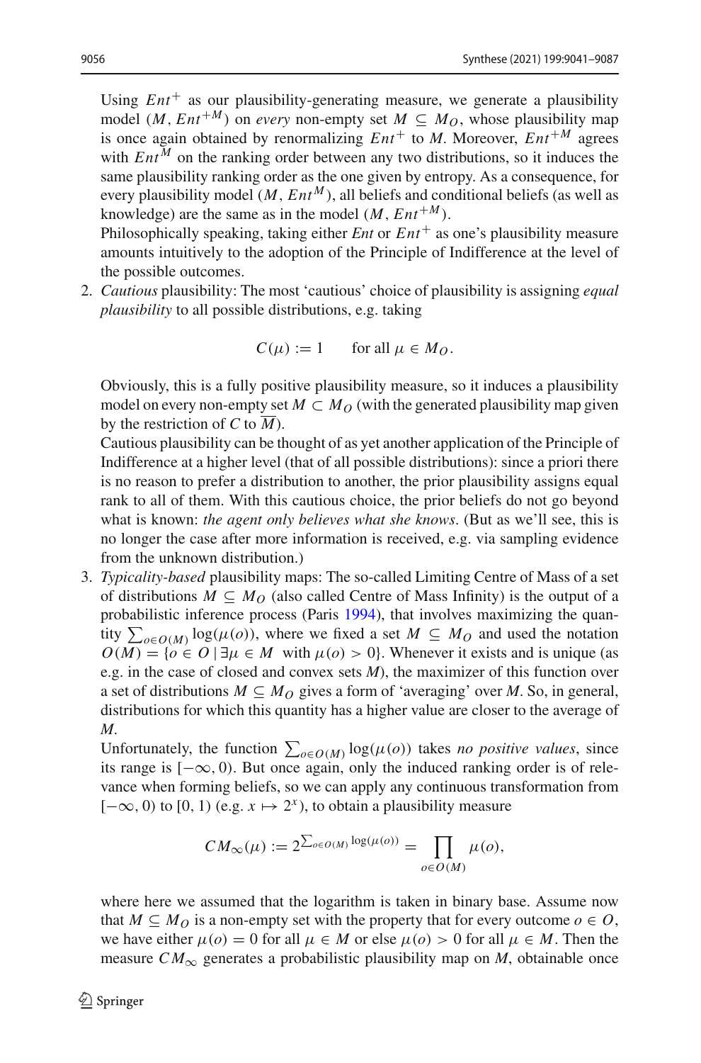Using $Ent^+$ as our plausibility-generating measure, we generate a plausibility model $(M, Ent^{+M})$ on *every* non-empty set $M \subseteq M_O$, whose plausibility map is once again obtained by renormalizing $Ent^+$ to $M$. Moreover, $Ent^{+M}$ agrees with $Ent^M$ on the ranking order between any two distributions, so it induces the same plausibility ranking order as the one given by entropy. As a consequence, for every plausibility model $(M, Ent^M)$, all beliefs and conditional beliefs (as well as knowledge) are the same as in the model $(M, Ent^{+M})$.

Philosophically speaking, taking either *Ent* or $Ent^+$ as one's plausibility measure amounts intuitively to the adoption of the Principle of Indifference at the level of the possible outcomes.

2. *Cautious* plausibility: The most 'cautious' choice of plausibility is assigning *equal plausibility* to all possible distributions, e.g. taking

$$C(\mu) := 1 \qquad \text{for all } \mu \in M_O.$$

Obviously, this is a fully positive plausibility measure, so it induces a plausibility model on every non-empty set $M \subset M_O$ (with the generated plausibility map given by the restriction of $C$ to $\overline{M}$).

Cautious plausibility can be thought of as yet another application of the Principle of Indifference at a higher level (that of all possible distributions): since a priori there is no reason to prefer a distribution to another, the prior plausibility assigns equal rank to all of them. With this cautious choice, the prior beliefs do not go beyond what is known: *the agent only believes what she knows*. (But as we'll see, this is no longer the case after more information is received, e.g. via sampling evidence from the unknown distribution.)

3. *Typicality-based* plausibility maps: The so-called Limiting Centre of Mass of a set of distributions $M \subseteq M_O$ (also called Centre of Mass Infinity) is the output of a probabilistic inference process (Paris 1994), that involves maximizing the quantity $\sum_{o \in O(M)} \log(\mu(o))$, where we fixed a set $M \subseteq M_O$ and used the notation $O(M) = \{o \in O \mid \exists \mu \in M \text{ with } \mu(o) > 0\}$. Whenever it exists and is unique (as e.g. in the case of closed and convex sets $M$), the maximizer of this function over a set of distributions $M \subseteq M_O$ gives a form of 'averaging' over $M$. So, in general, distributions for which this quantity has a higher value are closer to the average of $M$.

Unfortunately, the function $\sum_{o \in O(M)} \log(\mu(o))$ takes *no positive values*, since its range is $[-\infty, 0)$. But once again, only the induced ranking order is of relevance when forming beliefs, so we can apply any continuous transformation from $[-\infty, 0)$ to $[0, 1)$ (e.g. $x \mapsto 2^x$), to obtain a plausibility measure

$$CM_\infty(\mu) := 2^{\sum_{o \in O(M)} \log(\mu(o))} = \prod_{o \in O(M)} \mu(o),$$

where here we assumed that the logarithm is taken in binary base. Assume now that $M \subseteq M_O$ is a non-empty set with the property that for every outcome $o \in O$, we have either $\mu(o) = 0$ for all $\mu \in M$ or else $\mu(o) > 0$ for all $\mu \in M$. Then the measure $CM_\infty$ generates a probabilistic plausibility map on $M$, obtainable once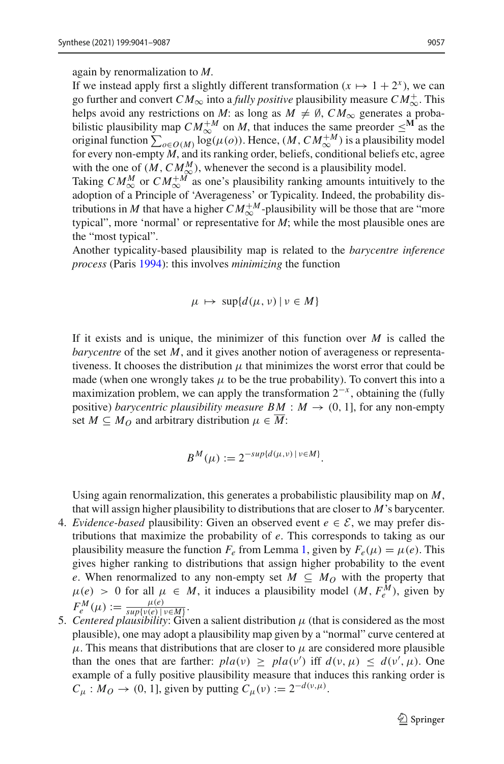again by renormalization to $M$.

If we instead apply first a slightly different transformation ($x \mapsto 1 + 2^x$), we can go further and convert $CM_\infty$ into a *fully positive* plausibility measure $CM_\infty^+$. This helps avoid any restrictions on $M$: as long as $M \neq \emptyset$, $CM_\infty$ generates a probabilistic plausibility map $CM_\infty^{+M}$ on $M$, that induces the same preorder $\preceq^{\mathbf{M}}$ as the original function $\sum_{o \in O(M)} \log(\mu(o))$. Hence, $(M, CM_\infty^{+M})$ is a plausibility model for every non-empty $M$, and its ranking order, beliefs, conditional beliefs etc, agree with the one of $(M, CM_\infty^M)$, whenever the second is a plausibility model.

Taking $CM_\infty^M$ or $CM_\infty^{+M}$ as one's plausibility ranking amounts intuitively to the adoption of a Principle of 'Averageness' or Typicality. Indeed, the probability distributions in $M$ that have a higher $CM_\infty^{+M}$-plausibility will be those that are "more typical", more 'normal' or representative for $M$; while the most plausible ones are the "most typical".

Another typicality-based plausibility map is related to the *barycentre inference process* (Paris 1994): this involves *minimizing* the function

$$\mu \mapsto \sup\{d(\mu, \nu) \mid \nu \in M\}$$

If it exists and is unique, the minimizer of this function over $M$ is called the *barycentre* of the set $M$, and it gives another notion of averageness or representativeness. It chooses the distribution $\mu$ that minimizes the worst error that could be made (when one wrongly takes $\mu$ to be the true probability). To convert this into a maximization problem, we can apply the transformation $2^{-x}$, obtaining the (fully positive) *barycentric plausibility measure* $BM : M \to (0, 1]$, for any non-empty set $M \subseteq M_O$ and arbitrary distribution $\mu \in \overline{M}$:

$$B^M(\mu) := 2^{-sup\{d(\mu,\nu) \mid \nu \in M\}}.$$

Using again renormalization, this generates a probabilistic plausibility map on $M$, that will assign higher plausibility to distributions that are closer to $M$'s barycenter.

4. *Evidence-based* plausibility: Given an observed event $e \in \mathcal{E}$, we may prefer distributions that maximize the probability of $e$. This corresponds to taking as our plausibility measure the function $F_e$ from Lemma 1, given by $F_e(\mu) = \mu(e)$. This gives higher ranking to distributions that assign higher probability to the event $e$. When renormalized to any non-empty set $M \subseteq M_O$ with the property that $\mu(e) > 0$ for all $\mu \in M$, it induces a plausibility model $(M, F_e^M)$, given by $F_e^M(\mu) := \frac{\mu(e)}{sup\{\nu(e) \mid \nu \in M\}}$.
5. *Centered plausibility*: Given a salient distribution $\mu$ (that is considered as the most plausible), one may adopt a plausibility map given by a "normal" curve centered at $\mu$. This means that distributions that are closer to $\mu$ are considered more plausible than the ones that are farther: $pla(\nu) \geq pla(\nu')$ iff $d(\nu, \mu) \leq d(\nu', \mu)$. One example of a fully positive plausibility measure that induces this ranking order is $C_\mu : M_O \to (0, 1]$, given by putting $C_\mu(\nu) := 2^{-d(\nu,\mu)}$.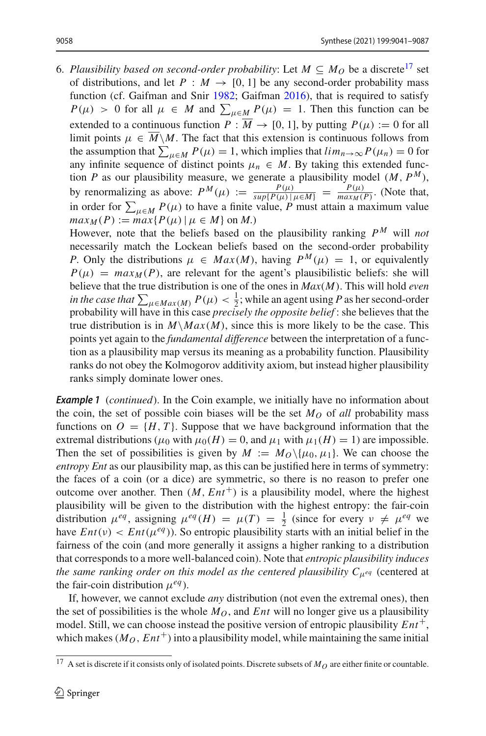6. *Plausibility based on second-order probability*: Let $M \subseteq M_O$ be a discrete[17] set of distributions, and let $P : M \to [0, 1]$ be any second-order probability mass function (cf. Gaifman and Snir 1982; Gaifman 2016), that is required to satisfy $P(\mu) > 0$ for all $\mu \in M$ and $\sum_{\mu \in M} P(\mu) = 1$. Then this function can be extended to a continuous function $P : \overline{M} \to [0, 1]$, by putting $P(\mu) := 0$ for all limit points $\mu \in \overline{M} \backslash M$. The fact that this extension is continuous follows from the assumption that $\sum_{\mu \in M} P(\mu) = 1$, which implies that $lim_{n \to \infty} P(\mu_n) = 0$ for any infinite sequence of distinct points $\mu_n \in M$. By taking this extended function $P$ as our plausibility measure, we generate a plausibility model $(M, P^M)$, by renormalizing as above: $P^M(\mu) := \frac{P(\mu)}{sup\{P(\mu) \mid \mu \in M\}} = \frac{P(\mu)}{max_M(P)}$. (Note that, in order for $\sum_{\mu \in M} P(\mu)$ to have a finite value, $P$ must attain a maximum value $max_M(P) := max\{P(\mu) \mid \mu \in M\}$ on $M$.)
However, note that the beliefs based on the plausibility ranking $P^M$ will *not* necessarily match the Lockean beliefs based on the second-order probability $P$. Only the distributions $\mu \in Max(M)$, having $P^M(\mu) = 1$, or equivalently $P(\mu) = max_M(P)$, are relevant for the agent's plausibilistic beliefs: she will believe that the true distribution is one of the ones in $Max(M)$. This will hold *even in the case that* $\sum_{\mu \in Max(M)} P(\mu) < \frac{1}{2}$; while an agent using $P$ as her second-order probability will have in this case *precisely the opposite belief*: she believes that the true distribution is in $M \backslash Max(M)$, since this is more likely to be the case. This points yet again to the *fundamental difference* between the interpretation of a function as a plausibility map versus its meaning as a probability function. Plausibility ranks do not obey the Kolmogorov additivity axiom, but instead higher plausibility ranks simply dominate lower ones.

***Example 1*** (*continued*). In the Coin example, we initially have no information about the coin, the set of possible coin biases will be the set $M_O$ of *all* probability mass functions on $O = \{H, T\}$. Suppose that we have background information that the extremal distributions ($\mu_0$ with $\mu_0(H) = 0$, and $\mu_1$ with $\mu_1(H) = 1$) are impossible. Then the set of possibilities is given by $M := M_O \backslash \{\mu_0, \mu_1\}$. We can choose the *entropy Ent* as our plausibility map, as this can be justified here in terms of symmetry: the faces of a coin (or a dice) are symmetric, so there is no reason to prefer one outcome over another. Then $(M, Ent^+)$ is a plausibility model, where the highest plausibility will be given to the distribution with the highest entropy: the fair-coin distribution $\mu^{eq}$, assigning $\mu^{eq}(H) = \mu(T) = \frac{1}{2}$ (since for every $\nu \neq \mu^{eq}$ we have $Ent(\nu) < Ent(\mu^{eq})$). So entropic plausibility starts with an initial belief in the fairness of the coin (and more generally it assigns a higher ranking to a distribution that corresponds to a more well-balanced coin). Note that *entropic plausibility induces the same ranking order on this model as the centered plausibility* $C_{\mu^{eq}}$ (centered at the fair-coin distribution $\mu^{eq}$).

If, however, we cannot exclude *any* distribution (not even the extremal ones), then the set of possibilities is the whole $M_O$, and $Ent$ will no longer give us a plausibility model. Still, we can choose instead the positive version of entropic plausibility $Ent^+$, which makes $(M_O, Ent^+)$ into a plausibility model, while maintaining the same initial

[17] A set is discrete if it consists only of isolated points. Discrete subsets of $M_O$ are either finite or countable.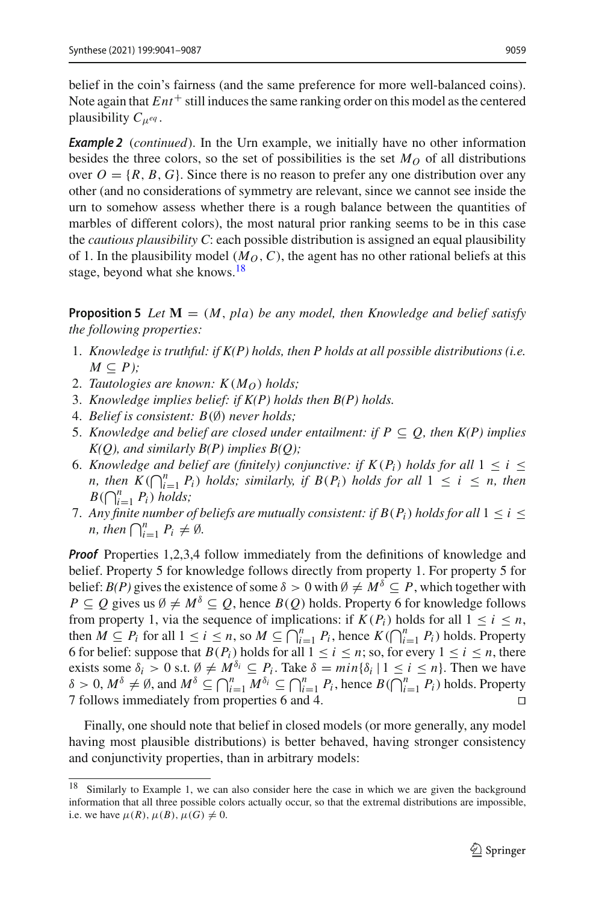belief in the coin's fairness (and the same preference for more well-balanced coins). Note again that $Ent^+$ still induces the same ranking order on this model as the centered plausibility $C_{\mu^{eq}}$.

***Example 2*** (*continued*). In the Urn example, we initially have no other information besides the three colors, so the set of possibilities is the set $M_O$ of all distributions over $O = \{R, B, G\}$. Since there is no reason to prefer any one distribution over any other (and no considerations of symmetry are relevant, since we cannot see inside the urn to somehow assess whether there is a rough balance between the quantities of marbles of different colors), the most natural prior ranking seems to be in this case the *cautious plausibility* $C$: each possible distribution is assigned an equal plausibility of 1. In the plausibility model $(M_O, C)$, the agent has no other rational beliefs at this stage, beyond what she knows.[18]

**Proposition 5** *Let* $\mathbf{M} = (M, pla)$ *be any model, then Knowledge and belief satisfy the following properties:*

1. *Knowledge is truthful: if K(P) holds, then P holds at all possible distributions (i.e.* $M \subseteq P$*);*
2. *Tautologies are known:* $K(M_O)$ *holds;*
3. *Knowledge implies belief: if K(P) holds then B(P) holds.*
4. *Belief is consistent:* $B(\emptyset)$ *never holds;*
5. *Knowledge and belief are closed under entailment: if* $P \subseteq Q$*, then K(P) implies K(Q), and similarly B(P) implies B(Q);*
6. *Knowledge and belief are (finitely) conjunctive: if* $K(P_i)$ *holds for all* $1 \leq i \leq n$*, then* $K(\bigcap_{i=1}^{n} P_i)$ *holds; similarly, if* $B(P_i)$ *holds for all* $1 \leq i \leq n$*, then* $B(\bigcap_{i=1}^{n} P_i)$ *holds;*
7. *Any finite number of beliefs are mutually consistent: if* $B(P_i)$ *holds for all* $1 \leq i \leq n$*, then* $\bigcap_{i=1}^{n} P_i \neq \emptyset$*.*

***Proof*** Properties 1,2,3,4 follow immediately from the definitions of knowledge and belief. Property 5 for knowledge follows directly from property 1. For property 5 for belief: *B(P)* gives the existence of some $\delta > 0$ with $\emptyset \neq M^\delta \subseteq P$, which together with $P \subseteq Q$ gives us $\emptyset \neq M^\delta \subseteq Q$, hence $B(Q)$ holds. Property 6 for knowledge follows from property 1, via the sequence of implications: if $K(P_i)$ holds for all $1 \leq i \leq n$, then $M \subseteq P_i$ for all $1 \leq i \leq n$, so $M \subseteq \bigcap_{i=1}^{n} P_i$, hence $K(\bigcap_{i=1}^{n} P_i)$ holds. Property 6 for belief: suppose that $B(P_i)$ holds for all $1 \leq i \leq n$; so, for every $1 \leq i \leq n$, there exists some $\delta_i > 0$ s.t. $\emptyset \neq M^{\delta_i} \subseteq P_i$. Take $\delta = min\{\delta_i \mid 1 \leq i \leq n\}$. Then we have $\delta > 0$, $M^\delta \neq \emptyset$, and $M^\delta \subseteq \bigcap_{i=1}^{n} M^{\delta_i} \subseteq \bigcap_{i=1}^{n} P_i$, hence $B(\bigcap_{i=1}^{n} P_i)$ holds. Property 7 follows immediately from properties 6 and 4. ◻

Finally, one should note that belief in closed models (or more generally, any model having most plausible distributions) is better behaved, having stronger consistency and conjunctivity properties, than in arbitrary models:

---

[18] Similarly to Example 1, we can also consider here the case in which we are given the background information that all three possible colors actually occur, so that the extremal distributions are impossible, i.e. we have $\mu(R), \mu(B), \mu(G) \neq 0$.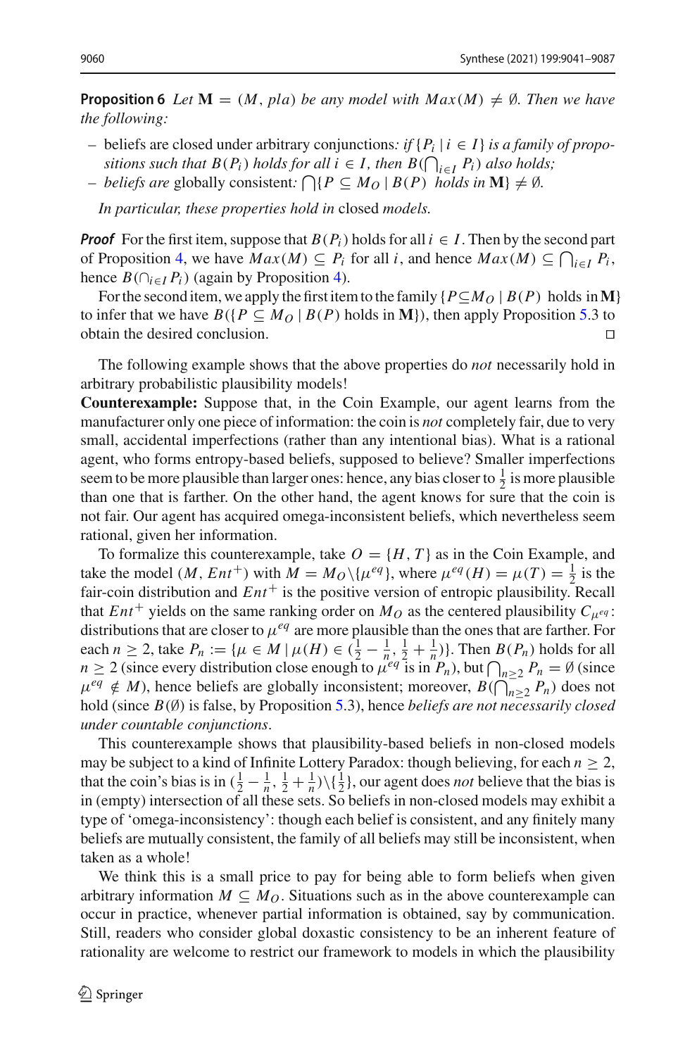**Proposition 6** *Let* $\mathbf{M} = (M, pla)$ *be any model with* $Max(M) \neq \emptyset$. *Then we have the following:*

- beliefs are closed under arbitrary conjunctions*: if* $\{P_i \mid i \in I\}$ *is a family of propositions such that* $B(P_i)$ *holds for all* $i \in I$*, then* $B(\bigcap_{i \in I} P_i)$ *also holds;*
- *beliefs are* globally consistent*:* $\bigcap\{P \subseteq M_O \mid B(P)$ *holds in* $\mathbf{M}\} \neq \emptyset$.

*In particular, these properties hold in* closed *models.*

***Proof*** For the first item, suppose that $B(P_i)$ holds for all $i \in I$. Then by the second part of Proposition 4, we have $Max(M) \subseteq P_i$ for all $i$, and hence $Max(M) \subseteq \bigcap_{i \in I} P_i$, hence $B(\cap_{i \in I} P_i)$ (again by Proposition 4).

For the second item, we apply the first item to the family $\{P \subseteq M_O \mid B(P)$ holds in $\mathbf{M}\}$ to infer that we have $B(\{P \subseteq M_O \mid B(P)$ holds in $\mathbf{M}\})$, then apply Proposition 5.3 to obtain the desired conclusion. □

The following example shows that the above properties do *not* necessarily hold in arbitrary probabilistic plausibility models!

**Counterexample:** Suppose that, in the Coin Example, our agent learns from the manufacturer only one piece of information: the coin is *not* completely fair, due to very small, accidental imperfections (rather than any intentional bias). What is a rational agent, who forms entropy-based beliefs, supposed to believe? Smaller imperfections seem to be more plausible than larger ones: hence, any bias closer to $\frac{1}{2}$ is more plausible than one that is farther. On the other hand, the agent knows for sure that the coin is not fair. Our agent has acquired omega-inconsistent beliefs, which nevertheless seem rational, given her information.

To formalize this counterexample, take $O = \{H, T\}$ as in the Coin Example, and take the model $(M, Ent^+)$ with $M = M_O \backslash \{\mu^{eq}\}$, where $\mu^{eq}(H) = \mu(T) = \frac{1}{2}$ is the fair-coin distribution and $Ent^+$ is the positive version of entropic plausibility. Recall that $Ent^+$ yields on the same ranking order on $M_O$ as the centered plausibility $C_{\mu^{eq}}$: distributions that are closer to $\mu^{eq}$ are more plausible than the ones that are farther. For each $n \geq 2$, take $P_n := \{\mu \in M \mid \mu(H) \in (\frac{1}{2} - \frac{1}{n}, \frac{1}{2} + \frac{1}{n})\}$. Then $B(P_n)$ holds for all $n \geq 2$ (since every distribution close enough to $\mu^{eq}$ is in $P_n$), but $\bigcap_{n \geq 2} P_n = \emptyset$ (since $\mu^{eq} \notin M$), hence beliefs are globally inconsistent; moreover, $B(\bigcap_{n \geq 2} P_n)$ does not hold (since $B(\emptyset)$ is false, by Proposition 5.3), hence *beliefs are not necessarily closed under countable conjunctions*.

This counterexample shows that plausibility-based beliefs in non-closed models may be subject to a kind of Infinite Lottery Paradox: though believing, for each $n \geq 2$, that the coin's bias is in $(\frac{1}{2} - \frac{1}{n}, \frac{1}{2} + \frac{1}{n}) \backslash \{\frac{1}{2}\}$, our agent does *not* believe that the bias is in (empty) intersection of all these sets. So beliefs in non-closed models may exhibit a type of 'omega-inconsistency': though each belief is consistent, and any finitely many beliefs are mutually consistent, the family of all beliefs may still be inconsistent, when taken as a whole!

We think this is a small price to pay for being able to form beliefs when given arbitrary information $M \subseteq M_O$. Situations such as in the above counterexample can occur in practice, whenever partial information is obtained, say by communication. Still, readers who consider global doxastic consistency to be an inherent feature of rationality are welcome to restrict our framework to models in which the plausibility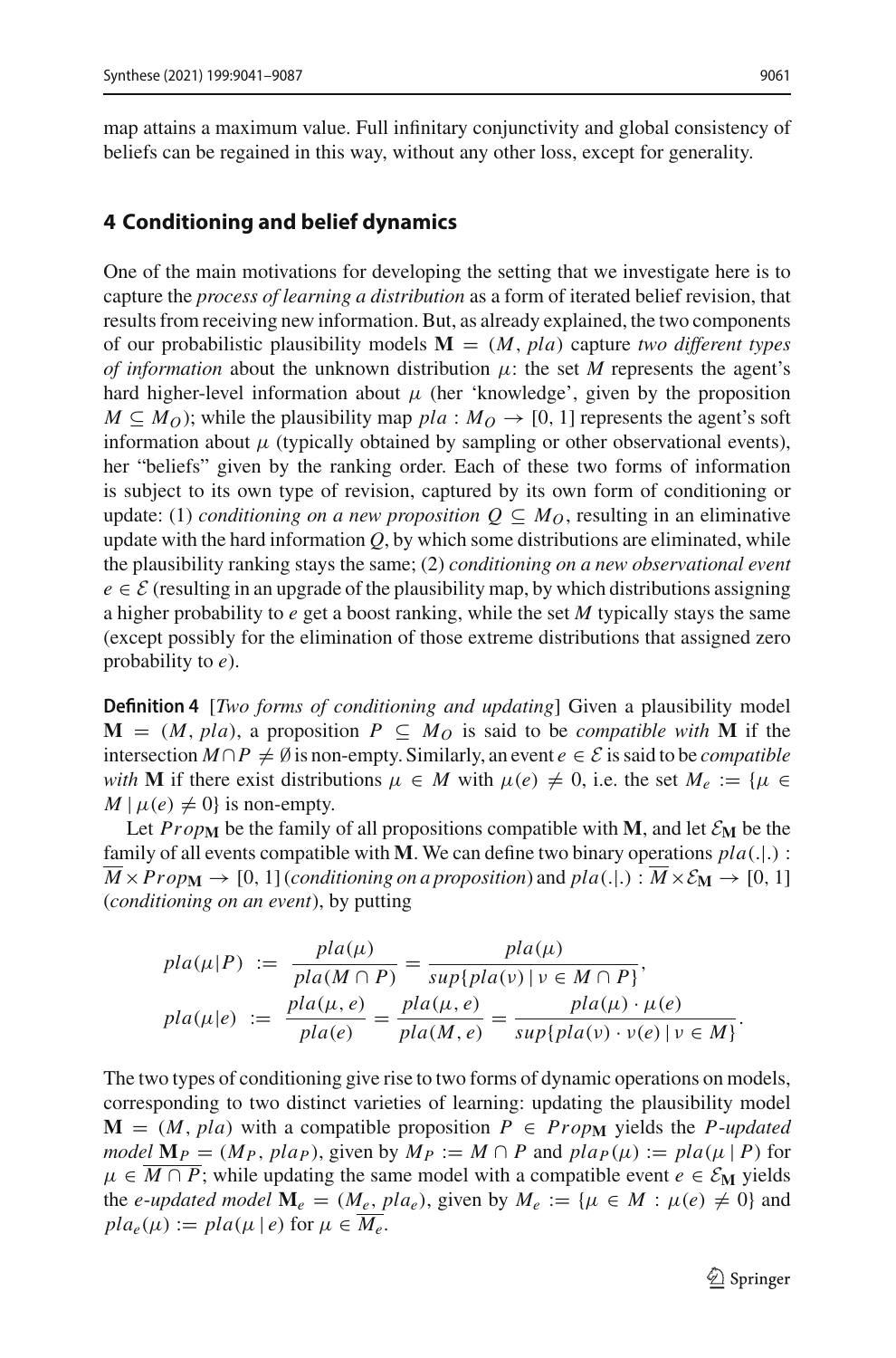map attains a maximum value. Full infinitary conjunctivity and global consistency of beliefs can be regained in this way, without any other loss, except for generality.

## 4 Conditioning and belief dynamics

One of the main motivations for developing the setting that we investigate here is to capture the *process of learning a distribution* as a form of iterated belief revision, that results from receiving new information. But, as already explained, the two components of our probabilistic plausibility models $\mathbf{M} = (M, pla)$ capture *two different types of information* about the unknown distribution $\mu$: the set $M$ represents the agent's hard higher-level information about $\mu$ (her 'knowledge', given by the proposition $M \subseteq M_O$); while the plausibility map $pla : M_O \rightarrow [0, 1]$ represents the agent's soft information about $\mu$ (typically obtained by sampling or other observational events), her "beliefs" given by the ranking order. Each of these two forms of information is subject to its own type of revision, captured by its own form of conditioning or update: (1) *conditioning on a new proposition* $Q \subseteq M_O$, resulting in an eliminative update with the hard information $Q$, by which some distributions are eliminated, while the plausibility ranking stays the same; (2) *conditioning on a new observational event* $e \in \mathcal{E}$ (resulting in an upgrade of the plausibility map, by which distributions assigning a higher probability to $e$ get a boost ranking, while the set $M$ typically stays the same (except possibly for the elimination of those extreme distributions that assigned zero probability to $e$).

**Definition 4** [*Two forms of conditioning and updating*] Given a plausibility model $\mathbf{M} = (M, pla)$, a proposition $P \subseteq M_O$ is said to be *compatible with* $\mathbf{M}$ if the intersection $M \cap P \neq \emptyset$ is non-empty. Similarly, an event $e \in \mathcal{E}$ is said to be *compatible with* $\mathbf{M}$ if there exist distributions $\mu \in M$ with $\mu(e) \neq 0$, i.e. the set $M_e := \{\mu \in M \mid \mu(e) \neq 0\}$ is non-empty.

Let $Prop_{\mathbf{M}}$ be the family of all propositions compatible with $\mathbf{M}$, and let $\mathcal{E}_{\mathbf{M}}$ be the family of all events compatible with $\mathbf{M}$. We can define two binary operations $pla(.|.) : \overline{M} \times Prop_{\mathbf{M}} \rightarrow [0, 1]$ (*conditioning on a proposition*) and $pla(.|.) : \overline{M} \times \mathcal{E}_{\mathbf{M}} \rightarrow [0, 1]$ (*conditioning on an event*), by putting

$$pla(\mu|P) := \frac{pla(\mu)}{pla(M \cap P)} = \frac{pla(\mu)}{sup\{pla(\nu) \mid \nu \in M \cap P\}},$$

$$pla(\mu|e) := \frac{pla(\mu, e)}{pla(e)} = \frac{pla(\mu, e)}{pla(M, e)} = \frac{pla(\mu) \cdot \mu(e)}{sup\{pla(\nu) \cdot \nu(e) \mid \nu \in M\}}.$$

The two types of conditioning give rise to two forms of dynamic operations on models, corresponding to two distinct varieties of learning: updating the plausibility model $\mathbf{M} = (M, pla)$ with a compatible proposition $P \in Prop_{\mathbf{M}}$ yields the *P-updated model* $\mathbf{M}_P = (M_P, pla_P)$, given by $M_P := M \cap P$ and $pla_P(\mu) := pla(\mu \mid P)$ for $\mu \in \overline{M \cap P}$; while updating the same model with a compatible event $e \in \mathcal{E}_{\mathbf{M}}$ yields the *e-updated model* $\mathbf{M}_e = (M_e, pla_e)$, given by $M_e := \{\mu \in M : \mu(e) \neq 0\}$ and $pla_e(\mu) := pla(\mu \mid e)$ for $\mu \in \overline{M_e}$.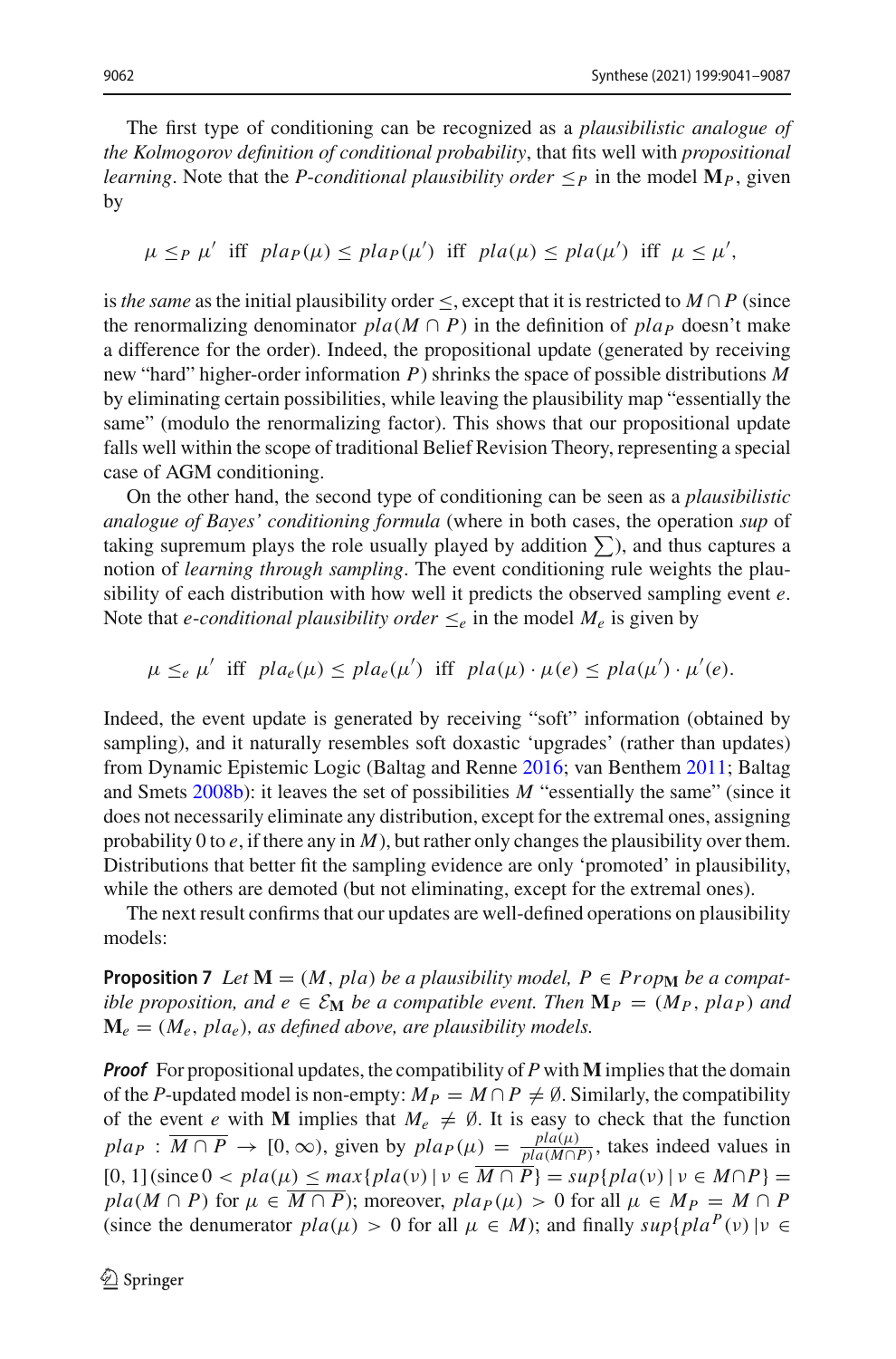The first type of conditioning can be recognized as a *plausibilistic analogue of the Kolmogorov definition of conditional probability*, that fits well with *propositional learning*. Note that the *P-conditional plausibility order* $\leq_P$ in the model $\mathbf{M}_P$, given by

$$\mu \leq_P \mu' \text{ iff } pla_P(\mu) \leq pla_P(\mu') \text{ iff } pla(\mu) \leq pla(\mu') \text{ iff } \mu \leq \mu',$$

is *the same* as the initial plausibility order $\leq$, except that it is restricted to $M \cap P$ (since the renormalizing denominator $pla(M \cap P)$ in the definition of $pla_P$ doesn't make a difference for the order). Indeed, the propositional update (generated by receiving new "hard" higher-order information $P$) shrinks the space of possible distributions $M$ by eliminating certain possibilities, while leaving the plausibility map "essentially the same" (modulo the renormalizing factor). This shows that our propositional update falls well within the scope of traditional Belief Revision Theory, representing a special case of AGM conditioning.

On the other hand, the second type of conditioning can be seen as a *plausibilistic analogue of Bayes' conditioning formula* (where in both cases, the operation *sup* of taking supremum plays the role usually played by addition $\sum$), and thus captures a notion of *learning through sampling*. The event conditioning rule weights the plausibility of each distribution with how well it predicts the observed sampling event $e$. Note that *e-conditional plausibility order* $\leq_e$ in the model $M_e$ is given by

$$\mu \leq_e \mu' \text{ iff } pla_e(\mu) \leq pla_e(\mu') \text{ iff } pla(\mu) \cdot \mu(e) \leq pla(\mu') \cdot \mu'(e).$$

Indeed, the event update is generated by receiving "soft" information (obtained by sampling), and it naturally resembles soft doxastic 'upgrades' (rather than updates) from Dynamic Epistemic Logic (Baltag and Renne 2016; van Benthem 2011; Baltag and Smets 2008b): it leaves the set of possibilities $M$ "essentially the same" (since it does not necessarily eliminate any distribution, except for the extremal ones, assigning probability 0 to $e$, if there any in $M$), but rather only changes the plausibility over them. Distributions that better fit the sampling evidence are only 'promoted' in plausibility, while the others are demoted (but not eliminating, except for the extremal ones).

The next result confirms that our updates are well-defined operations on plausibility models:

**Proposition 7** *Let $\mathbf{M} = (M, pla)$ be a plausibility model, $P \in Prop_{\mathbf{M}}$ be a compatible proposition, and $e \in \mathcal{E}_{\mathbf{M}}$ be a compatible event. Then $\mathbf{M}_P = (M_P, pla_P)$ and $\mathbf{M}_e = (M_e, pla_e)$, as defined above, are plausibility models.*

***Proof*** For propositional updates, the compatibility of $P$ with $\mathbf{M}$ implies that the domain of the $P$-updated model is non-empty: $M_P = M \cap P \neq \emptyset$. Similarly, the compatibility of the event $e$ with $\mathbf{M}$ implies that $M_e \neq \emptyset$. It is easy to check that the function $pla_P : \overline{M \cap P} \to [0, \infty)$, given by $pla_P(\mu) = \frac{pla(\mu)}{pla(M \cap P)}$, takes indeed values in $[0, 1]$ (since $0 < pla(\mu) \leq max\{pla(\nu) \mid \nu \in \overline{M \cap P}\} = sup\{pla(\nu) \mid \nu \in M \cap P\} = pla(M \cap P)$ for $\mu \in \overline{M \cap P}$); moreover, $pla_P(\mu) > 0$ for all $\mu \in M_P = M \cap P$ (since the denumerator $pla(\mu) > 0$ for all $\mu \in M$); and finally $sup\{pla^P(\nu) \mid \nu \in$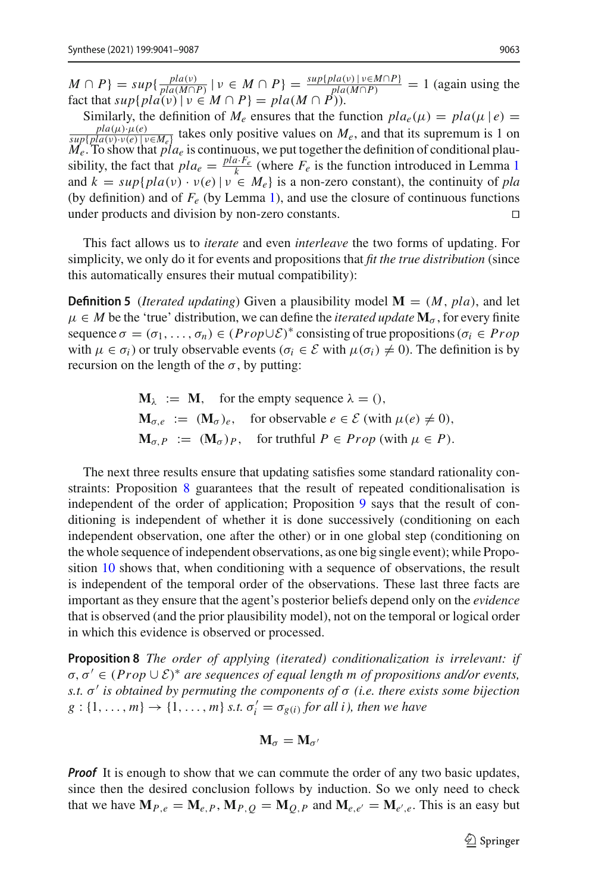$M \cap P\} = sup\{\frac{pla(\nu)}{pla(M \cap P)} \mid \nu \in M \cap P\} = \frac{sup\{pla(\nu) \mid \nu \in M \cap P\}}{pla(M \cap P)} = 1$ (again using the fact that $sup\{pla(\nu) \mid \nu \in M \cap P\} = pla(M \cap P)$).

Similarly, the definition of $M_e$ ensures that the function $pla_e(\mu) = pla(\mu \mid e) = \frac{pla(\mu) \cdot \mu(e)}{sup\{pla(\nu) \cdot \nu(e) \mid \nu \in M_e\}}$ takes only positive values on $M_e$, and that its supremum is 1 on $M_e$. To show that $pla_e$ is continuous, we put together the definition of conditional plausibility, the fact that $pla_e = \frac{pla \cdot F_e}{k}$ (where $F_e$ is the function introduced in Lemma 1 and $k = sup\{pla(\nu) \cdot \nu(e) \mid \nu \in M_e\}$ is a non-zero constant), the continuity of *pla* (by definition) and of $F_e$ (by Lemma 1), and use the closure of continuous functions under products and division by non-zero constants. □

This fact allows us to *iterate* and even *interleave* the two forms of updating. For simplicity, we only do it for events and propositions that *fit the true distribution* (since this automatically ensures their mutual compatibility):

**Definition 5** (*Iterated updating*) Given a plausibility model $\mathbf{M} = (M, pla)$, and let $\mu \in M$ be the 'true' distribution, we can define the *iterated update* $\mathbf{M}_\sigma$, for every finite sequence $\sigma = (\sigma_1, \ldots, \sigma_n) \in (Prop \cup \mathcal{E})^*$ consisting of true propositions ($\sigma_i \in Prop$ with $\mu \in \sigma_i$) or truly observable events ($\sigma_i \in \mathcal{E}$ with $\mu(\sigma_i) \neq 0$). The definition is by recursion on the length of the $\sigma$, by putting:

$$\mathbf{M}_\lambda := \mathbf{M}, \quad \text{for the empty sequence } \lambda = (),$$
$$\mathbf{M}_{\sigma,e} := (\mathbf{M}_\sigma)_e, \quad \text{for observable } e \in \mathcal{E} \text{ (with } \mu(e) \neq 0),$$
$$\mathbf{M}_{\sigma,P} := (\mathbf{M}_\sigma)_P, \quad \text{for truthful } P \in Prop \text{ (with } \mu \in P).$$

The next three results ensure that updating satisfies some standard rationality constraints: Proposition 8 guarantees that the result of repeated conditionalisation is independent of the order of application; Proposition 9 says that the result of conditioning is independent of whether it is done successively (conditioning on each independent observation, one after the other) or in one global step (conditioning on the whole sequence of independent observations, as one big single event); while Proposition 10 shows that, when conditioning with a sequence of observations, the result is independent of the temporal order of the observations. These last three facts are important as they ensure that the agent's posterior beliefs depend only on the *evidence* that is observed (and the prior plausibility model), not on the temporal or logical order in which this evidence is observed or processed.

**Proposition 8** *The order of applying (iterated) conditionalization is irrelevant: if $\sigma, \sigma' \in (Prop \cup \mathcal{E})^*$ are sequences of equal length $m$ of propositions and/or events, s.t. $\sigma'$ is obtained by permuting the components of $\sigma$ (i.e. there exists some bijection $g : \{1, \ldots, m\} \to \{1, \ldots, m\}$ s.t. $\sigma'_i = \sigma_{g(i)}$ for all $i$), then we have*

$$\mathbf{M}_\sigma = \mathbf{M}_{\sigma'}$$

***Proof*** It is enough to show that we can commute the order of any two basic updates, since then the desired conclusion follows by induction. So we only need to check that we have $\mathbf{M}_{P,e} = \mathbf{M}_{e,P}$, $\mathbf{M}_{P,Q} = \mathbf{M}_{Q,P}$ and $\mathbf{M}_{e,e'} = \mathbf{M}_{e',e}$. This is an easy but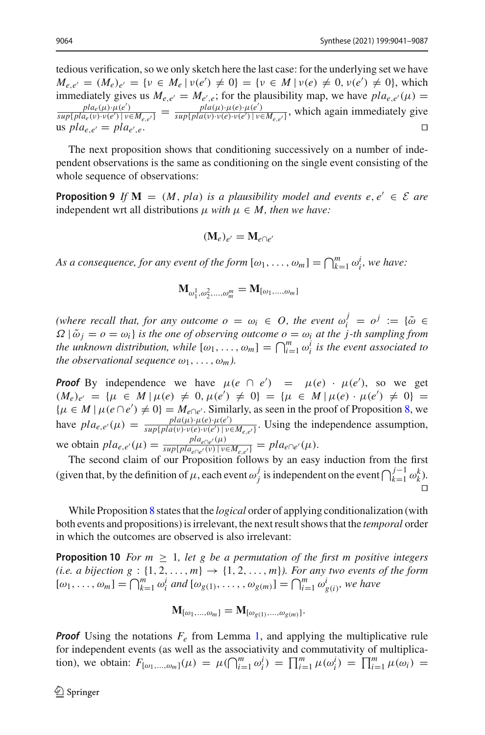tedious verification, so we only sketch here the last case: for the underlying set we have $M_{e,e'} = (M_e)_{e'} = \{\nu \in M_e \mid \nu(e') \neq 0\} = \{\nu \in M \mid \nu(e) \neq 0, \nu(e') \neq 0\}$, which immediately gives us $M_{e,e'} = M_{e',e}$; for the plausibility map, we have $pla_{e,e'}(\mu) = \frac{pla_e(\mu)\cdot\mu(e')}{sup\{pla_e(\nu)\cdot\nu(e') \mid \nu \in M_{e,e'}\}} = \frac{pla(\mu)\cdot\mu(e)\cdot\mu(e')}{sup\{pla(\nu)\cdot\nu(e)\cdot\nu(e') \mid \nu \in M_{e,e'}\}}$, which again immediately give us $pla_{e,e'} = pla_{e',e}$. □

The next proposition shows that conditioning successively on a number of independent observations is the same as conditioning on the single event consisting of the whole sequence of observations:

**Proposition 9** *If* $\mathbf{M} = (M, pla)$ *is a plausibility model and events* $e, e' \in \mathcal{E}$ *are* independent wrt all distributions $\mu$ *with* $\mu \in M$*, then we have:*

$$(\mathbf{M}_e)_{e'} = \mathbf{M}_{e \cap e'}$$

*As a consequence, for any event of the form* $[\omega_1, \ldots, \omega_m] = \bigcap_{k=1}^{m} \omega_i^i$*, we have:*

$$\mathbf{M}_{\omega_1^1, \omega_2^2, \ldots, \omega_m^m} = \mathbf{M}_{[\omega_1, \ldots, \omega_m]}$$

*(where recall that, for any outcome* $o = \omega_i \in O$*, the event* $\omega_i^j = o^j := \{\tilde{\omega} \in \Omega \mid \tilde{\omega}_j = o = \omega_i\}$ *is the one of observing outcome* $o = \omega_i$ *at the* $j$*-th sampling from the unknown distribution, while* $[\omega_1, \ldots, \omega_m] = \bigcap_{i=1}^{m} \omega_i^i$ *is the event associated to the observational sequence* $\omega_1, \ldots, \omega_m$*).*

***Proof*** By independence we have $\mu(e \cap e') = \mu(e) \cdot \mu(e')$, so we get $(M_e)_{e'} = \{\mu \in M \mid \mu(e) \neq 0, \mu(e') \neq 0\} = \{\mu \in M \mid \mu(e) \cdot \mu(e') \neq 0\} = \{\mu \in M \mid \mu(e \cap e') \neq 0\} = M_{e \cap e'}$. Similarly, as seen in the proof of Proposition 8, we have $pla_{e,e'}(\mu) = \frac{pla(\mu)\cdot\mu(e)\cdot\mu(e')}{sup\{pla(\nu)\cdot\nu(e)\cdot\nu(e') \mid \nu \in M_{e,e'}\}}$. Using the independence assumption, we obtain $pla_{e,e'}(\mu) = \frac{pla_{e \cap e'}(\mu)}{sup\{pla_{e \cap e'}(\nu) \mid \nu \in M_{e,e'}\}} = pla_{e \cap e'}(\mu)$.

The second claim of our Proposition follows by an easy induction from the first (given that, by the definition of $\mu$, each event $\omega_j^j$ is independent on the event $\bigcap_{k=1}^{j-1} \omega_k^k$). □

While Proposition 8 states that the *logical* order of applying conditionalization (with both events and propositions) is irrelevant, the next result shows that the *temporal* order in which the outcomes are observed is also irrelevant:

**Proposition 10** *For* $m \geq 1$*, let* $g$ *be a permutation of the first* $m$ *positive integers (i.e. a bijection* $g : \{1, 2, \ldots, m\} \to \{1, 2, \ldots, m\}$*). For any two events of the form* $[\omega_1, \ldots, \omega_m] = \bigcap_{k=1}^{m} \omega_i^i$ *and* $[\omega_{g(1)}, \ldots, \omega_{g(m)}] = \bigcap_{i=1}^{m} \omega_{g(i)}^i$*, we have*

$$\mathbf{M}_{[\omega_1, \ldots, \omega_m]} = \mathbf{M}_{[\omega_{g(1)}, \ldots, \omega_{g(m)}]}.$$

***Proof*** Using the notations $F_e$ from Lemma 1, and applying the multiplicative rule for independent events (as well as the associativity and commutativity of multiplication), we obtain: $F_{[\omega_1, \ldots, \omega_m]}(\mu) = \mu(\bigcap_{i=1}^{m} \omega_i^i) = \prod_{i=1}^{m} \mu(\omega_i^i) = \prod_{i=1}^{m} \mu(\omega_i) =$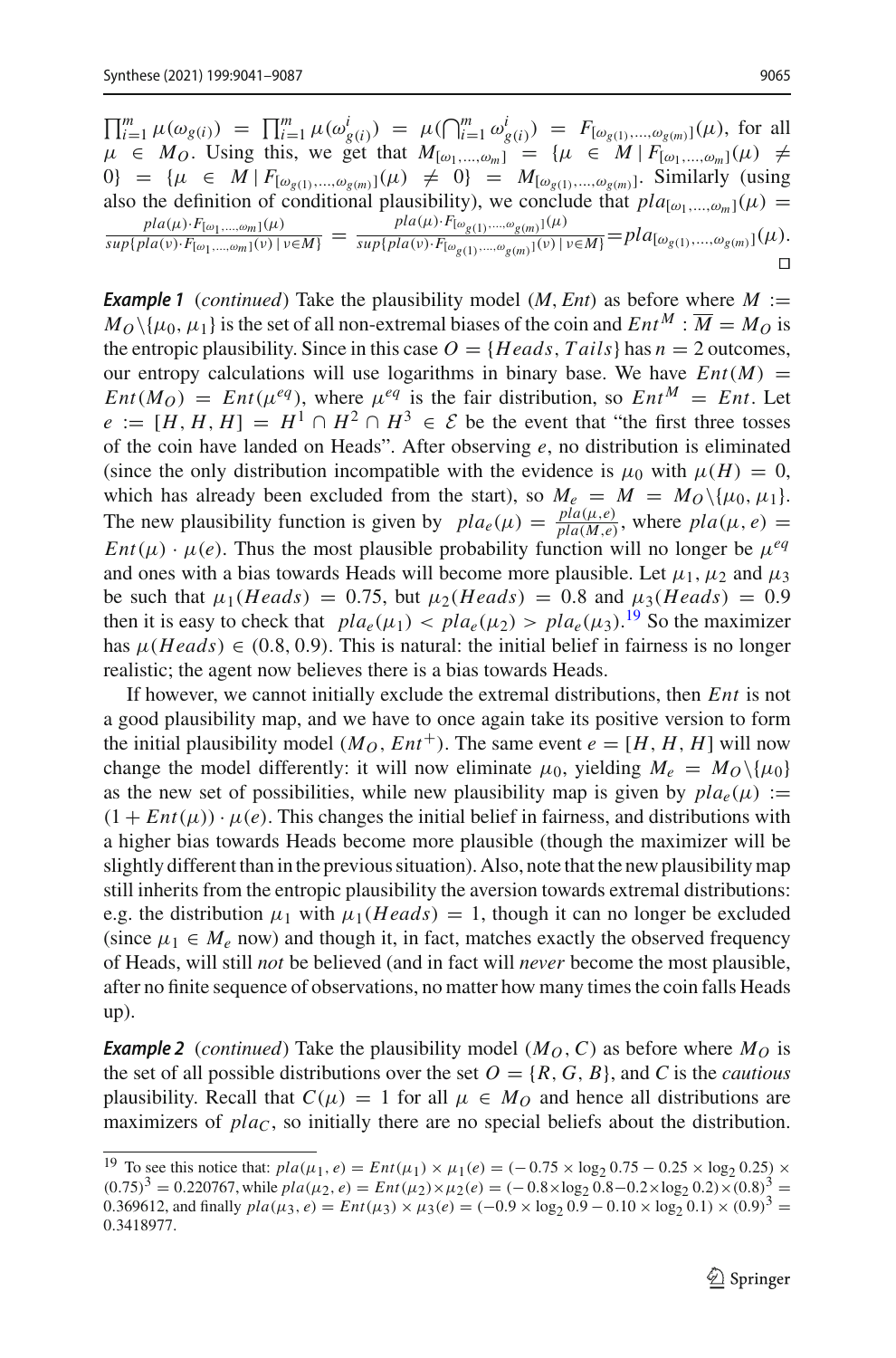$\prod_{i=1}^{m} \mu(\omega_{g(i)}) = \prod_{i=1}^{m} \mu(\omega^{i}_{g(i)}) = \mu(\bigcap_{i=1}^{m} \omega^{i}_{g(i)}) = F_{[\omega_{g(1)},\ldots,\omega_{g(m)}]}(\mu)$, for all $\mu \in M_O$. Using this, we get that $M_{[\omega_1,\ldots,\omega_m]} = \{\mu \in M \mid F_{[\omega_1,\ldots,\omega_m]}(\mu) \neq 0\} = \{\mu \in M \mid F_{[\omega_{g(1)},\ldots,\omega_{g(m)}]}(\mu) \neq 0\} = M_{[\omega_{g(1)},\ldots,\omega_{g(m)}]}$. Similarly (using also the definition of conditional plausibility), we conclude that $pla_{[\omega_1,\ldots,\omega_m]}(\mu) = \frac{pla(\mu)\cdot F_{[\omega_1,\ldots,\omega_m]}(\mu)}{sup\{pla(\nu)\cdot F_{[\omega_1,\ldots,\omega_m]}(\nu)\mid \nu\in M\}} = \frac{pla(\mu)\cdot F_{[\omega_{g(1)},\ldots,\omega_{g(m)}]}(\mu)}{sup\{pla(\nu)\cdot F_{[\omega_{g(1)},\ldots,\omega_{g(m)}]}(\nu)\mid \nu\in M\}} = pla_{[\omega_{g(1)},\ldots,\omega_{g(m)}]}(\mu)$. □

***Example 1*** (*continued*) Take the plausibility model $(M, Ent)$ as before where $M := M_O \backslash \{\mu_0, \mu_1\}$ is the set of all non-extremal biases of the coin and $Ent^M : \overline{M} = M_O$ is the entropic plausibility. Since in this case $O = \{Heads, Tails\}$ has $n = 2$ outcomes, our entropy calculations will use logarithms in binary base. We have $Ent(M) = Ent(M_O) = Ent(\mu^{eq})$, where $\mu^{eq}$ is the fair distribution, so $Ent^M = Ent$. Let $e := [H, H, H] = H^1 \cap H^2 \cap H^3 \in \mathcal{E}$ be the event that "the first three tosses of the coin have landed on Heads". After observing $e$, no distribution is eliminated (since the only distribution incompatible with the evidence is $\mu_0$ with $\mu(H) = 0$, which has already been excluded from the start), so $M_e = M = M_O\backslash\{\mu_0, \mu_1\}$. The new plausibility function is given by $pla_e(\mu) = \frac{pla(\mu,e)}{pla(M,e)}$, where $pla(\mu, e) = Ent(\mu) \cdot \mu(e)$. Thus the most plausible probability function will no longer be $\mu^{eq}$ and ones with a bias towards Heads will become more plausible. Let $\mu_1$, $\mu_2$ and $\mu_3$ be such that $\mu_1(Heads) = 0.75$, but $\mu_2(Heads) = 0.8$ and $\mu_3(Heads) = 0.9$ then it is easy to check that $pla_e(\mu_1) < pla_e(\mu_2) > pla_e(\mu_3)$.[19] So the maximizer has $\mu(Heads) \in (0.8, 0.9)$. This is natural: the initial belief in fairness is no longer realistic; the agent now believes there is a bias towards Heads.

If however, we cannot initially exclude the extremal distributions, then $Ent$ is not a good plausibility map, and we have to once again take its positive version to form the initial plausibility model $(M_O, Ent^+)$. The same event $e = [H, H, H]$ will now change the model differently: it will now eliminate $\mu_0$, yielding $M_e = M_O\backslash\{\mu_0\}$ as the new set of possibilities, while new plausibility map is given by $pla_e(\mu) := (1 + Ent(\mu)) \cdot \mu(e)$. This changes the initial belief in fairness, and distributions with a higher bias towards Heads become more plausible (though the maximizer will be slightly different than in the previous situation). Also, note that the new plausibility map still inherits from the entropic plausibility the aversion towards extremal distributions: e.g. the distribution $\mu_1$ with $\mu_1(Heads) = 1$, though it can no longer be excluded (since $\mu_1 \in M_e$ now) and though it, in fact, matches exactly the observed frequency of Heads, will still *not* be believed (and in fact will *never* become the most plausible, after no finite sequence of observations, no matter how many times the coin falls Heads up).

***Example 2*** (*continued*) Take the plausibility model $(M_O, C)$ as before where $M_O$ is the set of all possible distributions over the set $O = \{R, G, B\}$, and $C$ is the *cautious* plausibility. Recall that $C(\mu) = 1$ for all $\mu \in M_O$ and hence all distributions are maximizers of $pla_C$, so initially there are no special beliefs about the distribution.

[19] To see this notice that: $pla(\mu_1, e) = Ent(\mu_1) \times \mu_1(e) = (-0.75 \times \log_2 0.75 - 0.25 \times \log_2 0.25) \times (0.75)^3 = 0.220767$, while $pla(\mu_2, e) = Ent(\mu_2)\times\mu_2(e) = (-0.8\times\log_2 0.8-0.2\times\log_2 0.2)\times(0.8)^3 = 0.369612$, and finally $pla(\mu_3, e) = Ent(\mu_3) \times \mu_3(e) = (-0.9 \times \log_2 0.9 - 0.10 \times \log_2 0.1) \times (0.9)^3 = 0.3418977$.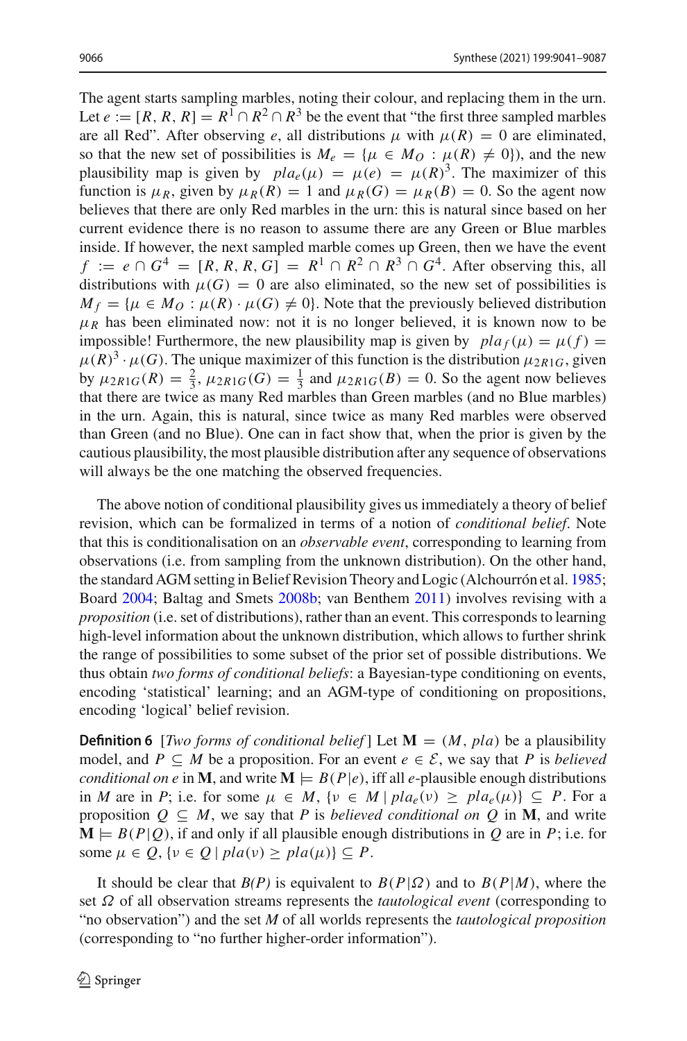The agent starts sampling marbles, noting their colour, and replacing them in the urn. Let $e := [R, R, R] = R^1 \cap R^2 \cap R^3$ be the event that "the first three sampled marbles are all Red". After observing $e$, all distributions $\mu$ with $\mu(R) = 0$ are eliminated, so that the new set of possibilities is $M_e = \{\mu \in M_O : \mu(R) \neq 0\}$), and the new plausibility map is given by $pla_e(\mu) = \mu(e) = \mu(R)^3$. The maximizer of this function is $\mu_R$, given by $\mu_R(R) = 1$ and $\mu_R(G) = \mu_R(B) = 0$. So the agent now believes that there are only Red marbles in the urn: this is natural since based on her current evidence there is no reason to assume there are any Green or Blue marbles inside. If however, the next sampled marble comes up Green, then we have the event $f := e \cap G^4 = [R, R, R, G] = R^1 \cap R^2 \cap R^3 \cap G^4$. After observing this, all distributions with $\mu(G) = 0$ are also eliminated, so the new set of possibilities is $M_f = \{\mu \in M_O : \mu(R) \cdot \mu(G) \neq 0\}$. Note that the previously believed distribution $\mu_R$ has been eliminated now: not it is no longer believed, it is known now to be impossible! Furthermore, the new plausibility map is given by $pla_f(\mu) = \mu(f) = \mu(R)^3 \cdot \mu(G)$. The unique maximizer of this function is the distribution $\mu_{2R1G}$, given by $\mu_{2R1G}(R) = \frac{2}{3}$, $\mu_{2R1G}(G) = \frac{1}{3}$ and $\mu_{2R1G}(B) = 0$. So the agent now believes that there are twice as many Red marbles than Green marbles (and no Blue marbles) in the urn. Again, this is natural, since twice as many Red marbles were observed than Green (and no Blue). One can in fact show that, when the prior is given by the cautious plausibility, the most plausible distribution after any sequence of observations will always be the one matching the observed frequencies.

The above notion of conditional plausibility gives us immediately a theory of belief revision, which can be formalized in terms of a notion of *conditional belief*. Note that this is conditionalisation on an *observable event*, corresponding to learning from observations (i.e. from sampling from the unknown distribution). On the other hand, the standard AGM setting in Belief Revision Theory and Logic (Alchourrón et al. 1985; Board 2004; Baltag and Smets 2008b; van Benthem 2011) involves revising with a *proposition* (i.e. set of distributions), rather than an event. This corresponds to learning high-level information about the unknown distribution, which allows to further shrink the range of possibilities to some subset of the prior set of possible distributions. We thus obtain *two forms of conditional beliefs*: a Bayesian-type conditioning on events, encoding 'statistical' learning; and an AGM-type of conditioning on propositions, encoding 'logical' belief revision.

**Definition 6** [*Two forms of conditional belief*] Let $\mathbf{M} = (M, pla)$ be a plausibility model, and $P \subseteq M$ be a proposition. For an event $e \in \mathcal{E}$, we say that $P$ is *believed conditional on $e$* in $\mathbf{M}$, and write $\mathbf{M} \models B(P|e)$, iff all $e$-plausible enough distributions in $M$ are in $P$; i.e. for some $\mu \in M$, $\{\nu \in M \mid pla_e(\nu) \geq pla_e(\mu)\} \subseteq P$. For a proposition $Q \subseteq M$, we say that $P$ is *believed conditional on $Q$* in $\mathbf{M}$, and write $\mathbf{M} \models B(P|Q)$, if and only if all plausible enough distributions in $Q$ are in $P$; i.e. for some $\mu \in Q$, $\{\nu \in Q \mid pla(\nu) \geq pla(\mu)\} \subseteq P$.

It should be clear that *B(P)* is equivalent to $B(P|\Omega)$ and to $B(P|M)$, where the set $\Omega$ of all observation streams represents the *tautological event* (corresponding to "no observation") and the set *M* of all worlds represents the *tautological proposition* (corresponding to "no further higher-order information").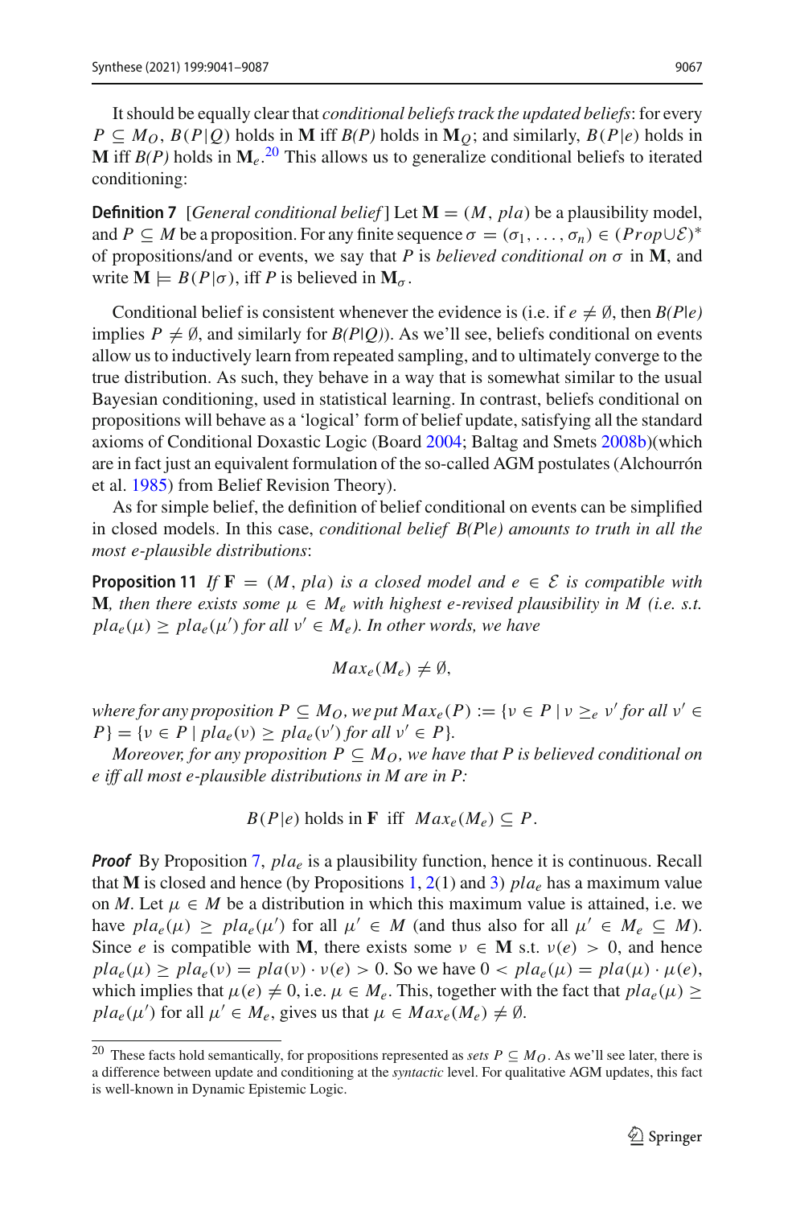It should be equally clear that *conditional beliefs track the updated beliefs*: for every $P \subseteq M_O$, $B(P|Q)$ holds in $\mathbf{M}$ iff $B(P)$ holds in $\mathbf{M}_Q$; and similarly, $B(P|e)$ holds in $\mathbf{M}$ iff $B(P)$ holds in $\mathbf{M}_e$.[20] This allows us to generalize conditional beliefs to iterated conditioning:

**Definition 7** [*General conditional belief*] Let $\mathbf{M} = (M, pla)$ be a plausibility model, and $P \subseteq M$ be a proposition. For any finite sequence $\sigma = (\sigma_1, \ldots, \sigma_n) \in (Prop \cup \mathcal{E})^*$ of propositions/and or events, we say that $P$ is *believed conditional on* $\sigma$ in $\mathbf{M}$, and write $\mathbf{M} \models B(P|\sigma)$, iff $P$ is believed in $\mathbf{M}_\sigma$.

Conditional belief is consistent whenever the evidence is (i.e. if $e \neq \emptyset$, then $B(P|e)$ implies $P \neq \emptyset$, and similarly for $B(P|Q)$). As we'll see, beliefs conditional on events allow us to inductively learn from repeated sampling, and to ultimately converge to the true distribution. As such, they behave in a way that is somewhat similar to the usual Bayesian conditioning, used in statistical learning. In contrast, beliefs conditional on propositions will behave as a 'logical' form of belief update, satisfying all the standard axioms of Conditional Doxastic Logic (Board 2004; Baltag and Smets 2008b)(which are in fact just an equivalent formulation of the so-called AGM postulates (Alchourrón et al. 1985) from Belief Revision Theory).

As for simple belief, the definition of belief conditional on events can be simplified in closed models. In this case, *conditional belief $B(P|e)$ amounts to truth in all the most e-plausible distributions*:

**Proposition 11** *If $\mathbf{F} = (M, pla)$ is a closed model and $e \in \mathcal{E}$ is compatible with $\mathbf{M}$, then there exists some $\mu \in M_e$ with highest e-revised plausibility in $M$ (i.e. s.t. $pla_e(\mu) \geq pla_e(\mu')$ for all $\nu' \in M_e$). In other words, we have*

$$Max_e(M_e) \neq \emptyset,$$

*where for any proposition $P \subseteq M_O$, we put $Max_e(P) := \{\nu \in P \mid \nu \geq_e \nu' \text{ for all } \nu' \in P\} = \{\nu \in P \mid pla_e(\nu) \geq pla_e(\nu') \text{ for all } \nu' \in P\}$.*

*Moreover, for any proposition $P \subseteq M_O$, we have that P is believed conditional on e iff all most e-plausible distributions in M are in P:*

$$B(P|e) \text{ holds in } \mathbf{F} \text{ iff } Max_e(M_e) \subseteq P.$$

***Proof*** By Proposition 7, $pla_e$ is a plausibility function, hence it is continuous. Recall that $\mathbf{M}$ is closed and hence (by Propositions 1, 2(1) and 3) $pla_e$ has a maximum value on $M$. Let $\mu \in M$ be a distribution in which this maximum value is attained, i.e. we have $pla_e(\mu) \geq pla_e(\mu')$ for all $\mu' \in M$ (and thus also for all $\mu' \in M_e \subseteq M$). Since $e$ is compatible with $\mathbf{M}$, there exists some $\nu \in \mathbf{M}$ s.t. $\nu(e) > 0$, and hence $pla_e(\mu) \geq pla_e(\nu) = pla(\nu) \cdot \nu(e) > 0$. So we have $0 < pla_e(\mu) = pla(\mu) \cdot \mu(e)$, which implies that $\mu(e) \neq 0$, i.e. $\mu \in M_e$. This, together with the fact that $pla_e(\mu) \geq pla_e(\mu')$ for all $\mu' \in M_e$, gives us that $\mu \in Max_e(M_e) \neq \emptyset$.

[20] These facts hold semantically, for propositions represented as *sets* $P \subseteq M_O$. As we'll see later, there is a difference between update and conditioning at the *syntactic* level. For qualitative AGM updates, this fact is well-known in Dynamic Epistemic Logic.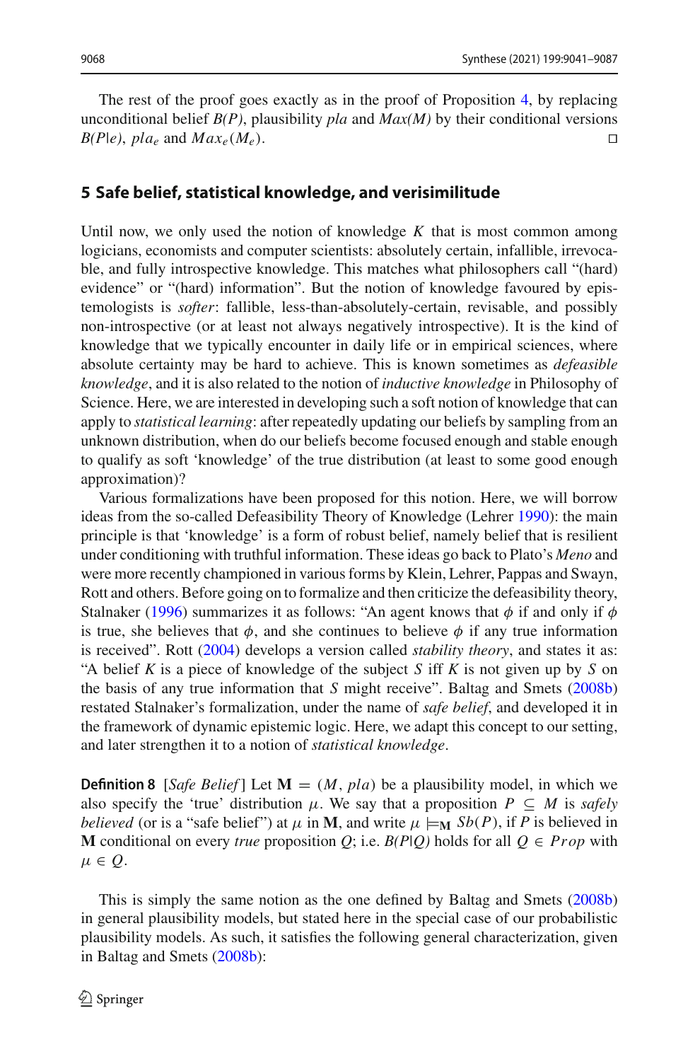The rest of the proof goes exactly as in the proof of Proposition 4, by replacing unconditional belief *B(P)*, plausibility *pla* and *Max(M)* by their conditional versions *B(P|e)*, $pla_e$ and $Max_e(M_e)$. □

## 5 Safe belief, statistical knowledge, and verisimilitude

Until now, we only used the notion of knowledge $K$ that is most common among logicians, economists and computer scientists: absolutely certain, infallible, irrevocable, and fully introspective knowledge. This matches what philosophers call "(hard) evidence" or "(hard) information". But the notion of knowledge favoured by epistemologists is *softer*: fallible, less-than-absolutely-certain, revisable, and possibly non-introspective (or at least not always negatively introspective). It is the kind of knowledge that we typically encounter in daily life or in empirical sciences, where absolute certainty may be hard to achieve. This is known sometimes as *defeasible knowledge*, and it is also related to the notion of *inductive knowledge* in Philosophy of Science. Here, we are interested in developing such a soft notion of knowledge that can apply to *statistical learning*: after repeatedly updating our beliefs by sampling from an unknown distribution, when do our beliefs become focused enough and stable enough to qualify as soft 'knowledge' of the true distribution (at least to some good enough approximation)?

Various formalizations have been proposed for this notion. Here, we will borrow ideas from the so-called Defeasibility Theory of Knowledge (Lehrer 1990): the main principle is that 'knowledge' is a form of robust belief, namely belief that is resilient under conditioning with truthful information. These ideas go back to Plato's *Meno* and were more recently championed in various forms by Klein, Lehrer, Pappas and Swayn, Rott and others. Before going on to formalize and then criticize the defeasibility theory, Stalnaker (1996) summarizes it as follows: "An agent knows that $\phi$ if and only if $\phi$ is true, she believes that $\phi$, and she continues to believe $\phi$ if any true information is received". Rott (2004) develops a version called *stability theory*, and states it as: "A belief $K$ is a piece of knowledge of the subject $S$ iff $K$ is not given up by $S$ on the basis of any true information that $S$ might receive". Baltag and Smets (2008b) restated Stalnaker's formalization, under the name of *safe belief*, and developed it in the framework of dynamic epistemic logic. Here, we adapt this concept to our setting, and later strengthen it to a notion of *statistical knowledge*.

**Definition 8** [*Safe Belief*] Let $\mathbf{M} = (M, pla)$ be a plausibility model, in which we also specify the 'true' distribution $\mu$. We say that a proposition $P \subseteq M$ is *safely believed* (or is a "safe belief") at $\mu$ in $\mathbf{M}$, and write $\mu \models_{\mathbf{M}} Sb(P)$, if $P$ is believed in $\mathbf{M}$ conditional on every *true* proposition $Q$; i.e. *B(P|Q)* holds for all $Q \in Prop$ with $\mu \in Q$.

This is simply the same notion as the one defined by Baltag and Smets (2008b) in general plausibility models, but stated here in the special case of our probabilistic plausibility models. As such, it satisfies the following general characterization, given in Baltag and Smets (2008b):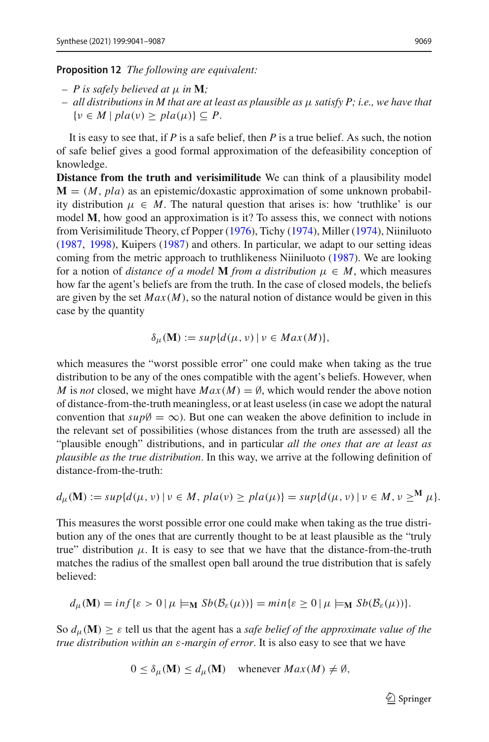**Proposition 12** *The following are equivalent:*

- *$P$ is safely believed at $\mu$ in $\mathbf{M}$;*
- *all distributions in $M$ that are at least as plausible as $\mu$ satisfy $P$; i.e., we have that $\{\nu \in M \mid pla(\nu) \geq pla(\mu)\} \subseteq P$.*

It is easy to see that, if $P$ is a safe belief, then $P$ is a true belief. As such, the notion of safe belief gives a good formal approximation of the defeasibility conception of knowledge.

**Distance from the truth and verisimilitude** We can think of a plausibility model $\mathbf{M} = (M, pla)$ as an epistemic/doxastic approximation of some unknown probability distribution $\mu \in M$. The natural question that arises is: how 'truthlike' is our model $\mathbf{M}$, how good an approximation is it? To assess this, we connect with notions from Verisimilitude Theory, cf Popper (1976), Tichy (1974), Miller (1974), Niiniluoto (1987, 1998), Kuipers (1987) and others. In particular, we adapt to our setting ideas coming from the metric approach to truthlikeness Niiniluoto (1987). We are looking for a notion of *distance of a model* $\mathbf{M}$ *from a distribution* $\mu \in M$, which measures how far the agent's beliefs are from the truth. In the case of closed models, the beliefs are given by the set $Max(M)$, so the natural notion of distance would be given in this case by the quantity

$$\delta_{\mu}(\mathbf{M}) := sup\{d(\mu, \nu) \mid \nu \in Max(M)\},$$

which measures the "worst possible error" one could make when taking as the true distribution to be any of the ones compatible with the agent's beliefs. However, when $M$ is *not* closed, we might have $Max(M) = \emptyset$, which would render the above notion of distance-from-the-truth meaningless, or at least useless (in case we adopt the natural convention that $sup\emptyset = \infty$). But one can weaken the above definition to include in the relevant set of possibilities (whose distances from the truth are assessed) all the "plausible enough" distributions, and in particular *all the ones that are at least as plausible as the true distribution*. In this way, we arrive at the following definition of distance-from-the-truth:

$$d_{\mu}(\mathbf{M}) := sup\{d(\mu, \nu) \mid \nu \in M, pla(\nu) \geq pla(\mu)\} = sup\{d(\mu, \nu) \mid \nu \in M, \nu \geq^{\mathbf{M}} \mu\}.$$

This measures the worst possible error one could make when taking as the true distribution any of the ones that are currently thought to be at least plausible as the "truly true" distribution $\mu$. It is easy to see that we have that the distance-from-the-truth matches the radius of the smallest open ball around the true distribution that is safely believed:

$$d_{\mu}(\mathbf{M}) = inf\{\varepsilon > 0 \mid \mu \models_{\mathbf{M}} Sb(\mathcal{B}_{\varepsilon}(\mu))\} = min\{\varepsilon \geq 0 \mid \mu \models_{\mathbf{M}} Sb(\mathcal{B}_{\varepsilon}(\mu))\}.$$

So $d_{\mu}(\mathbf{M}) \geq \varepsilon$ tell us that the agent has a *safe belief of the approximate value of the true distribution within an $\varepsilon$-margin of error*. It is also easy to see that we have

$$0 \leq \delta_{\mu}(\mathbf{M}) \leq d_{\mu}(\mathbf{M}) \quad \text{whenever } Max(M) \neq \emptyset,$$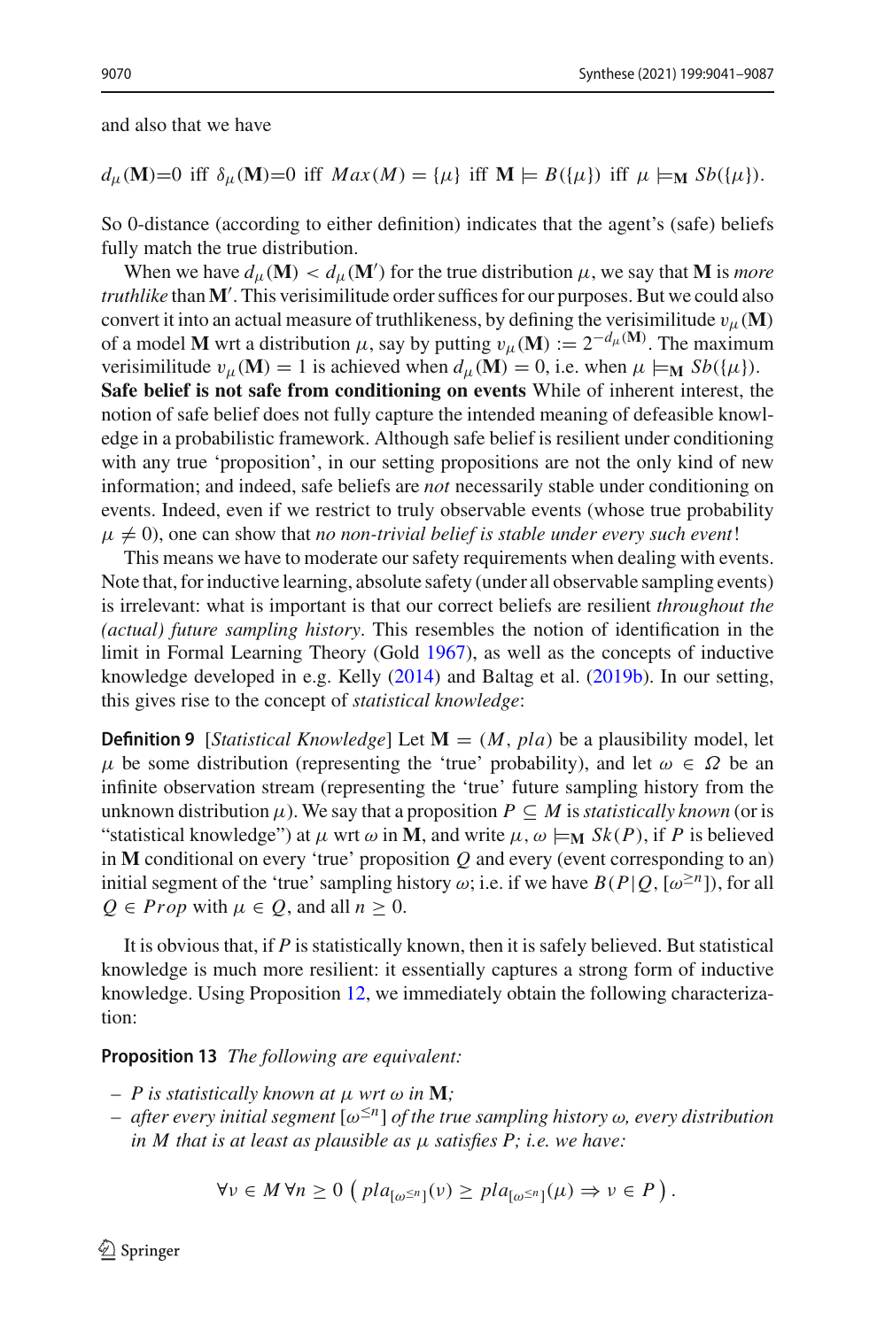and also that we have

$$d_\mu(\mathbf{M})=0 \text{ iff } \delta_\mu(\mathbf{M})=0 \text{ iff } Max(M) = \{\mu\} \text{ iff } \mathbf{M} \models B(\{\mu\}) \text{ iff } \mu \models_{\mathbf{M}} Sb(\{\mu\}).$$

So 0-distance (according to either definition) indicates that the agent's (safe) beliefs fully match the true distribution.

When we have $d_\mu(\mathbf{M}) < d_\mu(\mathbf{M}')$ for the true distribution $\mu$, we say that $\mathbf{M}$ is *more truthlike* than $\mathbf{M}'$. This verisimilitude order suffices for our purposes. But we could also convert it into an actual measure of truthlikeness, by defining the verisimilitude $v_\mu(\mathbf{M})$ of a model $\mathbf{M}$ wrt a distribution $\mu$, say by putting $v_\mu(\mathbf{M}) := 2^{-d_\mu(\mathbf{M})}$. The maximum verisimilitude $v_\mu(\mathbf{M}) = 1$ is achieved when $d_\mu(\mathbf{M}) = 0$, i.e. when $\mu \models_{\mathbf{M}} Sb(\{\mu\})$.

**Safe belief is not safe from conditioning on events** While of inherent interest, the notion of safe belief does not fully capture the intended meaning of defeasible knowledge in a probabilistic framework. Although safe belief is resilient under conditioning with any true 'proposition', in our setting propositions are not the only kind of new information; and indeed, safe beliefs are *not* necessarily stable under conditioning on events. Indeed, even if we restrict to truly observable events (whose true probability $\mu \neq 0$), one can show that *no non-trivial belief is stable under every such event*!

This means we have to moderate our safety requirements when dealing with events. Note that, for inductive learning, absolute safety (under all observable sampling events) is irrelevant: what is important is that our correct beliefs are resilient *throughout the (actual) future sampling history*. This resembles the notion of identification in the limit in Formal Learning Theory (Gold 1967), as well as the concepts of inductive knowledge developed in e.g. Kelly (2014) and Baltag et al. (2019b). In our setting, this gives rise to the concept of *statistical knowledge*:

**Definition 9** [*Statistical Knowledge*] Let $\mathbf{M} = (M, pla)$ be a plausibility model, let $\mu$ be some distribution (representing the 'true' probability), and let $\omega \in \Omega$ be an infinite observation stream (representing the 'true' future sampling history from the unknown distribution $\mu$). We say that a proposition $P \subseteq M$ is *statistically known* (or is "statistical knowledge") at $\mu$ wrt $\omega$ in $\mathbf{M}$, and write $\mu, \omega \models_{\mathbf{M}} Sk(P)$, if $P$ is believed in $\mathbf{M}$ conditional on every 'true' proposition $Q$ and every (event corresponding to an) initial segment of the 'true' sampling history $\omega$; i.e. if we have $B(P|Q, [\omega^{\geq n}])$, for all $Q \in Prop$ with $\mu \in Q$, and all $n \geq 0$.

It is obvious that, if $P$ is statistically known, then it is safely believed. But statistical knowledge is much more resilient: it essentially captures a strong form of inductive knowledge. Using Proposition 12, we immediately obtain the following characterization:

**Proposition 13** *The following are equivalent:*

- *$P$ is statistically known at $\mu$ wrt $\omega$ in $\mathbf{M}$;*
- *after every initial segment $[\omega^{\leq n}]$ of the true sampling history $\omega$, every distribution in $M$ that is at least as plausible as $\mu$ satisfies $P$; i.e. we have:*

$$\forall \nu \in M \, \forall n \geq 0 \, \left( pla_{[\omega^{\leq n}]}(\nu) \geq pla_{[\omega^{\leq n}]}(\mu) \Rightarrow \nu \in P \right).$$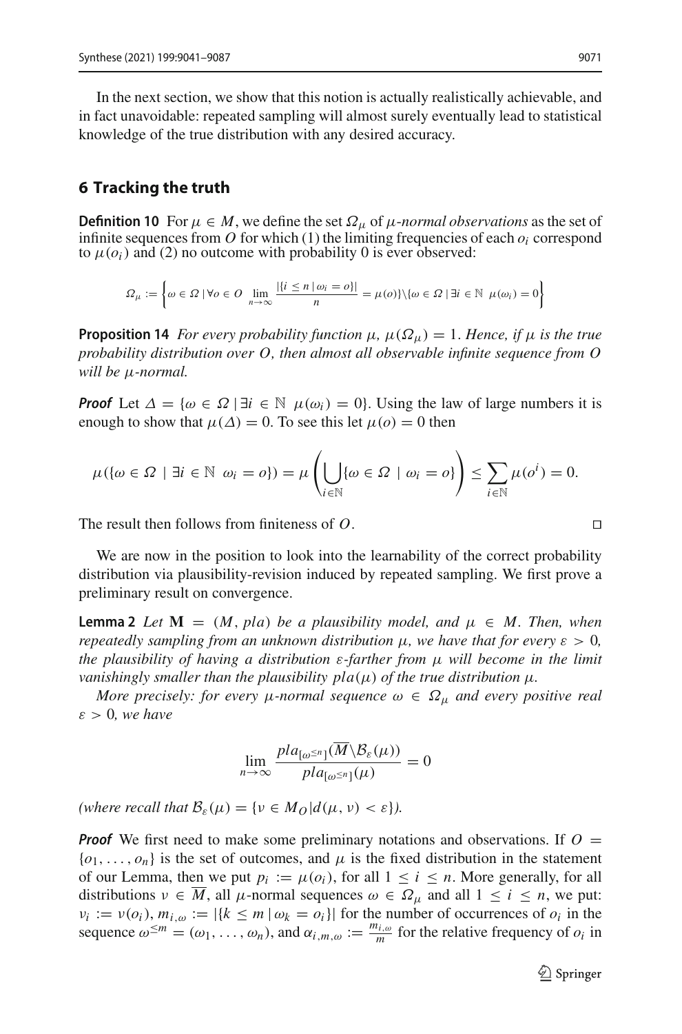In the next section, we show that this notion is actually realistically achievable, and in fact unavoidable: repeated sampling will almost surely eventually lead to statistical knowledge of the true distribution with any desired accuracy.

## 6 Tracking the truth

**Definition 10** For $\mu \in M$, we define the set $\Omega_\mu$ of *$\mu$-normal observations* as the set of infinite sequences from $O$ for which (1) the limiting frequencies of each $o_i$ correspond to $\mu(o_i)$ and (2) no outcome with probability 0 is ever observed:

$$\Omega_\mu := \left\{ \omega \in \Omega \mid \forall o \in O \ \lim_{n\to\infty} \frac{|\{i \le n \mid \omega_i = o\}|}{n} = \mu(o) \right\} \setminus \{\omega \in \Omega \mid \exists i \in \mathbb{N} \ \mu(\omega_i) = 0\}$$

**Proposition 14** *For every probability function $\mu$, $\mu(\Omega_\mu) = 1$. Hence, if $\mu$ is the true probability distribution over $O$, then almost all observable infinite sequence from $O$ will be $\mu$-normal.*

***Proof*** Let $\Delta = \{\omega \in \Omega \mid \exists i \in \mathbb{N} \ \mu(\omega_i) = 0\}$. Using the law of large numbers it is enough to show that $\mu(\Delta) = 0$. To see this let $\mu(o) = 0$ then

$$\mu(\{\omega \in \Omega \mid \exists i \in \mathbb{N} \ \omega_i = o\}) = \mu\left(\bigcup_{i\in\mathbb{N}} \{\omega \in \Omega \mid \omega_i = o\}\right) \le \sum_{i\in\mathbb{N}} \mu(o^i) = 0.$$

The result then follows from finiteness of $O$. □

We are now in the position to look into the learnability of the correct probability distribution via plausibility-revision induced by repeated sampling. We first prove a preliminary result on convergence.

**Lemma 2** *Let $\mathbf{M} = (M, pla)$ be a plausibility model, and $\mu \in M$. Then, when repeatedly sampling from an unknown distribution $\mu$, we have that for every $\varepsilon > 0$, the plausibility of having a distribution $\varepsilon$-farther from $\mu$ will become in the limit vanishingly smaller than the plausibility $pla(\mu)$ of the true distribution $\mu$.*

*More precisely: for every $\mu$-normal sequence $\omega \in \Omega_\mu$ and every positive real $\varepsilon > 0$, we have*

$$\lim_{n\to\infty} \frac{pla_{[\omega^{\le n}]}(\overline{M} \setminus \mathcal{B}_\varepsilon(\mu))}{pla_{[\omega^{\le n}]}(\mu)} = 0$$

*(where recall that $\mathcal{B}_\varepsilon(\mu) = \{\nu \in M_O | d(\mu, \nu) < \varepsilon\}$).*

***Proof*** We first need to make some preliminary notations and observations. If $O = \{o_1, \ldots, o_n\}$ is the set of outcomes, and $\mu$ is the fixed distribution in the statement of our Lemma, then we put $p_i := \mu(o_i)$, for all $1 \le i \le n$. More generally, for all distributions $\nu \in \overline{M}$, all $\mu$-normal sequences $\omega \in \Omega_\mu$ and all $1 \le i \le n$, we put: $\nu_i := \nu(o_i)$, $m_{i,\omega} := |\{k \le m \mid \omega_k = o_i\}|$ for the number of occurrences of $o_i$ in the sequence $\omega^{\le m} = (\omega_1, \ldots, \omega_n)$, and $\alpha_{i,m,\omega} := \frac{m_{i,\omega}}{m}$ for the relative frequency of $o_i$ in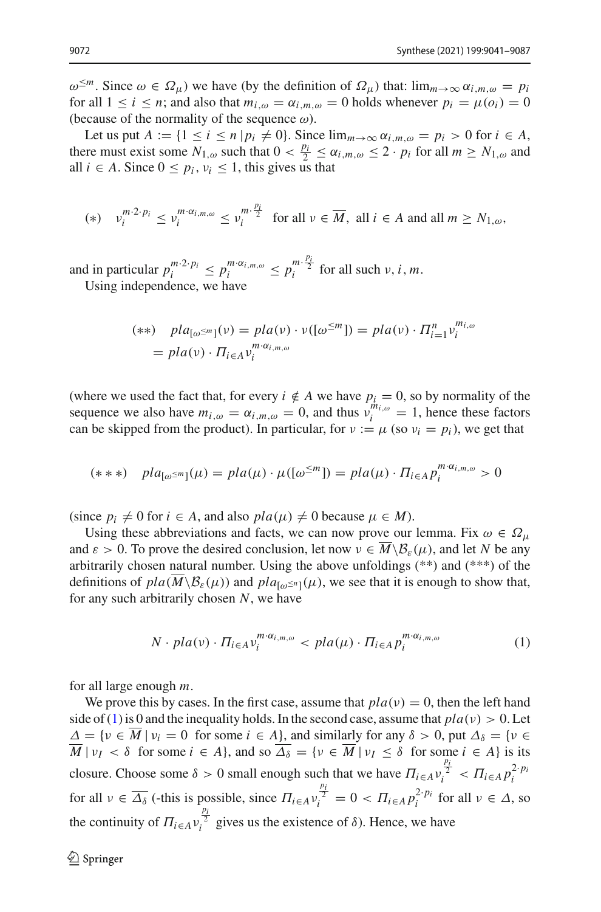$\omega^{\leq m}$. Since $\omega \in \Omega_\mu$) we have (by the definition of $\Omega_\mu$) that: $\lim_{m\to\infty} \alpha_{i,m,\omega} = p_i$ for all $1 \leq i \leq n$; and also that $m_{i,\omega} = \alpha_{i,m,\omega} = 0$ holds whenever $p_i = \mu(o_i) = 0$ (because of the normality of the sequence $\omega$).

Let us put $A := \{1 \leq i \leq n \,|\, p_i \neq 0\}$. Since $\lim_{m\to\infty} \alpha_{i,m,\omega} = p_i > 0$ for $i \in A$, there must exist some $N_{1,\omega}$ such that $0 < \frac{p_i}{2} \leq \alpha_{i,m,\omega} \leq 2 \cdot p_i$ for all $m \geq N_{1,\omega}$ and all $i \in A$. Since $0 \leq p_i, \nu_i \leq 1$, this gives us that

$$(*) \quad \nu_i^{m\cdot 2\cdot p_i} \leq \nu_i^{m\cdot\alpha_{i,m,\omega}} \leq \nu_i^{m\cdot\frac{p_i}{2}} \text{ for all } \nu \in \overline{M}, \text{ all } i \in A \text{ and all } m \geq N_{1,\omega},$$

and in particular $p_i^{m\cdot 2\cdot p_i} \leq p_i^{m\cdot\alpha_{i,m,\omega}} \leq p_i^{m\cdot\frac{p_i}{2}}$ for all such $\nu, i, m$.

Using independence, we have

$$(**) \quad pla_{[\omega^{\leq m}]}(\nu) = pla(\nu)\cdot\nu([\omega^{\leq m}]) = pla(\nu)\cdot\Pi_{i=1}^{n}\nu_i^{m_{i,\omega}}$$
$$= pla(\nu)\cdot\Pi_{i\in A}\nu_i^{m\cdot\alpha_{i,m,\omega}}$$

(where we used the fact that, for every $i \notin A$ we have $p_i = 0$, so by normality of the sequence we also have $m_{i,\omega} = \alpha_{i,m,\omega} = 0$, and thus $\nu_i^{m_{i,\omega}} = 1$, hence these factors can be skipped from the product). In particular, for $\nu := \mu$ (so $\nu_i = p_i$), we get that

$$(***) \quad pla_{[\omega^{\leq m}]}(\mu) = pla(\mu)\cdot\mu([\omega^{\leq m}]) = pla(\mu)\cdot\Pi_{i\in A}p_i^{m\cdot\alpha_{i,m,\omega}} > 0$$

(since $p_i \neq 0$ for $i \in A$, and also $pla(\mu) \neq 0$ because $\mu \in M$).

Using these abbreviations and facts, we can now prove our lemma. Fix $\omega \in \Omega_\mu$ and $\varepsilon > 0$. To prove the desired conclusion, let now $\nu \in \overline{M}\backslash\mathcal{B}_\varepsilon(\mu)$, and let $N$ be any arbitrarily chosen natural number. Using the above unfoldings (**) and (***) of the definitions of $pla(\overline{M}\backslash\mathcal{B}_\varepsilon(\mu))$ and $pla_{[\omega^{\leq n}]}(\mu)$, we see that it is enough to show that, for any such arbitrarily chosen $N$, we have

$$N\cdot pla(\nu)\cdot\Pi_{i\in A}\nu_i^{m\cdot\alpha_{i,m,\omega}} < pla(\mu)\cdot\Pi_{i\in A}p_i^{m\cdot\alpha_{i,m,\omega}} \tag{1}$$

for all large enough $m$.

We prove this by cases. In the first case, assume that $pla(\nu) = 0$, then the left hand side of (1) is 0 and the inequality holds. In the second case, assume that $pla(\nu) > 0$. Let $\Delta = \{\nu \in \overline{M} \,|\, \nu_i = 0 \text{ for some } i \in A\}$, and similarly for any $\delta > 0$, put $\Delta_\delta = \{\nu \in \overline{M} \,|\, \nu_I < \delta \text{ for some } i \in A\}$, and so $\overline{\Delta_\delta} = \{\nu \in \overline{M} \,|\, \nu_I \leq \delta \text{ for some } i \in A\}$ is its closure. Choose some $\delta > 0$ small enough such that we have $\Pi_{i\in A}\nu_i^{\frac{p_i}{2}} < \Pi_{i\in A}p_i^{2\cdot p_i}$ for all $\nu \in \overline{\Delta_\delta}$ (-this is possible, since $\Pi_{i\in A}\nu_i^{\frac{p_i}{2}} = 0 < \Pi_{i\in A}p_i^{2\cdot p_i}$ for all $\nu \in \Delta$, so the continuity of $\Pi_{i\in A}\nu_i^{\frac{p_i}{2}}$ gives us the existence of $\delta$). Hence, we have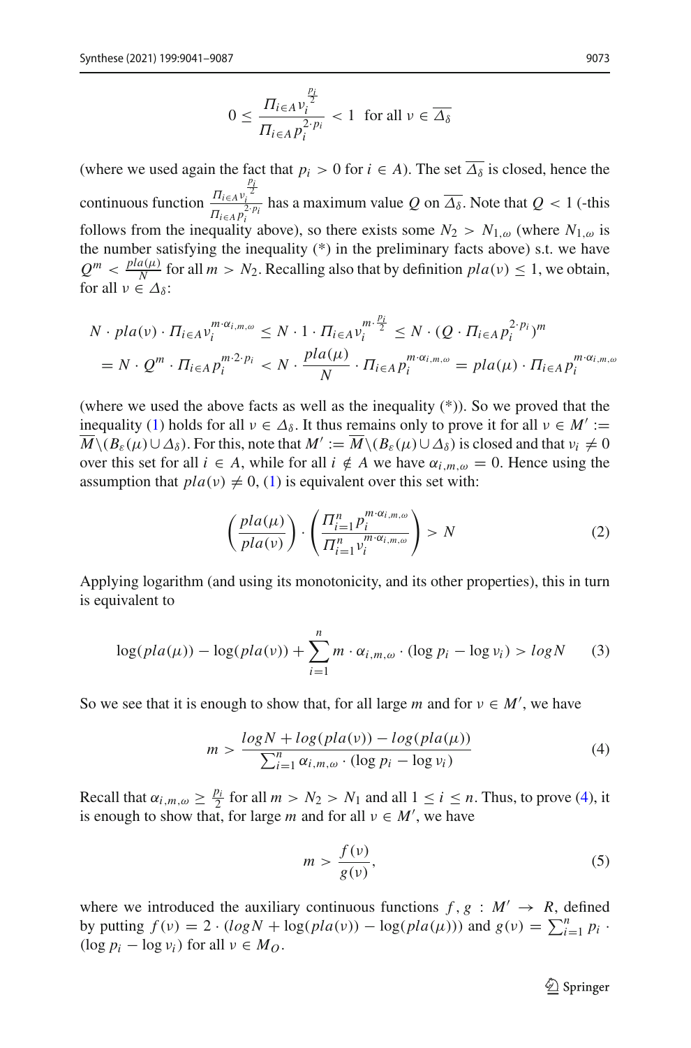$$0 \leq \frac{\Pi_{i\in A} \nu_i^{\frac{p_i}{2}}}{\Pi_{i\in A} p_i^{2\cdot p_i}} < 1 \text{ for all } \nu \in \overline{\Delta_\delta}$$

(where we used again the fact that $p_i > 0$ for $i \in A$). The set $\overline{\Delta_\delta}$ is closed, hence the continuous function $\frac{\Pi_{i\in A} \nu_i^{\frac{p_i}{2}}}{\Pi_{i\in A} p_i^{2\cdot p_i}}$ has a maximum value $Q$ on $\overline{\Delta_\delta}$. Note that $Q < 1$ (-this follows from the inequality above), so there exists some $N_2 > N_{1,\omega}$ (where $N_{1,\omega}$ is the number satisfying the inequality (*) in the preliminary facts above) s.t. we have $Q^m < \frac{pla(\mu)}{N}$ for all $m > N_2$. Recalling also that by definition $pla(\nu) \leq 1$, we obtain, for all $\nu \in \Delta_\delta$:

$$N \cdot pla(\nu) \cdot \Pi_{i\in A} \nu_i^{m\cdot\alpha_{i,m,\omega}} \leq N \cdot 1 \cdot \Pi_{i\in A} \nu_i^{m\cdot\frac{p_i}{2}} \leq N \cdot (Q \cdot \Pi_{i\in A} p_i^{2\cdot p_i})^m$$
$$= N \cdot Q^m \cdot \Pi_{i\in A} p_i^{m\cdot 2\cdot p_i} < N \cdot \frac{pla(\mu)}{N} \cdot \Pi_{i\in A} p_i^{m\cdot\alpha_{i,m,\omega}} = pla(\mu) \cdot \Pi_{i\in A} p_i^{m\cdot\alpha_{i,m,\omega}}$$

(where we used the above facts as well as the inequality (*)). So we proved that the inequality (1) holds for all $\nu \in \Delta_\delta$. It thus remains only to prove it for all $\nu \in M' := \overline{M} \backslash (B_\varepsilon(\mu) \cup \Delta_\delta)$. For this, note that $M' := \overline{M} \backslash (B_\varepsilon(\mu) \cup \Delta_\delta)$ is closed and that $\nu_i \neq 0$ over this set for all $i \in A$, while for all $i \notin A$ we have $\alpha_{i,m,\omega} = 0$. Hence using the assumption that $pla(\nu) \neq 0$, (1) is equivalent over this set with:

$$\left(\frac{pla(\mu)}{pla(\nu)}\right) \cdot \left(\frac{\Pi_{i=1}^n p_i^{m\cdot\alpha_{i,m,\omega}}}{\Pi_{i=1}^n \nu_i^{m\cdot\alpha_{i,m,\omega}}}\right) > N \tag{2}$$

Applying logarithm (and using its monotonicity, and its other properties), this in turn is equivalent to

$$\log(pla(\mu)) - \log(pla(\nu)) + \sum_{i=1}^n m \cdot \alpha_{i,m,\omega} \cdot (\log p_i - \log \nu_i) > logN \tag{3}$$

So we see that it is enough to show that, for all large $m$ and for $\nu \in M'$, we have

$$m > \frac{logN + log(pla(\nu)) - log(pla(\mu))}{\sum_{i=1}^n \alpha_{i,m,\omega} \cdot (\log p_i - \log \nu_i)} \tag{4}$$

Recall that $\alpha_{i,m,\omega} \geq \frac{p_i}{2}$ for all $m > N_2 > N_1$ and all $1 \leq i \leq n$. Thus, to prove (4), it is enough to show that, for large $m$ and for all $\nu \in M'$, we have

$$m > \frac{f(\nu)}{g(\nu)}, \tag{5}$$

where we introduced the auxiliary continuous functions $f, g : M' \to R$, defined by putting $f(\nu) = 2 \cdot (logN + \log(pla(\nu)) - \log(pla(\mu)))$ and $g(\nu) = \sum_{i=1}^n p_i \cdot (\log p_i - \log \nu_i)$ for all $\nu \in M_O$.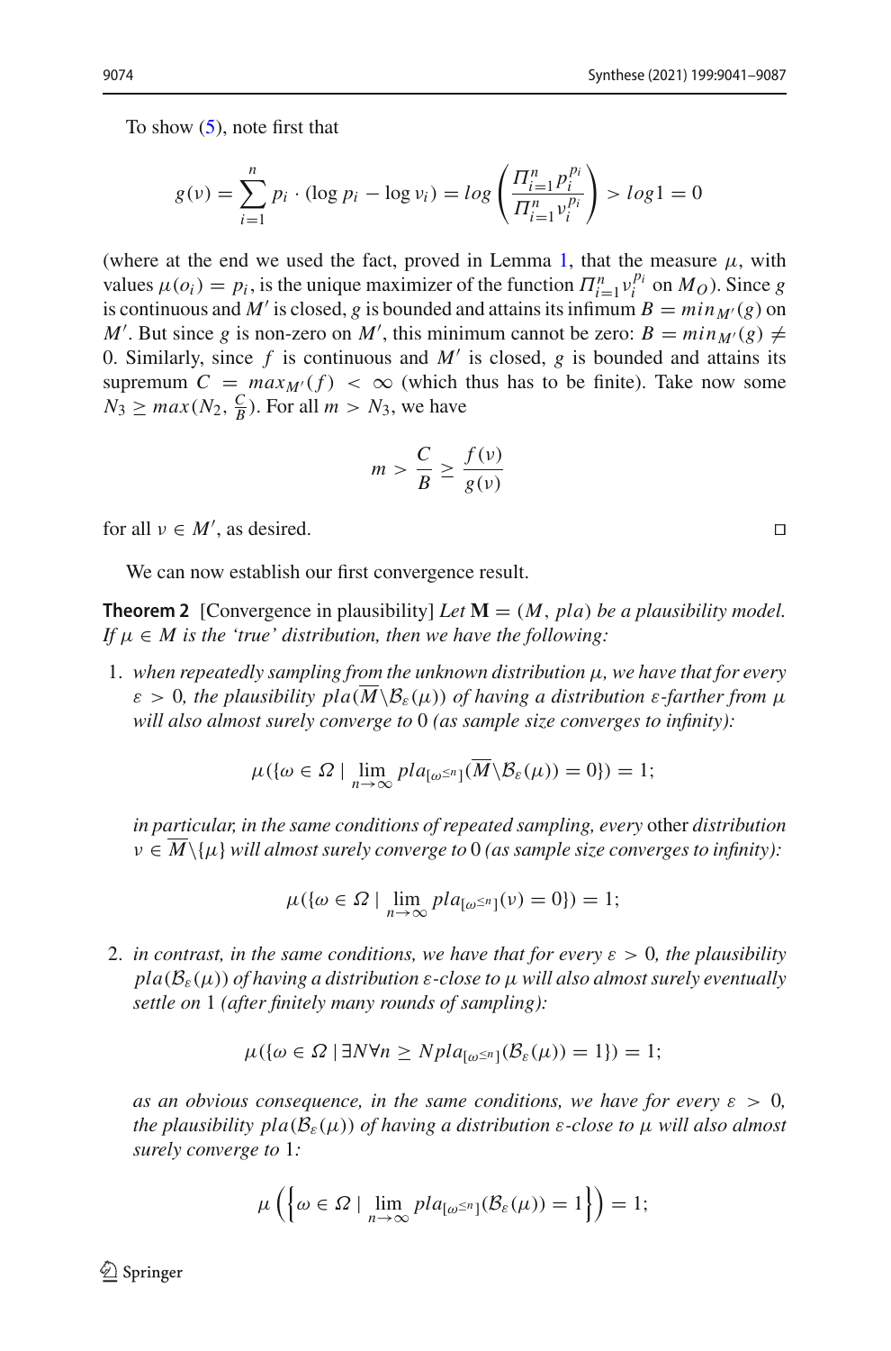To show (5), note first that

$$g(\nu) = \sum_{i=1}^{n} p_i \cdot (\log p_i - \log \nu_i) = log\left(\frac{\Pi_{i=1}^{n} p_i^{p_i}}{\Pi_{i=1}^{n} \nu_i^{p_i}}\right) > log 1 = 0$$

(where at the end we used the fact, proved in Lemma 1, that the measure $\mu$, with values $\mu(o_i) = p_i$, is the unique maximizer of the function $\Pi_{i=1}^{n} \nu_i^{p_i}$ on $M_O$). Since $g$ is continuous and $M'$ is closed, $g$ is bounded and attains its infimum $B = min_{M'}(g)$ on $M'$. But since $g$ is non-zero on $M'$, this minimum cannot be zero: $B = min_{M'}(g) \neq 0$. Similarly, since $f$ is continuous and $M'$ is closed, $g$ is bounded and attains its supremum $C = max_{M'}(f) < \infty$ (which thus has to be finite). Take now some $N_3 \geq max(N_2, \frac{C}{B})$. For all $m > N_3$, we have

$$m > \frac{C}{B} \geq \frac{f(\nu)}{g(\nu)}$$

for all $\nu \in M'$, as desired. □

We can now establish our first convergence result.

**Theorem 2** [Convergence in plausibility] *Let $\mathbf{M} = (M, pla)$ be a plausibility model. If $\mu \in M$ is the 'true' distribution, then we have the following:*

1. *when repeatedly sampling from the unknown distribution $\mu$, we have that for every $\varepsilon > 0$, the plausibility $pla(\overline{M} \backslash \mathcal{B}_\varepsilon(\mu))$ of having a distribution $\varepsilon$-farther from $\mu$ will also almost surely converge to* 0 *(as sample size converges to infinity):*

$$\mu(\{\omega \in \Omega \mid \lim_{n\to\infty} pla_{[\omega^{\leq n}]}(\overline{M} \backslash \mathcal{B}_\varepsilon(\mu)) = 0\}) = 1;$$

   *in particular, in the same conditions of repeated sampling, every* other *distribution $\nu \in \overline{M} \backslash \{\mu\}$ will almost surely converge to* 0 *(as sample size converges to infinity):*

$$\mu(\{\omega \in \Omega \mid \lim_{n\to\infty} pla_{[\omega^{\leq n}]}(\nu) = 0\}) = 1;$$

2. *in contrast, in the same conditions, we have that for every $\varepsilon > 0$, the plausibility $pla(\mathcal{B}_\varepsilon(\mu))$ of having a distribution $\varepsilon$-close to $\mu$ will also almost surely eventually settle on* 1 *(after finitely many rounds of sampling):*

$$\mu(\{\omega \in \Omega \mid \exists N \forall n \geq N pla_{[\omega^{\leq n}]}(\mathcal{B}_\varepsilon(\mu)) = 1\}) = 1;$$

   *as an obvious consequence, in the same conditions, we have for every $\varepsilon > 0$, the plausibility $pla(\mathcal{B}_\varepsilon(\mu))$ of having a distribution $\varepsilon$-close to $\mu$ will also almost surely converge to* 1*:*

$$\mu\left(\left\{\omega \in \Omega \mid \lim_{n\to\infty} pla_{[\omega^{\leq n}]}(\mathcal{B}_\varepsilon(\mu)) = 1\right\}\right) = 1;$$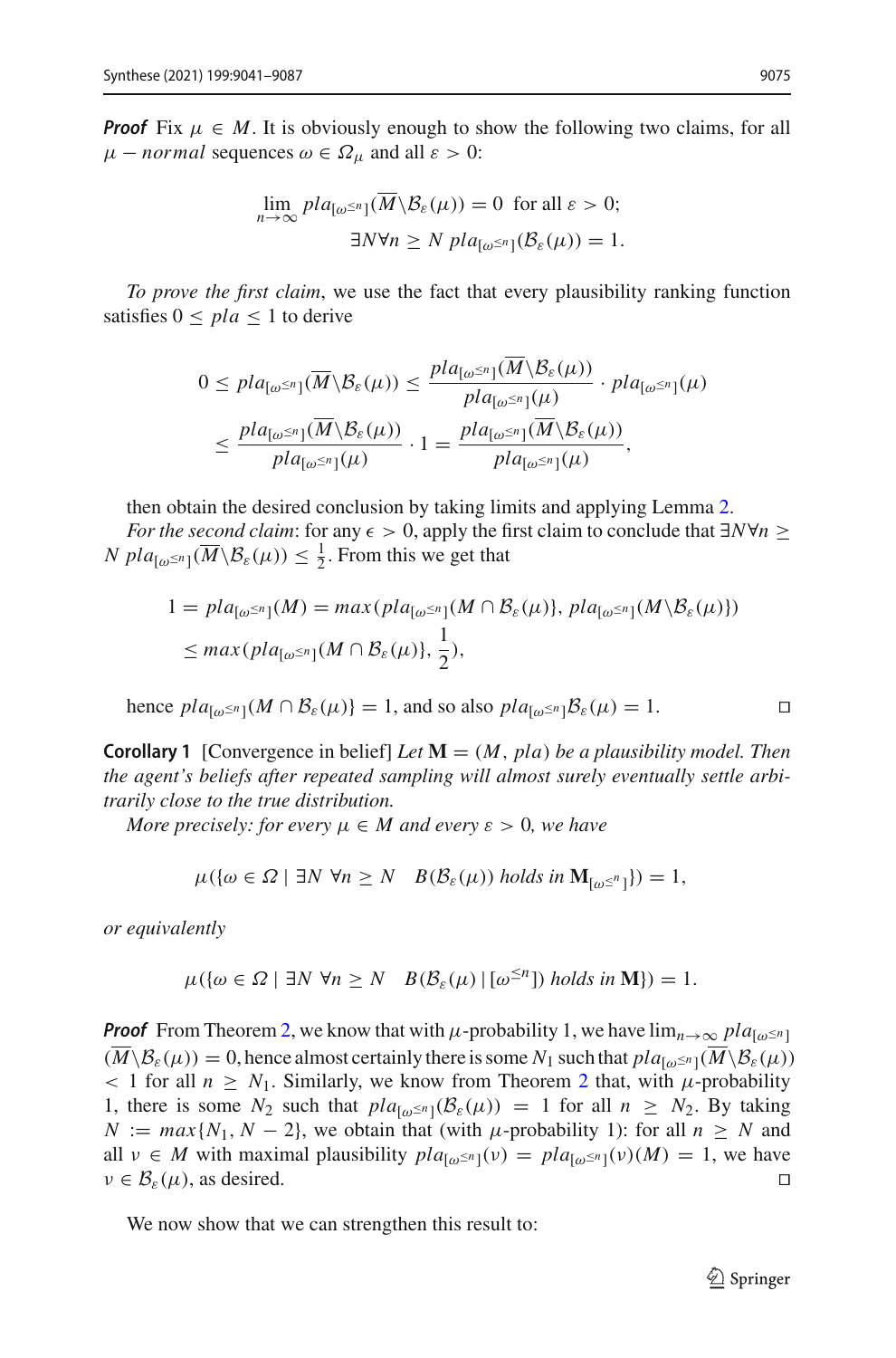***Proof*** Fix $\mu \in M$. It is obviously enough to show the following two claims, for all $\mu - normal$ sequences $\omega \in \Omega_\mu$ and all $\varepsilon > 0$:

$$\lim_{n\to\infty} pla_{[\omega^{\leq n}]}(\overline{M}\backslash\mathcal{B}_\varepsilon(\mu)) = 0 \text{ for all } \varepsilon > 0;$$
$$\exists N \forall n \geq N \; pla_{[\omega^{\leq n}]}(\mathcal{B}_\varepsilon(\mu)) = 1.$$

*To prove the first claim*, we use the fact that every plausibility ranking function satisfies $0 \leq pla \leq 1$ to derive

$$0 \leq pla_{[\omega^{\leq n}]}(\overline{M}\backslash\mathcal{B}_\varepsilon(\mu)) \leq \frac{pla_{[\omega^{\leq n}]}(\overline{M}\backslash\mathcal{B}_\varepsilon(\mu))}{pla_{[\omega^{\leq n}]}(\mu)} \cdot pla_{[\omega^{\leq n}]}(\mu)$$
$$\leq \frac{pla_{[\omega^{\leq n}]}(\overline{M}\backslash\mathcal{B}_\varepsilon(\mu))}{pla_{[\omega^{\leq n}]}(\mu)} \cdot 1 = \frac{pla_{[\omega^{\leq n}]}(\overline{M}\backslash\mathcal{B}_\varepsilon(\mu))}{pla_{[\omega^{\leq n}]}(\mu)},$$

then obtain the desired conclusion by taking limits and applying Lemma 2.

*For the second claim*: for any $\epsilon > 0$, apply the first claim to conclude that $\exists N \forall n \geq N \; pla_{[\omega^{\leq n}]}(\overline{M}\backslash\mathcal{B}_\varepsilon(\mu)) \leq \frac{1}{2}$. From this we get that

$$1 = pla_{[\omega^{\leq n}]}(M) = max(pla_{[\omega^{\leq n}]}(M \cap \mathcal{B}_\varepsilon(\mu)\}, pla_{[\omega^{\leq n}]}(M\backslash\mathcal{B}_\varepsilon(\mu)\})$$
$$\leq max(pla_{[\omega^{\leq n}]}(M \cap \mathcal{B}_\varepsilon(\mu)\}, \frac{1}{2}),$$

hence $pla_{[\omega^{\leq n}]}(M \cap \mathcal{B}_\varepsilon(\mu)\} = 1$, and so also $pla_{[\omega^{\leq n}]}\mathcal{B}_\varepsilon(\mu) = 1$. □

**Corollary 1** [Convergence in belief] *Let $\mathbf{M} = (M, pla)$ be a plausibility model. Then the agent's beliefs after repeated sampling will almost surely eventually settle arbitrarily close to the true distribution.*

*More precisely: for every $\mu \in M$ and every $\varepsilon > 0$, we have*

$$\mu(\{\omega \in \Omega \mid \exists N \; \forall n \geq N \quad B(\mathcal{B}_\varepsilon(\mu)) \text{ holds in } \mathbf{M}_{[\omega^{\leq n}]}\}) = 1,$$

*or equivalently*

$$\mu(\{\omega \in \Omega \mid \exists N \; \forall n \geq N \quad B(\mathcal{B}_\varepsilon(\mu) \mid [\omega^{\leq n}]) \text{ holds in } \mathbf{M}\}) = 1.$$

***Proof*** From Theorem 2, we know that with $\mu$-probability 1, we have $\lim_{n\to\infty} pla_{[\omega^{\leq n}]}(\overline{M}\backslash\mathcal{B}_\varepsilon(\mu)) = 0$, hence almost certainly there is some $N_1$ such that $pla_{[\omega^{\leq n}]}(\overline{M}\backslash\mathcal{B}_\varepsilon(\mu)) < 1$ for all $n \geq N_1$. Similarly, we know from Theorem 2 that, with $\mu$-probability 1, there is some $N_2$ such that $pla_{[\omega^{\leq n}]}(\mathcal{B}_\varepsilon(\mu)) = 1$ for all $n \geq N_2$. By taking $N := max\{N_1, N - 2\}$, we obtain that (with $\mu$-probability 1): for all $n \geq N$ and all $\nu \in M$ with maximal plausibility $pla_{[\omega^{\leq n}]}(\nu) = pla_{[\omega^{\leq n}]}(\nu)(M) = 1$, we have $\nu \in \mathcal{B}_\varepsilon(\mu)$, as desired. □

We now show that we can strengthen this result to: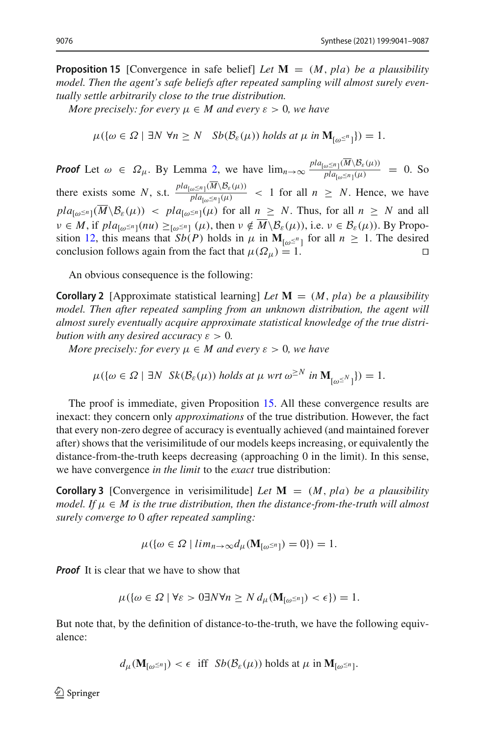**Proposition 15** [Convergence in safe belief] *Let* $\mathbf{M} = (M, pla)$ *be a plausibility model. Then the agent's safe beliefs after repeated sampling will almost surely eventually settle arbitrarily close to the true distribution.*

*More precisely: for every* $\mu \in M$ *and every* $\varepsilon > 0$*, we have*

$$\mu(\{\omega \in \Omega \mid \exists N \; \forall n \geq N \quad Sb(\mathcal{B}_\varepsilon(\mu)) \text{ holds at } \mu \text{ in } \mathbf{M}_{[\omega^{\leq n}]}\}) = 1.$$

***Proof*** Let $\omega \in \Omega_\mu$. By Lemma 2, we have $\lim_{n\to\infty} \frac{pla_{[\omega^{\leq n}]}(\overline{M} \backslash \mathcal{B}_\varepsilon(\mu))}{pla_{[\omega^{\leq n}]}(\mu)} = 0$. So there exists some $N$, s.t. $\frac{pla_{[\omega^{\leq n}]}(\overline{M} \backslash \mathcal{B}_\varepsilon(\mu))}{pla_{[\omega^{\leq n}]}(\mu)} < 1$ for all $n \geq N$. Hence, we have $pla_{[\omega^{\leq n}]}(\overline{M} \backslash \mathcal{B}_\varepsilon(\mu)) < pla_{[\omega^{\leq n}]}(\mu)$ for all $n \geq N$. Thus, for all $n \geq N$ and all $\nu \in M$, if $pla_{[\omega^{\leq n}]}(nu) \geq_{[\omega^{\leq n}]} (\mu)$, then $\nu \notin \overline{M} \backslash \mathcal{B}_\varepsilon(\mu)$), i.e. $\nu \in \mathcal{B}_\varepsilon(\mu)$). By Proposition 12, this means that $Sb(P)$ holds in $\mu$ in $\mathbf{M}_{[\omega^{\leq n}]}$ for all $n \geq 1$. The desired conclusion follows again from the fact that $\mu(\Omega_\mu) = 1$. □

An obvious consequence is the following:

**Corollary 2** [Approximate statistical learning] *Let* $\mathbf{M} = (M, pla)$ *be a plausibility model. Then after repeated sampling from an unknown distribution, the agent will almost surely eventually acquire approximate statistical knowledge of the true distribution with any desired accuracy* $\varepsilon > 0$*.*

*More precisely: for every* $\mu \in M$ *and every* $\varepsilon > 0$*, we have*

$$\mu(\{\omega \in \Omega \mid \exists N \;\; Sk(\mathcal{B}_\varepsilon(\mu)) \text{ holds at } \mu \text{ wrt } \omega^{\geq N} \text{ in } \mathbf{M}_{[\omega^{\leq N}]}\}) = 1.$$

The proof is immediate, given Proposition 15. All these convergence results are inexact: they concern only *approximations* of the true distribution. However, the fact that every non-zero degree of accuracy is eventually achieved (and maintained forever after) shows that the verisimilitude of our models keeps increasing, or equivalently the distance-from-the-truth keeps decreasing (approaching 0 in the limit). In this sense, we have convergence *in the limit* to the *exact* true distribution:

**Corollary 3** [Convergence in verisimilitude] *Let* $\mathbf{M} = (M, pla)$ *be a plausibility model. If* $\mu \in M$ *is the true distribution, then the distance-from-the-truth will almost surely converge to* 0 *after repeated sampling:*

$$\mu(\{\omega \in \Omega \mid lim_{n\to\infty} d_\mu(\mathbf{M}_{[\omega^{\leq n}]}) = 0\}) = 1.$$

***Proof*** It is clear that we have to show that

$$\mu(\{\omega \in \Omega \mid \forall \varepsilon > 0 \exists N \forall n \geq N \; d_\mu(\mathbf{M}_{[\omega^{\leq n}]}) < \epsilon\}) = 1.$$

But note that, by the definition of distance-to-the-truth, we have the following equivalence:

$$d_\mu(\mathbf{M}_{[\omega^{\leq n}]}) < \epsilon \;\; \text{iff} \;\; Sb(\mathcal{B}_\varepsilon(\mu)) \text{ holds at } \mu \text{ in } \mathbf{M}_{[\omega^{\leq n}]}.$$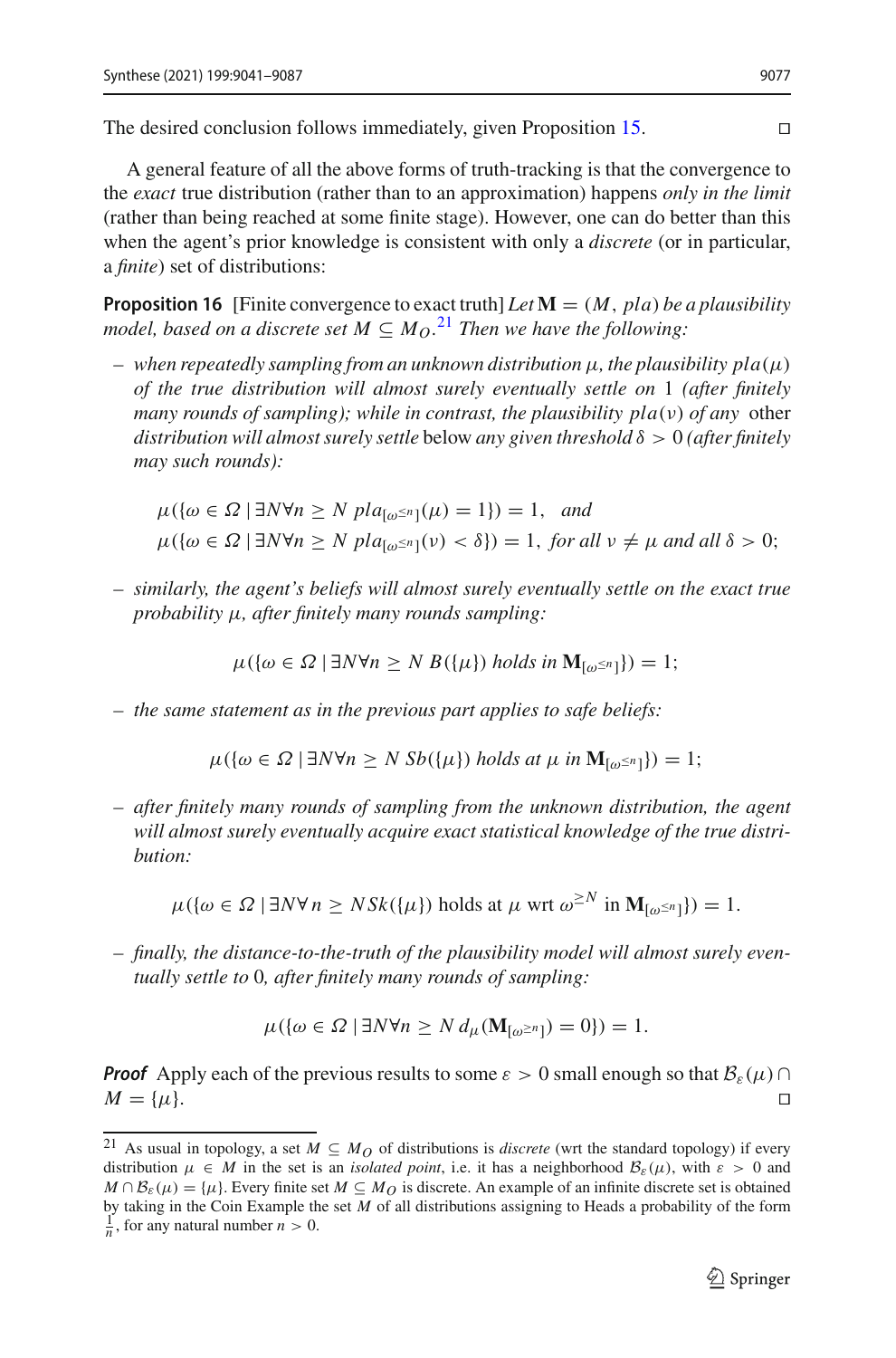The desired conclusion follows immediately, given Proposition 15. ◻

A general feature of all the above forms of truth-tracking is that the convergence to the *exact* true distribution (rather than to an approximation) happens *only in the limit* (rather than being reached at some finite stage). However, one can do better than this when the agent's prior knowledge is consistent with only a *discrete* (or in particular, a *finite*) set of distributions:

**Proposition 16** [Finite convergence to exact truth] *Let* $\mathbf{M} = (M, pla)$ *be a plausibility model, based on a discrete set* $M \subseteq M_O$.[21] *Then we have the following:*

- *when repeatedly sampling from an unknown distribution* $\mu$*, the plausibility* $pla(\mu)$ *of the true distribution will almost surely eventually settle on* 1 *(after finitely many rounds of sampling); while in contrast, the plausibility* $pla(\nu)$ *of any* other *distribution will almost surely settle* below *any given threshold* $\delta > 0$ *(after finitely may such rounds):*

$$\mu(\{\omega \in \Omega \mid \exists N \forall n \geq N\ pla_{[\omega^{\leq n}]}(\mu) = 1\}) = 1, \quad \text{and}$$
$$\mu(\{\omega \in \Omega \mid \exists N \forall n \geq N\ pla_{[\omega^{\leq n}]}(\nu) < \delta\}) = 1, \text{ for all } \nu \neq \mu \text{ and all } \delta > 0;$$

- *similarly, the agent's beliefs will almost surely eventually settle on the exact true probability* $\mu$*, after finitely many rounds sampling:*

$$\mu(\{\omega \in \Omega \mid \exists N \forall n \geq N\ B(\{\mu\}) \text{ holds in } \mathbf{M}_{[\omega^{\leq n}]}\}) = 1;$$

- *the same statement as in the previous part applies to safe beliefs:*

$$\mu(\{\omega \in \Omega \mid \exists N \forall n \geq N\ Sb(\{\mu\}) \text{ holds at } \mu \text{ in } \mathbf{M}_{[\omega^{\leq n}]}\}) = 1;$$

- *after finitely many rounds of sampling from the unknown distribution, the agent will almost surely eventually acquire exact statistical knowledge of the true distribution:*

$$\mu(\{\omega \in \Omega \mid \exists N \forall n \geq N Sk(\{\mu\}) \text{ holds at } \mu \text{ wrt } \omega^{\geq N} \text{ in } \mathbf{M}_{[\omega^{\leq n}]}\}) = 1.$$

- *finally, the distance-to-the-truth of the plausibility model will almost surely eventually settle to* 0*, after finitely many rounds of sampling:*

$$\mu(\{\omega \in \Omega \mid \exists N \forall n \geq N\ d_\mu(\mathbf{M}_{[\omega^{\geq n}]}) = 0\}) = 1.$$

***Proof*** Apply each of the previous results to some $\varepsilon > 0$ small enough so that $\mathcal{B}_\varepsilon(\mu) \cap M = \{\mu\}$. ◻

---

[21] As usual in topology, a set $M \subseteq M_O$ of distributions is *discrete* (wrt the standard topology) if every distribution $\mu \in M$ in the set is an *isolated point*, i.e. it has a neighborhood $\mathcal{B}_\varepsilon(\mu)$, with $\varepsilon > 0$ and $M \cap \mathcal{B}_\varepsilon(\mu) = \{\mu\}$. Every finite set $M \subseteq M_O$ is discrete. An example of an infinite discrete set is obtained by taking in the Coin Example the set $M$ of all distributions assigning to Heads a probability of the form $\frac{1}{n}$, for any natural number $n > 0$.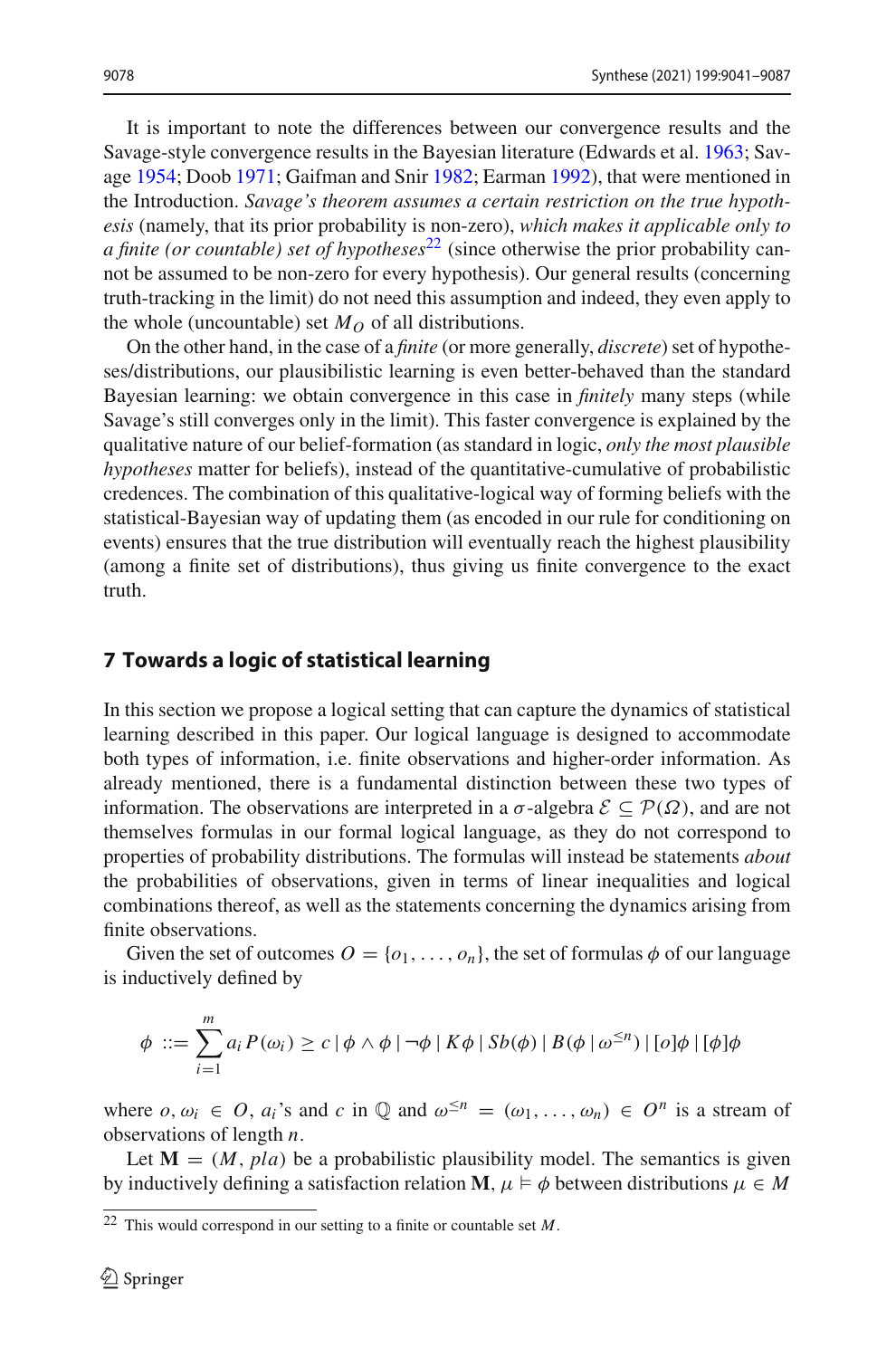It is important to note the differences between our convergence results and the Savage-style convergence results in the Bayesian literature (Edwards et al. 1963; Savage 1954; Doob 1971; Gaifman and Snir 1982; Earman 1992), that were mentioned in the Introduction. *Savage's theorem assumes a certain restriction on the true hypothesis* (namely, that its prior probability is non-zero), *which makes it applicable only to a finite (or countable) set of hypotheses*[22] (since otherwise the prior probability cannot be assumed to be non-zero for every hypothesis). Our general results (concerning truth-tracking in the limit) do not need this assumption and indeed, they even apply to the whole (uncountable) set $M_O$ of all distributions.

On the other hand, in the case of a *finite* (or more generally, *discrete*) set of hypotheses/distributions, our plausibilistic learning is even better-behaved than the standard Bayesian learning: we obtain convergence in this case in *finitely* many steps (while Savage's still converges only in the limit). This faster convergence is explained by the qualitative nature of our belief-formation (as standard in logic, *only the most plausible hypotheses* matter for beliefs), instead of the quantitative-cumulative of probabilistic credences. The combination of this qualitative-logical way of forming beliefs with the statistical-Bayesian way of updating them (as encoded in our rule for conditioning on events) ensures that the true distribution will eventually reach the highest plausibility (among a finite set of distributions), thus giving us finite convergence to the exact truth.

## 7 Towards a logic of statistical learning

In this section we propose a logical setting that can capture the dynamics of statistical learning described in this paper. Our logical language is designed to accommodate both types of information, i.e. finite observations and higher-order information. As already mentioned, there is a fundamental distinction between these two types of information. The observations are interpreted in a $\sigma$-algebra $\mathcal{E} \subseteq \mathcal{P}(\Omega)$, and are not themselves formulas in our formal logical language, as they do not correspond to properties of probability distributions. The formulas will instead be statements *about* the probabilities of observations, given in terms of linear inequalities and logical combinations thereof, as well as the statements concerning the dynamics arising from finite observations.

Given the set of outcomes $O = \{o_1, \ldots, o_n\}$, the set of formulas $\phi$ of our language is inductively defined by

$$\phi ::= \sum_{i=1}^{m} a_i P(\omega_i) \geq c \mid \phi \wedge \phi \mid \neg\phi \mid K\phi \mid Sb(\phi) \mid B(\phi \mid \omega^{\leq n}) \mid [o]\phi \mid [\phi]\phi$$

where $o, \omega_i \in O$, $a_i$'s and $c$ in $\mathbb{Q}$ and $\omega^{\leq n} = (\omega_1, \ldots, \omega_n) \in O^n$ is a stream of observations of length $n$.

Let $\mathbf{M} = (M, pla)$ be a probabilistic plausibility model. The semantics is given by inductively defining a satisfaction relation $\mathbf{M}, \mu \vDash \phi$ between distributions $\mu \in M$

[22] This would correspond in our setting to a finite or countable set $M$.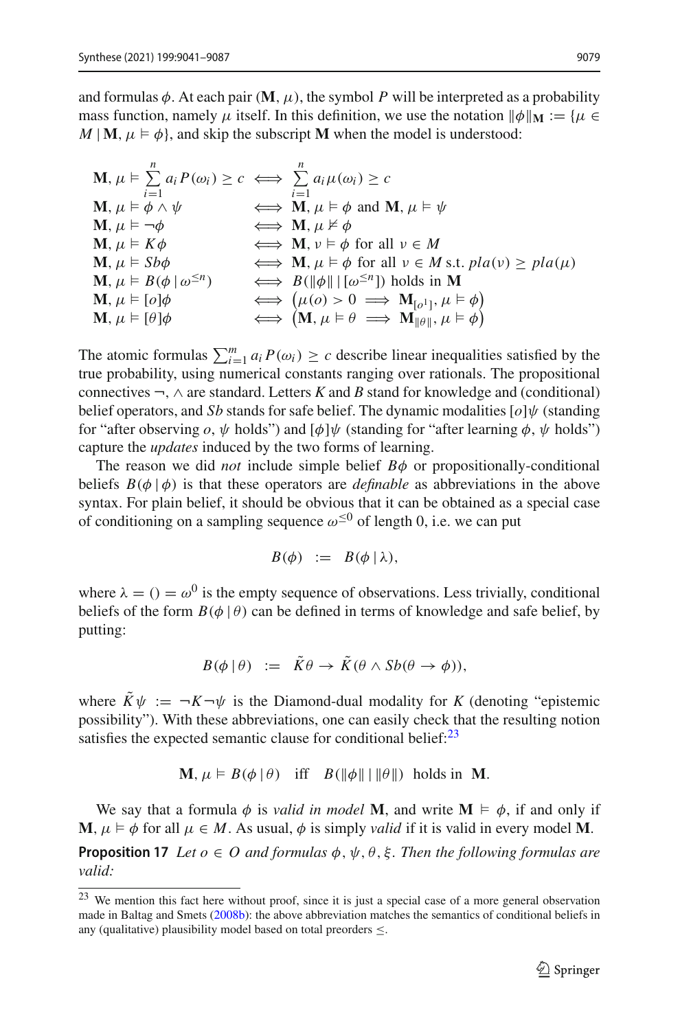and formulas $\phi$. At each pair $(\mathbf{M}, \mu)$, the symbol $P$ will be interpreted as a probability mass function, namely $\mu$ itself. In this definition, we use the notation $\|\phi\|_{\mathbf{M}} := \{\mu \in M \mid \mathbf{M}, \mu \vDash \phi\}$, and skip the subscript $\mathbf{M}$ when the model is understood:

$$
\begin{array}{lcl}
\mathbf{M}, \mu \vDash \sum_{i=1}^{n} a_i P(\omega_i) \geq c & \iff & \sum_{i=1}^{n} a_i \mu(\omega_i) \geq c \\
\mathbf{M}, \mu \vDash \phi \wedge \psi & \iff & \mathbf{M}, \mu \vDash \phi \text{ and } \mathbf{M}, \mu \vDash \psi \\
\mathbf{M}, \mu \vDash \neg\phi & \iff & \mathbf{M}, \mu \nvDash \phi \\
\mathbf{M}, \mu \vDash K\phi & \iff & \mathbf{M}, \nu \vDash \phi \text{ for all } \nu \in M \\
\mathbf{M}, \mu \vDash Sb\phi & \iff & \mathbf{M}, \mu \vDash \phi \text{ for all } \nu \in M \text{ s.t. } pla(\nu) \geq pla(\mu) \\
\mathbf{M}, \mu \vDash B(\phi \mid \omega^{\leq n}) & \iff & B(\|\phi\| \mid [\omega^{\leq n}]) \text{ holds in } \mathbf{M} \\
\mathbf{M}, \mu \vDash [o]\phi & \iff & \big(\mu(o) > 0 \implies \mathbf{M}_{[o^1]}, \mu \vDash \phi\big) \\
\mathbf{M}, \mu \vDash [\theta]\phi & \iff & \big(\mathbf{M}, \mu \vDash \theta \implies \mathbf{M}_{\|\theta\|}, \mu \vDash \phi\big)
\end{array}
$$

The atomic formulas $\sum_{i=1}^{m} a_i P(\omega_i) \geq c$ describe linear inequalities satisfied by the true probability, using numerical constants ranging over rationals. The propositional connectives $\neg, \wedge$ are standard. Letters $K$ and $B$ stand for knowledge and (conditional) belief operators, and $Sb$ stands for safe belief. The dynamic modalities $[o]\psi$ (standing for "after observing $o$, $\psi$ holds") and $[\phi]\psi$ (standing for "after learning $\phi$, $\psi$ holds") capture the *updates* induced by the two forms of learning.

The reason we did *not* include simple belief $B\phi$ or propositionally-conditional beliefs $B(\phi \mid \phi)$ is that these operators are *definable* as abbreviations in the above syntax. For plain belief, it should be obvious that it can be obtained as a special case of conditioning on a sampling sequence $\omega^{\leq 0}$ of length 0, i.e. we can put

$$B(\phi) \;:=\; B(\phi \mid \lambda),$$

where $\lambda = () = \omega^0$ is the empty sequence of observations. Less trivially, conditional beliefs of the form $B(\phi \mid \theta)$ can be defined in terms of knowledge and safe belief, by putting:

$$B(\phi \mid \theta) \;:=\; \tilde{K}\theta \to \tilde{K}(\theta \wedge Sb(\theta \to \phi)),$$

where $\tilde{K}\psi := \neg K \neg\psi$ is the Diamond-dual modality for $K$ (denoting "epistemic possibility"). With these abbreviations, one can easily check that the resulting notion satisfies the expected semantic clause for conditional belief:[23]

$$\mathbf{M}, \mu \vDash B(\phi \mid \theta) \quad \text{iff} \quad B(\|\phi\| \mid \|\theta\|) \text{ holds in } \mathbf{M}.$$

We say that a formula $\phi$ is *valid in model* $\mathbf{M}$, and write $\mathbf{M} \vDash \phi$, if and only if $\mathbf{M}, \mu \vDash \phi$ for all $\mu \in M$. As usual, $\phi$ is simply *valid* if it is valid in every model $\mathbf{M}$.

**Proposition 17** *Let $o \in O$ and formulas $\phi, \psi, \theta, \xi$. Then the following formulas are valid:*

---

[23] We mention this fact here without proof, since it is just a special case of a more general observation made in Baltag and Smets (2008b): the above abbreviation matches the semantics of conditional beliefs in any (qualitative) plausibility model based on total preorders $\leq$.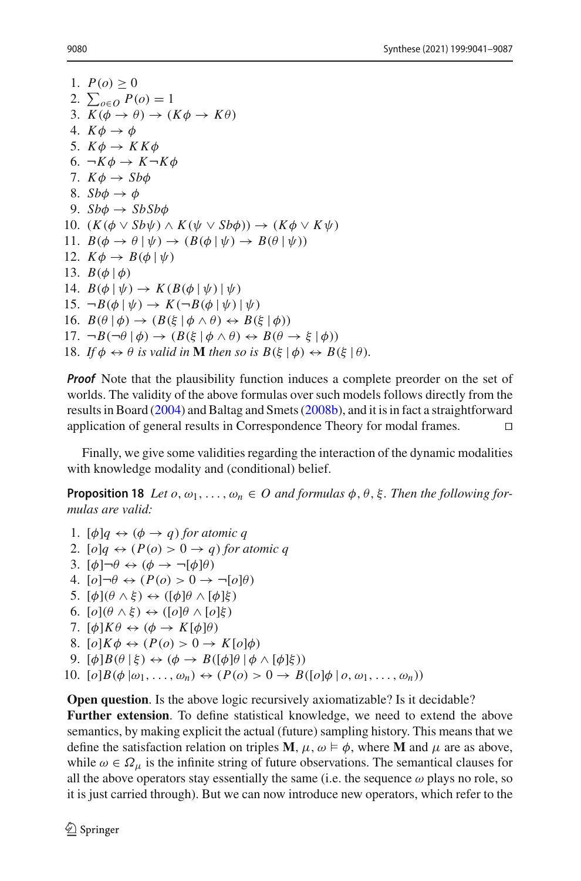1. $P(o) \geq 0$
2. $\sum_{o \in O} P(o) = 1$
3. $K(\phi \to \theta) \to (K\phi \to K\theta)$
4. $K\phi \to \phi$
5. $K\phi \to KK\phi$
6. $\neg K\phi \to K\neg K\phi$
7. $K\phi \to Sb\phi$
8. $Sb\phi \to \phi$
9. $Sb\phi \to SbSb\phi$
10. $(K(\phi \vee Sb\psi) \wedge K(\psi \vee Sb\phi)) \to (K\phi \vee K\psi)$
11. $B(\phi \to \theta \,|\, \psi) \to (B(\phi \,|\, \psi) \to B(\theta \,|\, \psi))$
12. $K\phi \to B(\phi \,|\, \psi)$
13. $B(\phi \,|\, \phi)$
14. $B(\phi \,|\, \psi) \to K(B(\phi \,|\, \psi) \,|\, \psi)$
15. $\neg B(\phi \,|\, \psi) \to K(\neg B(\phi \,|\, \psi) \,|\, \psi)$
16. $B(\theta \,|\, \phi) \to (B(\xi \,|\, \phi \wedge \theta) \leftrightarrow B(\xi \,|\, \phi))$
17. $\neg B(\neg\theta \,|\, \phi) \to (B(\xi \,|\, \phi \wedge \theta) \leftrightarrow B(\theta \to \xi \,|\, \phi))$
18. *If* $\phi \leftrightarrow \theta$ *is valid in* $\mathbf{M}$ *then so is* $B(\xi \,|\, \phi) \leftrightarrow B(\xi \,|\, \theta)$.

***Proof*** Note that the plausibility function induces a complete preorder on the set of worlds. The validity of the above formulas over such models follows directly from the results in Board (2004) and Baltag and Smets (2008b), and it is in fact a straightforward application of general results in Correspondence Theory for modal frames. □

Finally, we give some validities regarding the interaction of the dynamic modalities with knowledge modality and (conditional) belief.

**Proposition 18** *Let* $o, \omega_1, \ldots, \omega_n \in O$ *and formulas* $\phi, \theta, \xi$. *Then the following formulas are valid:*

1. $[\phi]q \leftrightarrow (\phi \to q)$ *for atomic* $q$
2. $[o]q \leftrightarrow (P(o) > 0 \to q)$ *for atomic* $q$
3. $[\phi]\neg\theta \leftrightarrow (\phi \to \neg[\phi]\theta)$
4. $[o]\neg\theta \leftrightarrow (P(o) > 0 \to \neg[o]\theta)$
5. $[\phi](\theta \wedge \xi) \leftrightarrow ([\phi]\theta \wedge [\phi]\xi)$
6. $[o](\theta \wedge \xi) \leftrightarrow ([o]\theta \wedge [o]\xi)$
7. $[\phi]K\theta \leftrightarrow (\phi \to K[\phi]\theta)$
8. $[o]K\phi \leftrightarrow (P(o) > 0 \to K[o]\phi)$
9. $[\phi]B(\theta \,|\, \xi) \leftrightarrow (\phi \to B([\phi]\theta \,|\, \phi \wedge [\phi]\xi))$
10. $[o]B(\phi \,|\omega_1, \ldots, \omega_n) \leftrightarrow (P(o) > 0 \to B([o]\phi \,|\, o, \omega_1, \ldots, \omega_n))$

**Open question**. Is the above logic recursively axiomatizable? Is it decidable?
**Further extension**. To define statistical knowledge, we need to extend the above semantics, by making explicit the actual (future) sampling history. This means that we define the satisfaction relation on triples $\mathbf{M}, \mu, \omega \vDash \phi$, where $\mathbf{M}$ and $\mu$ are as above, while $\omega \in \Omega_\mu$ is the infinite string of future observations. The semantical clauses for all the above operators stay essentially the same (i.e. the sequence $\omega$ plays no role, so it is just carried through). But we can now introduce new operators, which refer to the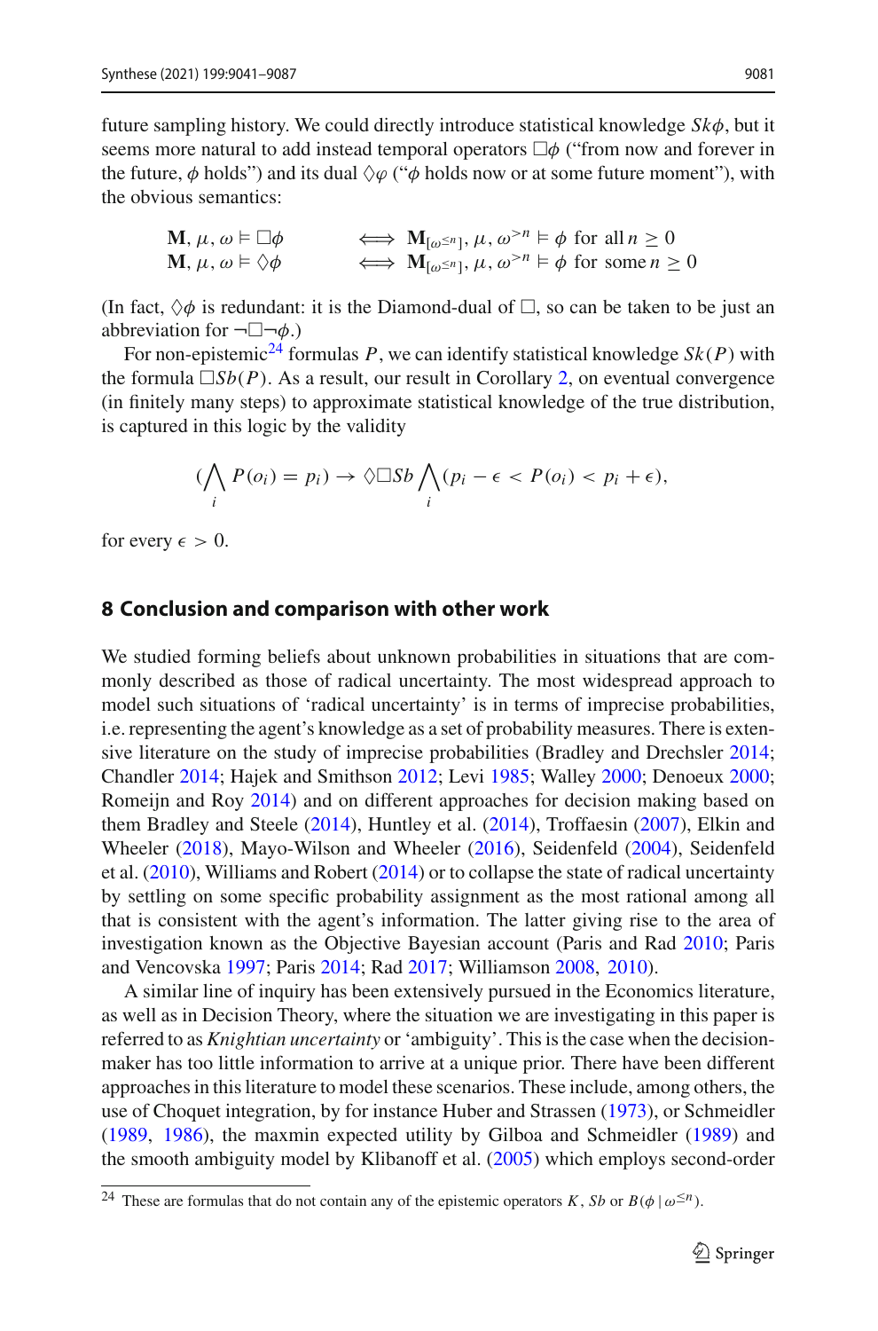future sampling history. We could directly introduce statistical knowledge $Sk\phi$, but it seems more natural to add instead temporal operators $\Box\phi$ ("from now and forever in the future, $\phi$ holds") and its dual $\Diamond\varphi$ ("$\phi$ holds now or at some future moment"), with the obvious semantics:

$$\mathbf{M}, \mu, \omega \vDash \Box\phi \iff \mathbf{M}_{[\omega^{\leq n}]}, \mu, \omega^{>n} \vDash \phi \text{ for all } n \geq 0$$
$$\mathbf{M}, \mu, \omega \vDash \Diamond\phi \iff \mathbf{M}_{[\omega^{\leq n}]}, \mu, \omega^{>n} \vDash \phi \text{ for some } n \geq 0$$

(In fact, $\Diamond\phi$ is redundant: it is the Diamond-dual of $\Box$, so can be taken to be just an abbreviation for $\neg\Box\neg\phi$.)

For non-epistemic[24] formulas $P$, we can identify statistical knowledge $Sk(P)$ with the formula $\Box Sb(P)$. As a result, our result in Corollary 2, on eventual convergence (in finitely many steps) to approximate statistical knowledge of the true distribution, is captured in this logic by the validity

$$(\bigwedge_i P(o_i) = p_i) \rightarrow \Diamond\Box Sb \bigwedge_i (p_i - \epsilon < P(o_i) < p_i + \epsilon),$$

for every $\epsilon > 0$.

## 8 Conclusion and comparison with other work

We studied forming beliefs about unknown probabilities in situations that are commonly described as those of radical uncertainty. The most widespread approach to model such situations of 'radical uncertainty' is in terms of imprecise probabilities, i.e. representing the agent's knowledge as a set of probability measures. There is extensive literature on the study of imprecise probabilities (Bradley and Drechsler 2014; Chandler 2014; Hajek and Smithson 2012; Levi 1985; Walley 2000; Denoeux 2000; Romeijn and Roy 2014) and on different approaches for decision making based on them Bradley and Steele (2014), Huntley et al. (2014), Troffaesin (2007), Elkin and Wheeler (2018), Mayo-Wilson and Wheeler (2016), Seidenfeld (2004), Seidenfeld et al. (2010), Williams and Robert (2014) or to collapse the state of radical uncertainty by settling on some specific probability assignment as the most rational among all that is consistent with the agent's information. The latter giving rise to the area of investigation known as the Objective Bayesian account (Paris and Rad 2010; Paris and Vencovska 1997; Paris 2014; Rad 2017; Williamson 2008, 2010).

A similar line of inquiry has been extensively pursued in the Economics literature, as well as in Decision Theory, where the situation we are investigating in this paper is referred to as *Knightian uncertainty* or 'ambiguity'. This is the case when the decision-maker has too little information to arrive at a unique prior. There have been different approaches in this literature to model these scenarios. These include, among others, the use of Choquet integration, by for instance Huber and Strassen (1973), or Schmeidler (1989, 1986), the maxmin expected utility by Gilboa and Schmeidler (1989) and the smooth ambiguity model by Klibanoff et al. (2005) which employs second-order

[24] These are formulas that do not contain any of the epistemic operators $K$, $Sb$ or $B(\phi \mid \omega^{\leq n})$.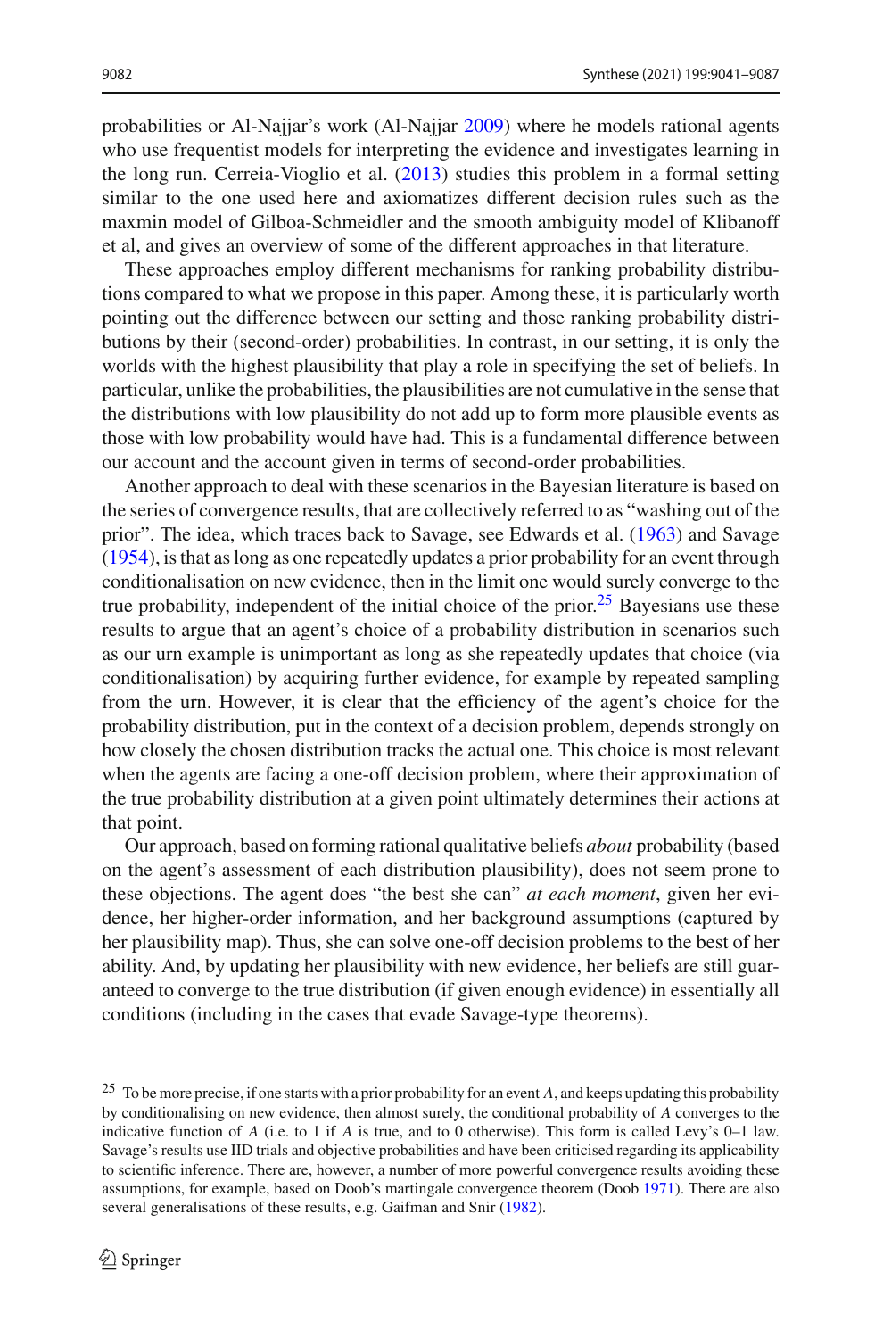probabilities or Al-Najjar's work (Al-Najjar 2009) where he models rational agents who use frequentist models for interpreting the evidence and investigates learning in the long run. Cerreia-Vioglio et al. (2013) studies this problem in a formal setting similar to the one used here and axiomatizes different decision rules such as the maxmin model of Gilboa-Schmeidler and the smooth ambiguity model of Klibanoff et al, and gives an overview of some of the different approaches in that literature.

These approaches employ different mechanisms for ranking probability distributions compared to what we propose in this paper. Among these, it is particularly worth pointing out the difference between our setting and those ranking probability distributions by their (second-order) probabilities. In contrast, in our setting, it is only the worlds with the highest plausibility that play a role in specifying the set of beliefs. In particular, unlike the probabilities, the plausibilities are not cumulative in the sense that the distributions with low plausibility do not add up to form more plausible events as those with low probability would have had. This is a fundamental difference between our account and the account given in terms of second-order probabilities.

Another approach to deal with these scenarios in the Bayesian literature is based on the series of convergence results, that are collectively referred to as "washing out of the prior". The idea, which traces back to Savage, see Edwards et al. (1963) and Savage (1954), is that as long as one repeatedly updates a prior probability for an event through conditionalisation on new evidence, then in the limit one would surely converge to the true probability, independent of the initial choice of the prior.[25] Bayesians use these results to argue that an agent's choice of a probability distribution in scenarios such as our urn example is unimportant as long as she repeatedly updates that choice (via conditionalisation) by acquiring further evidence, for example by repeated sampling from the urn. However, it is clear that the efficiency of the agent's choice for the probability distribution, put in the context of a decision problem, depends strongly on how closely the chosen distribution tracks the actual one. This choice is most relevant when the agents are facing a one-off decision problem, where their approximation of the true probability distribution at a given point ultimately determines their actions at that point.

Our approach, based on forming rational qualitative beliefs *about* probability (based on the agent's assessment of each distribution plausibility), does not seem prone to these objections. The agent does "the best she can" *at each moment*, given her evidence, her higher-order information, and her background assumptions (captured by her plausibility map). Thus, she can solve one-off decision problems to the best of her ability. And, by updating her plausibility with new evidence, her beliefs are still guaranteed to converge to the true distribution (if given enough evidence) in essentially all conditions (including in the cases that evade Savage-type theorems).

---

[25] To be more precise, if one starts with a prior probability for an event $A$, and keeps updating this probability by conditionalising on new evidence, then almost surely, the conditional probability of $A$ converges to the indicative function of $A$ (i.e. to 1 if $A$ is true, and to 0 otherwise). This form is called Levy's 0–1 law. Savage's results use IID trials and objective probabilities and have been criticised regarding its applicability to scientific inference. There are, however, a number of more powerful convergence results avoiding these assumptions, for example, based on Doob's martingale convergence theorem (Doob 1971). There are also several generalisations of these results, e.g. Gaifman and Snir (1982).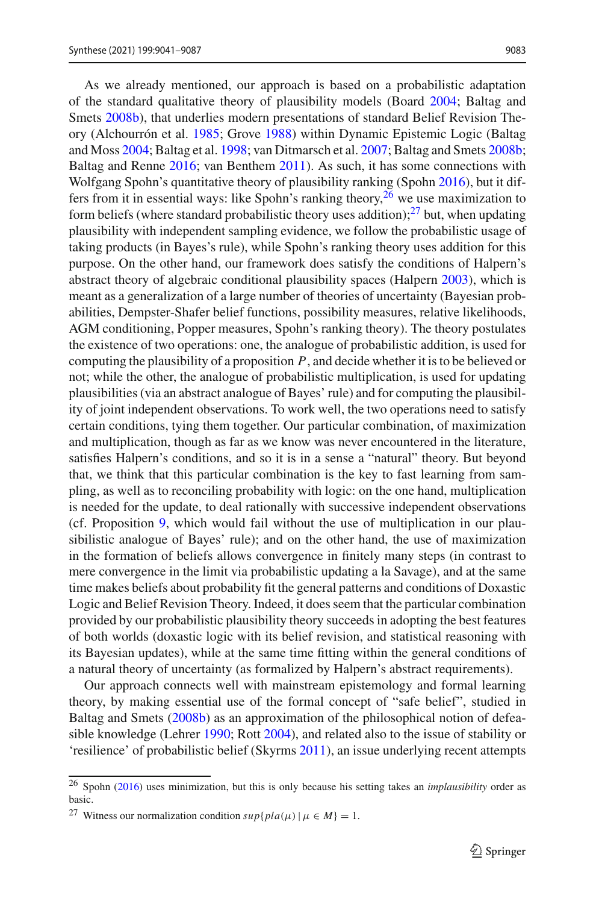As we already mentioned, our approach is based on a probabilistic adaptation of the standard qualitative theory of plausibility models (Board 2004; Baltag and Smets 2008b), that underlies modern presentations of standard Belief Revision Theory (Alchourrón et al. 1985; Grove 1988) within Dynamic Epistemic Logic (Baltag and Moss 2004; Baltag et al. 1998; van Ditmarsch et al. 2007; Baltag and Smets 2008b; Baltag and Renne 2016; van Benthem 2011). As such, it has some connections with Wolfgang Spohn's quantitative theory of plausibility ranking (Spohn 2016), but it differs from it in essential ways: like Spohn's ranking theory,[26] we use maximization to form beliefs (where standard probabilistic theory uses addition);[27] but, when updating plausibility with independent sampling evidence, we follow the probabilistic usage of taking products (in Bayes's rule), while Spohn's ranking theory uses addition for this purpose. On the other hand, our framework does satisfy the conditions of Halpern's abstract theory of algebraic conditional plausibility spaces (Halpern 2003), which is meant as a generalization of a large number of theories of uncertainty (Bayesian probabilities, Dempster-Shafer belief functions, possibility measures, relative likelihoods, AGM conditioning, Popper measures, Spohn's ranking theory). The theory postulates the existence of two operations: one, the analogue of probabilistic addition, is used for computing the plausibility of a proposition $P$, and decide whether it is to be believed or not; while the other, the analogue of probabilistic multiplication, is used for updating plausibilities (via an abstract analogue of Bayes' rule) and for computing the plausibility of joint independent observations. To work well, the two operations need to satisfy certain conditions, tying them together. Our particular combination, of maximization and multiplication, though as far as we know was never encountered in the literature, satisfies Halpern's conditions, and so it is in a sense a "natural" theory. But beyond that, we think that this particular combination is the key to fast learning from sampling, as well as to reconciling probability with logic: on the one hand, multiplication is needed for the update, to deal rationally with successive independent observations (cf. Proposition 9, which would fail without the use of multiplication in our plausibilistic analogue of Bayes' rule); and on the other hand, the use of maximization in the formation of beliefs allows convergence in finitely many steps (in contrast to mere convergence in the limit via probabilistic updating a la Savage), and at the same time makes beliefs about probability fit the general patterns and conditions of Doxastic Logic and Belief Revision Theory. Indeed, it does seem that the particular combination provided by our probabilistic plausibility theory succeeds in adopting the best features of both worlds (doxastic logic with its belief revision, and statistical reasoning with its Bayesian updates), while at the same time fitting within the general conditions of a natural theory of uncertainty (as formalized by Halpern's abstract requirements).

Our approach connects well with mainstream epistemology and formal learning theory, by making essential use of the formal concept of "safe belief", studied in Baltag and Smets (2008b) as an approximation of the philosophical notion of defeasible knowledge (Lehrer 1990; Rott 2004), and related also to the issue of stability or 'resilience' of probabilistic belief (Skyrms 2011), an issue underlying recent attempts

[26] Spohn (2016) uses minimization, but this is only because his setting takes an *implausibility* order as basic.

[27] Witness our normalization condition $sup\{pla(\mu) \mid \mu \in M\} = 1$.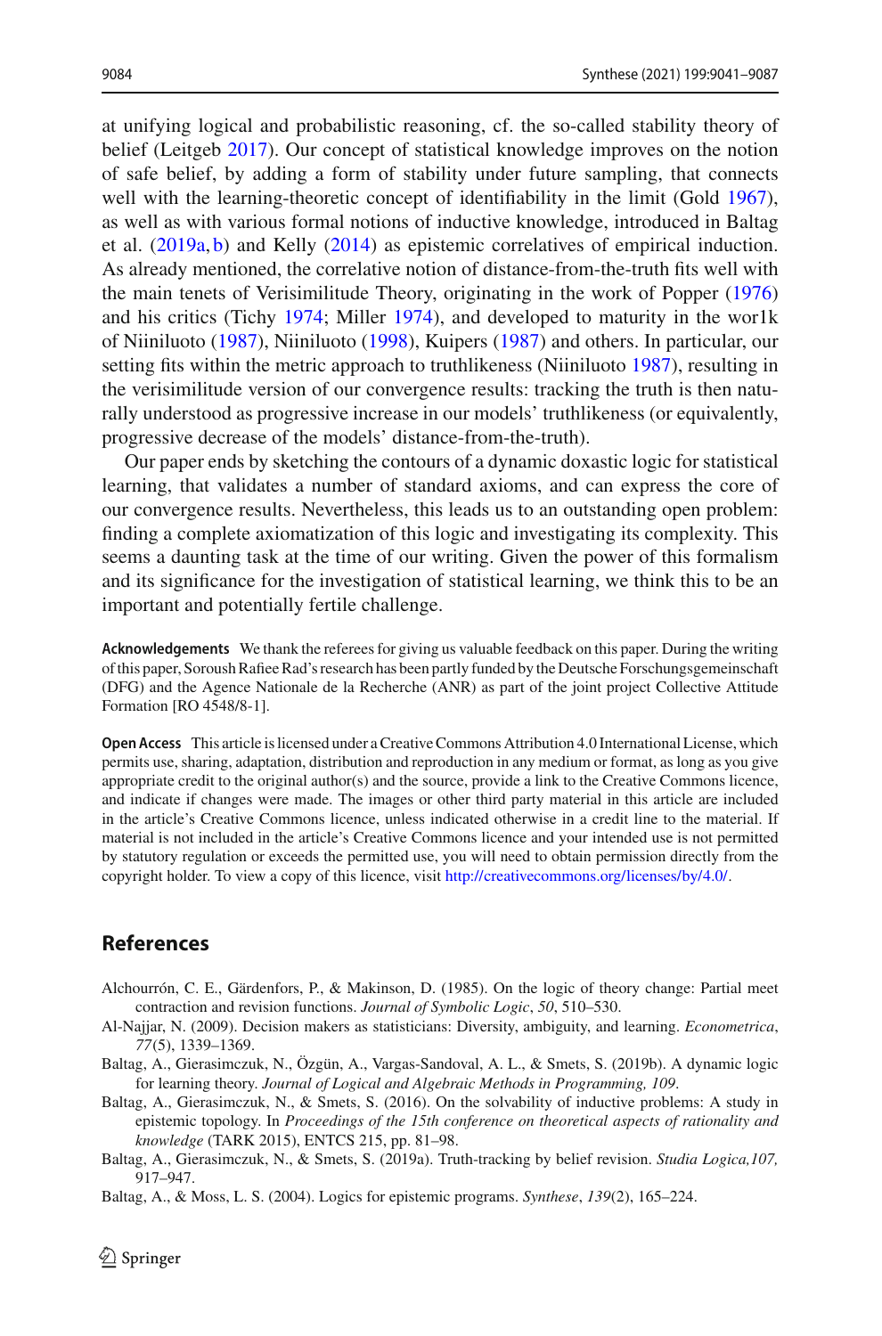at unifying logical and probabilistic reasoning, cf. the so-called stability theory of belief (Leitgeb 2017). Our concept of statistical knowledge improves on the notion of safe belief, by adding a form of stability under future sampling, that connects well with the learning-theoretic concept of identifiability in the limit (Gold 1967), as well as with various formal notions of inductive knowledge, introduced in Baltag et al. (2019a, b) and Kelly (2014) as epistemic correlatives of empirical induction. As already mentioned, the correlative notion of distance-from-the-truth fits well with the main tenets of Verisimilitude Theory, originating in the work of Popper (1976) and his critics (Tichy 1974; Miller 1974), and developed to maturity in the wor1k of Niiniluoto (1987), Niiniluoto (1998), Kuipers (1987) and others. In particular, our setting fits within the metric approach to truthlikeness (Niiniluoto 1987), resulting in the verisimilitude version of our convergence results: tracking the truth is then naturally understood as progressive increase in our models' truthlikeness (or equivalently, progressive decrease of the models' distance-from-the-truth).

Our paper ends by sketching the contours of a dynamic doxastic logic for statistical learning, that validates a number of standard axioms, and can express the core of our convergence results. Nevertheless, this leads us to an outstanding open problem: finding a complete axiomatization of this logic and investigating its complexity. This seems a daunting task at the time of our writing. Given the power of this formalism and its significance for the investigation of statistical learning, we think this to be an important and potentially fertile challenge.

**Acknowledgements** We thank the referees for giving us valuable feedback on this paper. During the writing of this paper, Soroush Rafiee Rad's research has been partly funded by the Deutsche Forschungsgemeinschaft (DFG) and the Agence Nationale de la Recherche (ANR) as part of the joint project Collective Attitude Formation [RO 4548/8-1].

**Open Access** This article is licensed under a Creative Commons Attribution 4.0 International License, which permits use, sharing, adaptation, distribution and reproduction in any medium or format, as long as you give appropriate credit to the original author(s) and the source, provide a link to the Creative Commons licence, and indicate if changes were made. The images or other third party material in this article are included in the article's Creative Commons licence, unless indicated otherwise in a credit line to the material. If material is not included in the article's Creative Commons licence and your intended use is not permitted by statutory regulation or exceeds the permitted use, you will need to obtain permission directly from the copyright holder. To view a copy of this licence, visit http://creativecommons.org/licenses/by/4.0/.

## References

Alchourrón, C. E., Gärdenfors, P., & Makinson, D. (1985). On the logic of theory change: Partial meet contraction and revision functions. *Journal of Symbolic Logic*, *50*, 510–530.

Al-Najjar, N. (2009). Decision makers as statisticians: Diversity, ambiguity, and learning. *Econometrica*, *77*(5), 1339–1369.

Baltag, A., Gierasimczuk, N., Özgün, A., Vargas-Sandoval, A. L., & Smets, S. (2019b). A dynamic logic for learning theory. *Journal of Logical and Algebraic Methods in Programming, 109*.

Baltag, A., Gierasimczuk, N., & Smets, S. (2016). On the solvability of inductive problems: A study in epistemic topology. In *Proceedings of the 15th conference on theoretical aspects of rationality and knowledge* (TARK 2015), ENTCS 215, pp. 81–98.

Baltag, A., Gierasimczuk, N., & Smets, S. (2019a). Truth-tracking by belief revision. *Studia Logica,107,* 917–947.

Baltag, A., & Moss, L. S. (2004). Logics for epistemic programs. *Synthese*, *139*(2), 165–224.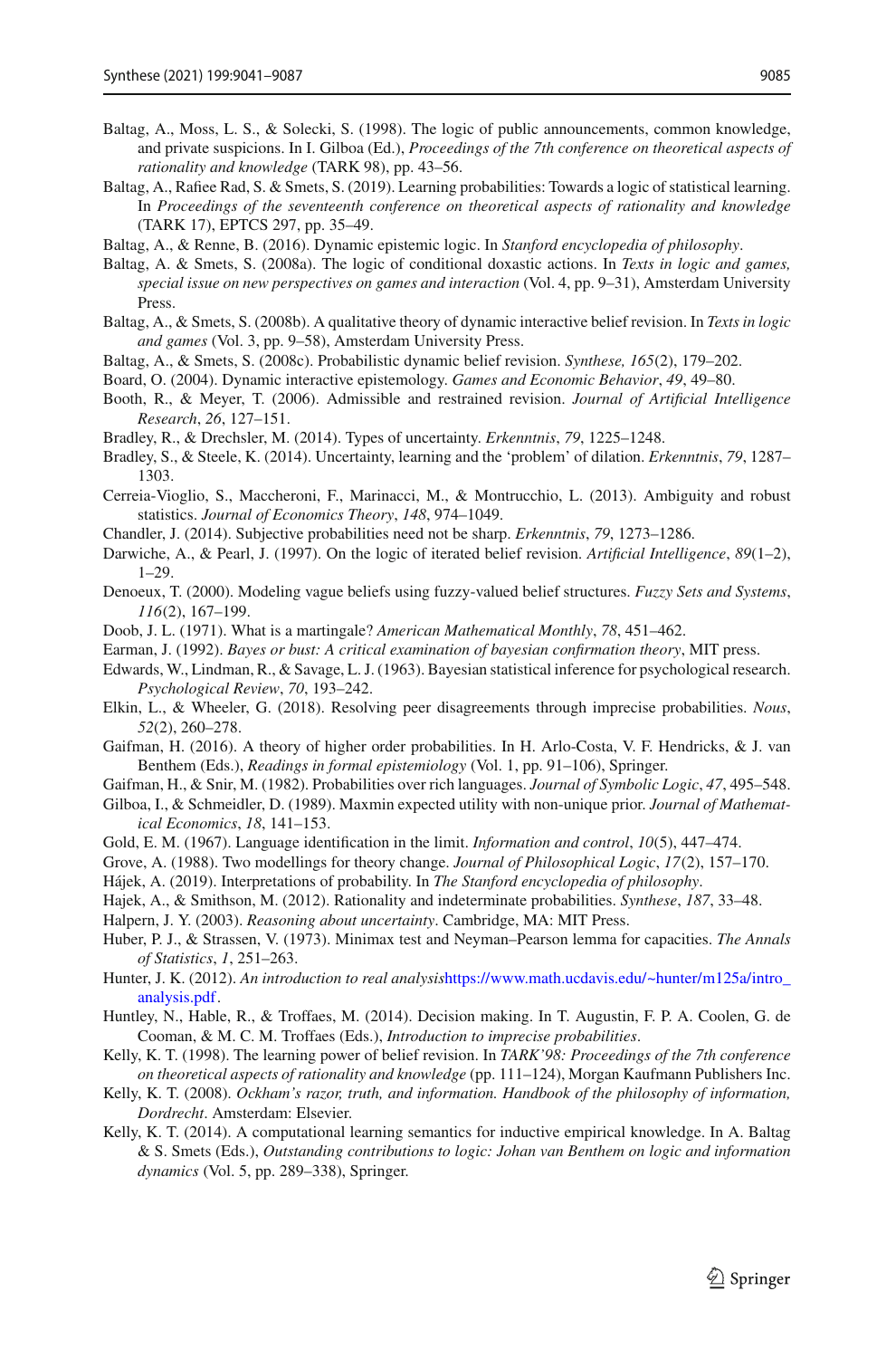Baltag, A., Moss, L. S., & Solecki, S. (1998). The logic of public announcements, common knowledge, and private suspicions. In I. Gilboa (Ed.), *Proceedings of the 7th conference on theoretical aspects of rationality and knowledge* (TARK 98), pp. 43–56.

Baltag, A., Rafiee Rad, S. & Smets, S. (2019). Learning probabilities: Towards a logic of statistical learning. In *Proceedings of the seventeenth conference on theoretical aspects of rationality and knowledge* (TARK 17), EPTCS 297, pp. 35–49.

Baltag, A., & Renne, B. (2016). Dynamic epistemic logic. In *Stanford encyclopedia of philosophy*.

Baltag, A. & Smets, S. (2008a). The logic of conditional doxastic actions. In *Texts in logic and games, special issue on new perspectives on games and interaction* (Vol. 4, pp. 9–31), Amsterdam University Press.

Baltag, A., & Smets, S. (2008b). A qualitative theory of dynamic interactive belief revision. In *Texts in logic and games* (Vol. 3, pp. 9–58), Amsterdam University Press.

Baltag, A., & Smets, S. (2008c). Probabilistic dynamic belief revision. *Synthese, 165*(2), 179–202.

Board, O. (2004). Dynamic interactive epistemology. *Games and Economic Behavior*, *49*, 49–80.

Booth, R., & Meyer, T. (2006). Admissible and restrained revision. *Journal of Artificial Intelligence Research*, *26*, 127–151.

Bradley, R., & Drechsler, M. (2014). Types of uncertainty. *Erkenntnis*, *79*, 1225–1248.

Bradley, S., & Steele, K. (2014). Uncertainty, learning and the 'problem' of dilation. *Erkenntnis*, *79*, 1287–1303.

Cerreia-Vioglio, S., Maccheroni, F., Marinacci, M., & Montrucchio, L. (2013). Ambiguity and robust statistics. *Journal of Economics Theory*, *148*, 974–1049.

Chandler, J. (2014). Subjective probabilities need not be sharp. *Erkenntnis*, *79*, 1273–1286.

Darwiche, A., & Pearl, J. (1997). On the logic of iterated belief revision. *Artificial Intelligence*, *89*(1–2), 1–29.

Denoeux, T. (2000). Modeling vague beliefs using fuzzy-valued belief structures. *Fuzzy Sets and Systems*, *116*(2), 167–199.

Doob, J. L. (1971). What is a martingale? *American Mathematical Monthly*, *78*, 451–462.

Earman, J. (1992). *Bayes or bust: A critical examination of bayesian confirmation theory*, MIT press.

Edwards, W., Lindman, R., & Savage, L. J. (1963). Bayesian statistical inference for psychological research. *Psychological Review*, *70*, 193–242.

Elkin, L., & Wheeler, G. (2018). Resolving peer disagreements through imprecise probabilities. *Nous*, *52*(2), 260–278.

Gaifman, H. (2016). A theory of higher order probabilities. In H. Arlo-Costa, V. F. Hendricks, & J. van Benthem (Eds.), *Readings in formal epistemiology* (Vol. 1, pp. 91–106), Springer.

Gaifman, H., & Snir, M. (1982). Probabilities over rich languages. *Journal of Symbolic Logic*, *47*, 495–548.

Gilboa, I., & Schmeidler, D. (1989). Maxmin expected utility with non-unique prior. *Journal of Mathematical Economics*, *18*, 141–153.

Gold, E. M. (1967). Language identification in the limit. *Information and control*, *10*(5), 447–474.

Grove, A. (1988). Two modellings for theory change. *Journal of Philosophical Logic*, *17*(2), 157–170.

Hájek, A. (2019). Interpretations of probability. In *The Stanford encyclopedia of philosophy*.

Hajek, A., & Smithson, M. (2012). Rationality and indeterminate probabilities. *Synthese*, *187*, 33–48.

Halpern, J. Y. (2003). *Reasoning about uncertainty*. Cambridge, MA: MIT Press.

Huber, P. J., & Strassen, V. (1973). Minimax test and Neyman–Pearson lemma for capacities. *The Annals of Statistics*, *1*, 251–263.

Hunter, J. K. (2012). *An introduction to real analysis*https://www.math.ucdavis.edu/~hunter/m125a/intro_analysis.pdf.

Huntley, N., Hable, R., & Troffaes, M. (2014). Decision making. In T. Augustin, F. P. A. Coolen, G. de Cooman, & M. C. M. Troffaes (Eds.), *Introduction to imprecise probabilities*.

Kelly, K. T. (1998). The learning power of belief revision. In *TARK'98: Proceedings of the 7th conference on theoretical aspects of rationality and knowledge* (pp. 111–124), Morgan Kaufmann Publishers Inc.

Kelly, K. T. (2008). *Ockham's razor, truth, and information. Handbook of the philosophy of information, Dordrecht*. Amsterdam: Elsevier.

Kelly, K. T. (2014). A computational learning semantics for inductive empirical knowledge. In A. Baltag & S. Smets (Eds.), *Outstanding contributions to logic: Johan van Benthem on logic and information dynamics* (Vol. 5, pp. 289–338), Springer.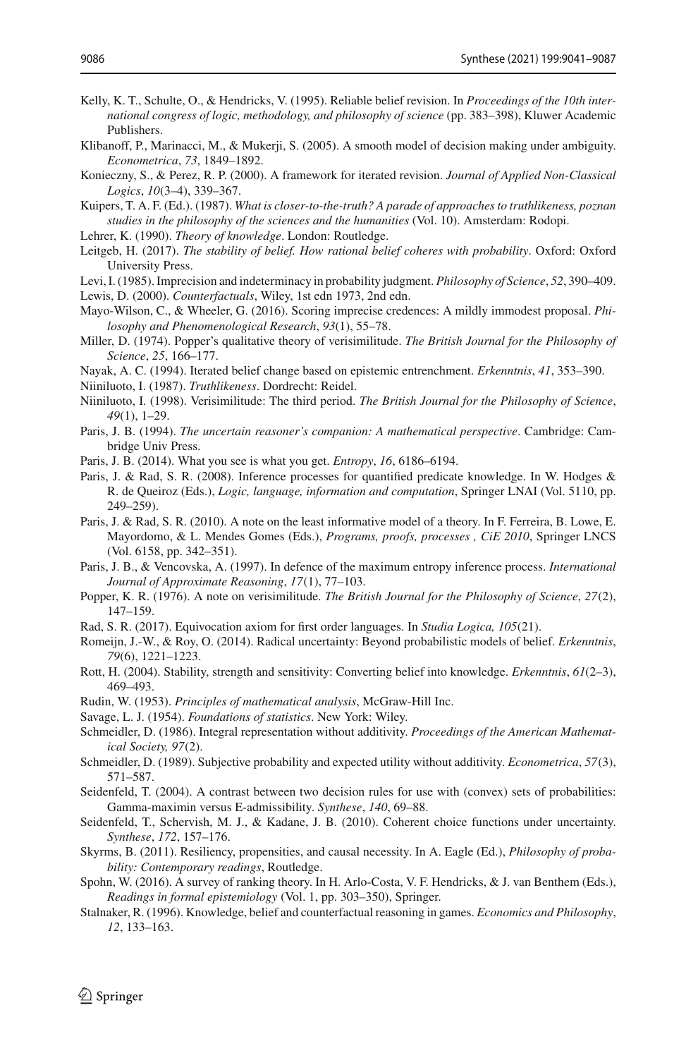Kelly, K. T., Schulte, O., & Hendricks, V. (1995). Reliable belief revision. In *Proceedings of the 10th international congress of logic, methodology, and philosophy of science* (pp. 383–398), Kluwer Academic Publishers.

Klibanoff, P., Marinacci, M., & Mukerji, S. (2005). A smooth model of decision making under ambiguity. *Econometrica*, *73*, 1849–1892.

Konieczny, S., & Perez, R. P. (2000). A framework for iterated revision. *Journal of Applied Non-Classical Logics*, *10*(3–4), 339–367.

Kuipers, T. A. F. (Ed.). (1987). *What is closer-to-the-truth? A parade of approaches to truthlikeness, poznan studies in the philosophy of the sciences and the humanities* (Vol. 10). Amsterdam: Rodopi.

Lehrer, K. (1990). *Theory of knowledge*. London: Routledge.

Leitgeb, H. (2017). *The stability of belief. How rational belief coheres with probability*. Oxford: Oxford University Press.

Levi, I. (1985). Imprecision and indeterminacy in probability judgment. *Philosophy of Science*, *52*, 390–409.

Lewis, D. (2000). *Counterfactuals*, Wiley, 1st edn 1973, 2nd edn.

Mayo-Wilson, C., & Wheeler, G. (2016). Scoring imprecise credences: A mildly immodest proposal. *Philosophy and Phenomenological Research*, *93*(1), 55–78.

Miller, D. (1974). Popper's qualitative theory of verisimilitude. *The British Journal for the Philosophy of Science*, *25*, 166–177.

Nayak, A. C. (1994). Iterated belief change based on epistemic entrenchment. *Erkenntnis*, *41*, 353–390.

Niiniluoto, I. (1987). *Truthlikeness*. Dordrecht: Reidel.

Niiniluoto, I. (1998). Verisimilitude: The third period. *The British Journal for the Philosophy of Science*, *49*(1), 1–29.

Paris, J. B. (1994). *The uncertain reasoner's companion: A mathematical perspective*. Cambridge: Cambridge Univ Press.

Paris, J. B. (2014). What you see is what you get. *Entropy*, *16*, 6186–6194.

Paris, J. & Rad, S. R. (2008). Inference processes for quantified predicate knowledge. In W. Hodges & R. de Queiroz (Eds.), *Logic, language, information and computation*, Springer LNAI (Vol. 5110, pp. 249–259).

Paris, J. & Rad, S. R. (2010). A note on the least informative model of a theory. In F. Ferreira, B. Lowe, E. Mayordomo, & L. Mendes Gomes (Eds.), *Programs, proofs, processes , CiE 2010*, Springer LNCS (Vol. 6158, pp. 342–351).

Paris, J. B., & Vencovska, A. (1997). In defence of the maximum entropy inference process. *International Journal of Approximate Reasoning*, *17*(1), 77–103.

Popper, K. R. (1976). A note on verisimilitude. *The British Journal for the Philosophy of Science*, *27*(2), 147–159.

Rad, S. R. (2017). Equivocation axiom for first order languages. In *Studia Logica, 105*(21).

Romeijn, J.-W., & Roy, O. (2014). Radical uncertainty: Beyond probabilistic models of belief. *Erkenntnis*, *79*(6), 1221–1223.

Rott, H. (2004). Stability, strength and sensitivity: Converting belief into knowledge. *Erkenntnis*, *61*(2–3), 469–493.

Rudin, W. (1953). *Principles of mathematical analysis*, McGraw-Hill Inc.

Savage, L. J. (1954). *Foundations of statistics*. New York: Wiley.

Schmeidler, D. (1986). Integral representation without additivity. *Proceedings of the American Mathematical Society, 97*(2).

Schmeidler, D. (1989). Subjective probability and expected utility without additivity. *Econometrica*, *57*(3), 571–587.

Seidenfeld, T. (2004). A contrast between two decision rules for use with (convex) sets of probabilities: Gamma-maximin versus E-admissibility. *Synthese*, *140*, 69–88.

Seidenfeld, T., Schervish, M. J., & Kadane, J. B. (2010). Coherent choice functions under uncertainty. *Synthese*, *172*, 157–176.

Skyrms, B. (2011). Resiliency, propensities, and causal necessity. In A. Eagle (Ed.), *Philosophy of probability: Contemporary readings*, Routledge.

Spohn, W. (2016). A survey of ranking theory. In H. Arlo-Costa, V. F. Hendricks, & J. van Benthem (Eds.), *Readings in formal epistemiology* (Vol. 1, pp. 303–350), Springer.

Stalnaker, R. (1996). Knowledge, belief and counterfactual reasoning in games. *Economics and Philosophy*, *12*, 133–163.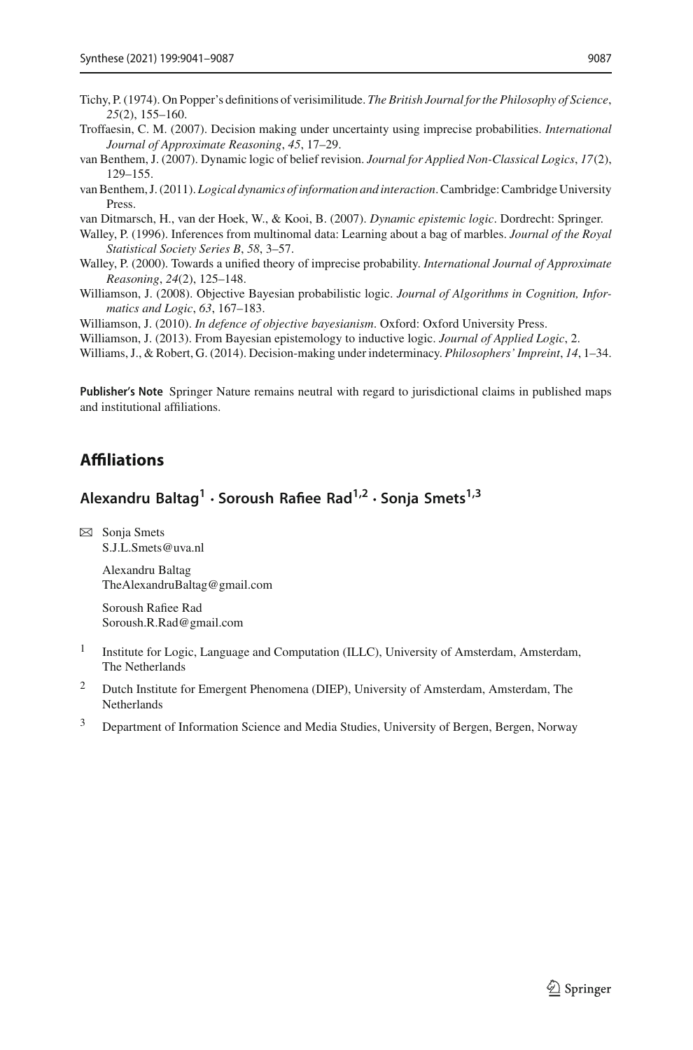Tichy, P. (1974). On Popper's definitions of verisimilitude. *The British Journal for the Philosophy of Science*, *25*(2), 155–160.

Troffaesin, C. M. (2007). Decision making under uncertainty using imprecise probabilities. *International Journal of Approximate Reasoning*, *45*, 17–29.

van Benthem, J. (2007). Dynamic logic of belief revision. *Journal for Applied Non-Classical Logics*, *17*(2), 129–155.

van Benthem, J. (2011). *Logical dynamics of information and interaction*. Cambridge: Cambridge University Press.

van Ditmarsch, H., van der Hoek, W., & Kooi, B. (2007). *Dynamic epistemic logic*. Dordrecht: Springer.

Walley, P. (1996). Inferences from multinomal data: Learning about a bag of marbles. *Journal of the Royal Statistical Society Series B*, *58*, 3–57.

Walley, P. (2000). Towards a unified theory of imprecise probability. *International Journal of Approximate Reasoning*, *24*(2), 125–148.

Williamson, J. (2008). Objective Bayesian probabilistic logic. *Journal of Algorithms in Cognition, Informatics and Logic*, *63*, 167–183.

Williamson, J. (2010). *In defence of objective bayesianism*. Oxford: Oxford University Press.

Williamson, J. (2013). From Bayesian epistemology to inductive logic. *Journal of Applied Logic*, 2.

Williams, J., & Robert, G. (2014). Decision-making under indeterminacy. *Philosophers' Impreint*, *14*, 1–34.

**Publisher's Note** Springer Nature remains neutral with regard to jurisdictional claims in published maps and institutional affiliations.

## Affiliations

### Alexandru Baltag[1] · Soroush Rafiee Rad[1,2] · Sonja Smets[1,3]

✉ Sonja Smets
S.J.L.Smets@uva.nl

Alexandru Baltag
TheAlexandruBaltag@gmail.com

Soroush Rafiee Rad
Soroush.R.Rad@gmail.com

[1] Institute for Logic, Language and Computation (ILLC), University of Amsterdam, Amsterdam, The Netherlands

[2] Dutch Institute for Emergent Phenomena (DIEP), University of Amsterdam, Amsterdam, The Netherlands

[3] Department of Information Science and Media Studies, University of Bergen, Bergen, Norway